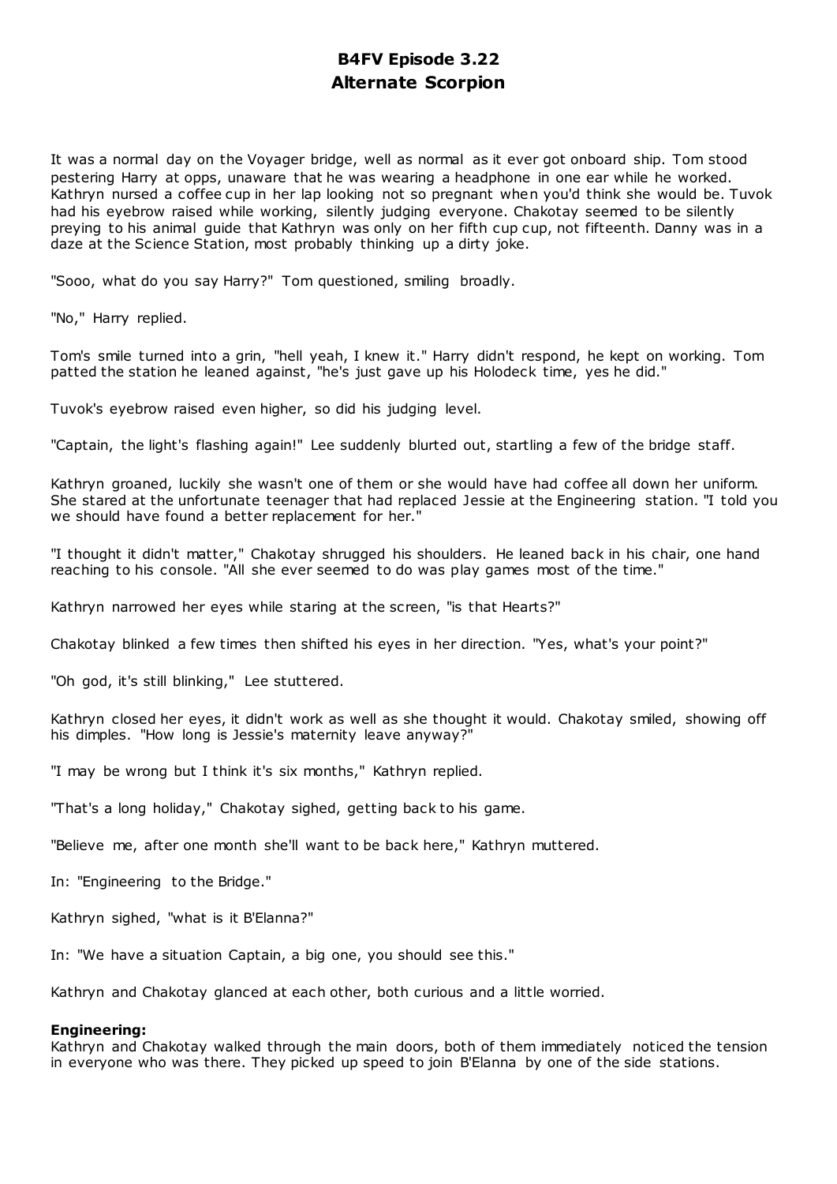# B4FV Episode 3.22
# Alternate Scorpion

It was a normal day on the Voyager bridge, well as normal as it ever got onboard ship. Tom stood pestering Harry at opps, unaware that he was wearing a headphone in one ear while he worked. Kathryn nursed a coffee cup in her lap looking not so pregnant when you'd think she would be. Tuvok had his eyebrow raised while working, silently judging everyone. Chakotay seemed to be silently preying to his animal guide that Kathryn was only on her fifth cup cup, not fifteenth. Danny was in a daze at the Science Station, most probably thinking up a dirty joke.

"Sooo, what do you say Harry?" Tom questioned, smiling broadly.

"No," Harry replied.

Tom's smile turned into a grin, "hell yeah, I knew it." Harry didn't respond, he kept on working. Tom patted the station he leaned against, "he's just gave up his Holodeck time, yes he did."

Tuvok's eyebrow raised even higher, so did his judging level.

"Captain, the light's flashing again!" Lee suddenly blurted out, startling a few of the bridge staff.

Kathryn groaned, luckily she wasn't one of them or she would have had coffee all down her uniform. She stared at the unfortunate teenager that had replaced Jessie at the Engineering station. "I told you we should have found a better replacement for her."

"I thought it didn't matter," Chakotay shrugged his shoulders. He leaned back in his chair, one hand reaching to his console. "All she ever seemed to do was play games most of the time."

Kathryn narrowed her eyes while staring at the screen, "is that Hearts?"

Chakotay blinked a few times then shifted his eyes in her direction. "Yes, what's your point?"

"Oh god, it's still blinking," Lee stuttered.

Kathryn closed her eyes, it didn't work as well as she thought it would. Chakotay smiled, showing off his dimples. "How long is Jessie's maternity leave anyway?"

"I may be wrong but I think it's six months," Kathryn replied.

"That's a long holiday," Chakotay sighed, getting back to his game.

"Believe me, after one month she'll want to be back here," Kathryn muttered.

In: "Engineering to the Bridge."

Kathryn sighed, "what is it B'Elanna?"

In: "We have a situation Captain, a big one, you should see this."

Kathryn and Chakotay glanced at each other, both curious and a little worried.

**Engineering:**
Kathryn and Chakotay walked through the main doors, both of them immediately noticed the tension in everyone who was there. They picked up speed to join B'Elanna by one of the side stations.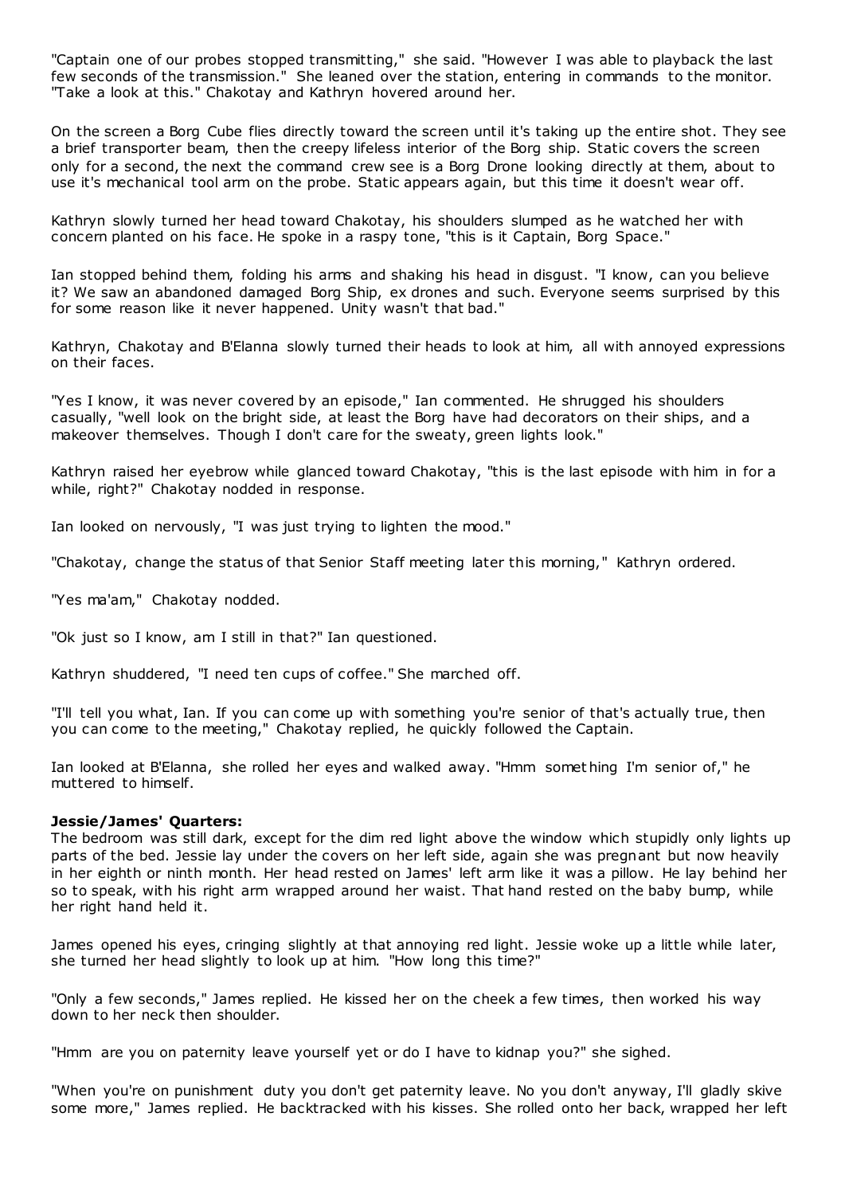"Captain one of our probes stopped transmitting," she said. "However I was able to playback the last few seconds of the transmission." She leaned over the station, entering in commands to the monitor. "Take a look at this." Chakotay and Kathryn hovered around her.

On the screen a Borg Cube flies directly toward the screen until it's taking up the entire shot. They see a brief transporter beam, then the creepy lifeless interior of the Borg ship. Static covers the screen only for a second, the next the command crew see is a Borg Drone looking directly at them, about to use it's mechanical tool arm on the probe. Static appears again, but this time it doesn't wear off.

Kathryn slowly turned her head toward Chakotay, his shoulders slumped as he watched her with concern planted on his face. He spoke in a raspy tone, "this is it Captain, Borg Space."

Ian stopped behind them, folding his arms and shaking his head in disgust. "I know, can you believe it? We saw an abandoned damaged Borg Ship, ex drones and such. Everyone seems surprised by this for some reason like it never happened. Unity wasn't that bad."

Kathryn, Chakotay and B'Elanna slowly turned their heads to look at him, all with annoyed expressions on their faces.

"Yes I know, it was never covered by an episode," Ian commented. He shrugged his shoulders casually, "well look on the bright side, at least the Borg have had decorators on their ships, and a makeover themselves. Though I don't care for the sweaty, green lights look."

Kathryn raised her eyebrow while glanced toward Chakotay, "this is the last episode with him in for a while, right?" Chakotay nodded in response.

Ian looked on nervously, "I was just trying to lighten the mood."

"Chakotay, change the status of that Senior Staff meeting later this morning," Kathryn ordered.

"Yes ma'am," Chakotay nodded.

"Ok just so I know, am I still in that?" Ian questioned.

Kathryn shuddered, "I need ten cups of coffee." She marched off.

"I'll tell you what, Ian. If you can come up with something you're senior of that's actually true, then you can come to the meeting," Chakotay replied, he quickly followed the Captain.

Ian looked at B'Elanna, she rolled her eyes and walked away. "Hmm something I'm senior of," he muttered to himself.

**Jessie/James' Quarters:**

The bedroom was still dark, except for the dim red light above the window which stupidly only lights up parts of the bed. Jessie lay under the covers on her left side, again she was pregnant but now heavily in her eighth or ninth month. Her head rested on James' left arm like it was a pillow. He lay behind her so to speak, with his right arm wrapped around her waist. That hand rested on the baby bump, while her right hand held it.

James opened his eyes, cringing slightly at that annoying red light. Jessie woke up a little while later, she turned her head slightly to look up at him. "How long this time?"

"Only a few seconds," James replied. He kissed her on the cheek a few times, then worked his way down to her neck then shoulder.

"Hmm are you on paternity leave yourself yet or do I have to kidnap you?" she sighed.

"When you're on punishment duty you don't get paternity leave. No you don't anyway, I'll gladly skive some more," James replied. He backtracked with his kisses. She rolled onto her back, wrapped her left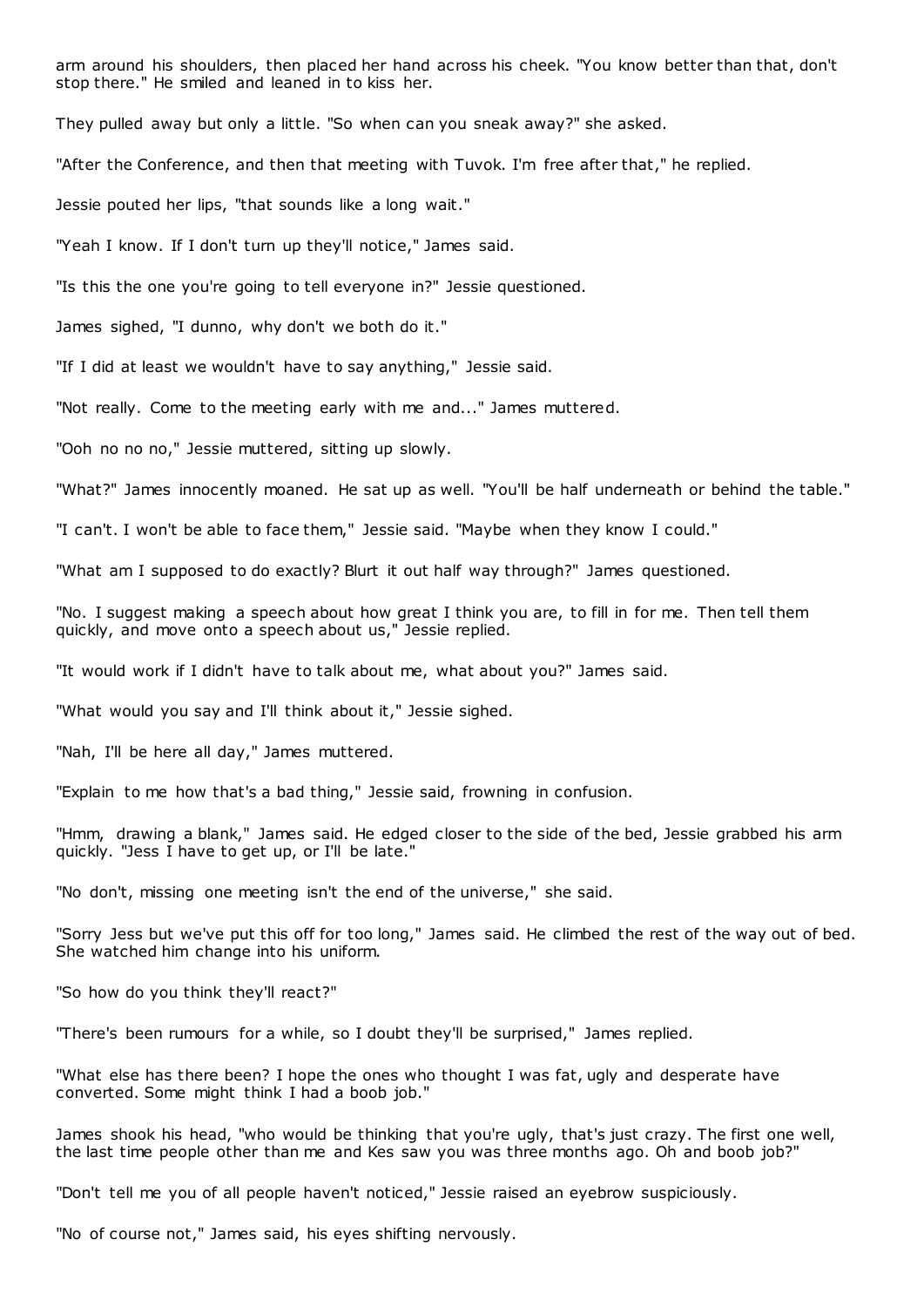arm around his shoulders, then placed her hand across his cheek. "You know better than that, don't stop there." He smiled and leaned in to kiss her.

They pulled away but only a little. "So when can you sneak away?" she asked.

"After the Conference, and then that meeting with Tuvok. I'm free after that," he replied.

Jessie pouted her lips, "that sounds like a long wait."

"Yeah I know. If I don't turn up they'll notice," James said.

"Is this the one you're going to tell everyone in?" Jessie questioned.

James sighed, "I dunno, why don't we both do it."

"If I did at least we wouldn't have to say anything," Jessie said.

"Not really. Come to the meeting early with me and..." James muttered.

"Ooh no no no," Jessie muttered, sitting up slowly.

"What?" James innocently moaned. He sat up as well. "You'll be half underneath or behind the table."

"I can't. I won't be able to face them," Jessie said. "Maybe when they know I could."

"What am I supposed to do exactly? Blurt it out half way through?" James questioned.

"No. I suggest making a speech about how great I think you are, to fill in for me. Then tell them quickly, and move onto a speech about us," Jessie replied.

"It would work if I didn't have to talk about me, what about you?" James said.

"What would you say and I'll think about it," Jessie sighed.

"Nah, I'll be here all day," James muttered.

"Explain to me how that's a bad thing," Jessie said, frowning in confusion.

"Hmm, drawing a blank," James said. He edged closer to the side of the bed, Jessie grabbed his arm quickly. "Jess I have to get up, or I'll be late."

"No don't, missing one meeting isn't the end of the universe," she said.

"Sorry Jess but we've put this off for too long," James said. He climbed the rest of the way out of bed. She watched him change into his uniform.

"So how do you think they'll react?"

"There's been rumours for a while, so I doubt they'll be surprised," James replied.

"What else has there been? I hope the ones who thought I was fat, ugly and desperate have converted. Some might think I had a boob job."

James shook his head, "who would be thinking that you're ugly, that's just crazy. The first one well, the last time people other than me and Kes saw you was three months ago. Oh and boob job?"

"Don't tell me you of all people haven't noticed," Jessie raised an eyebrow suspiciously.

"No of course not," James said, his eyes shifting nervously.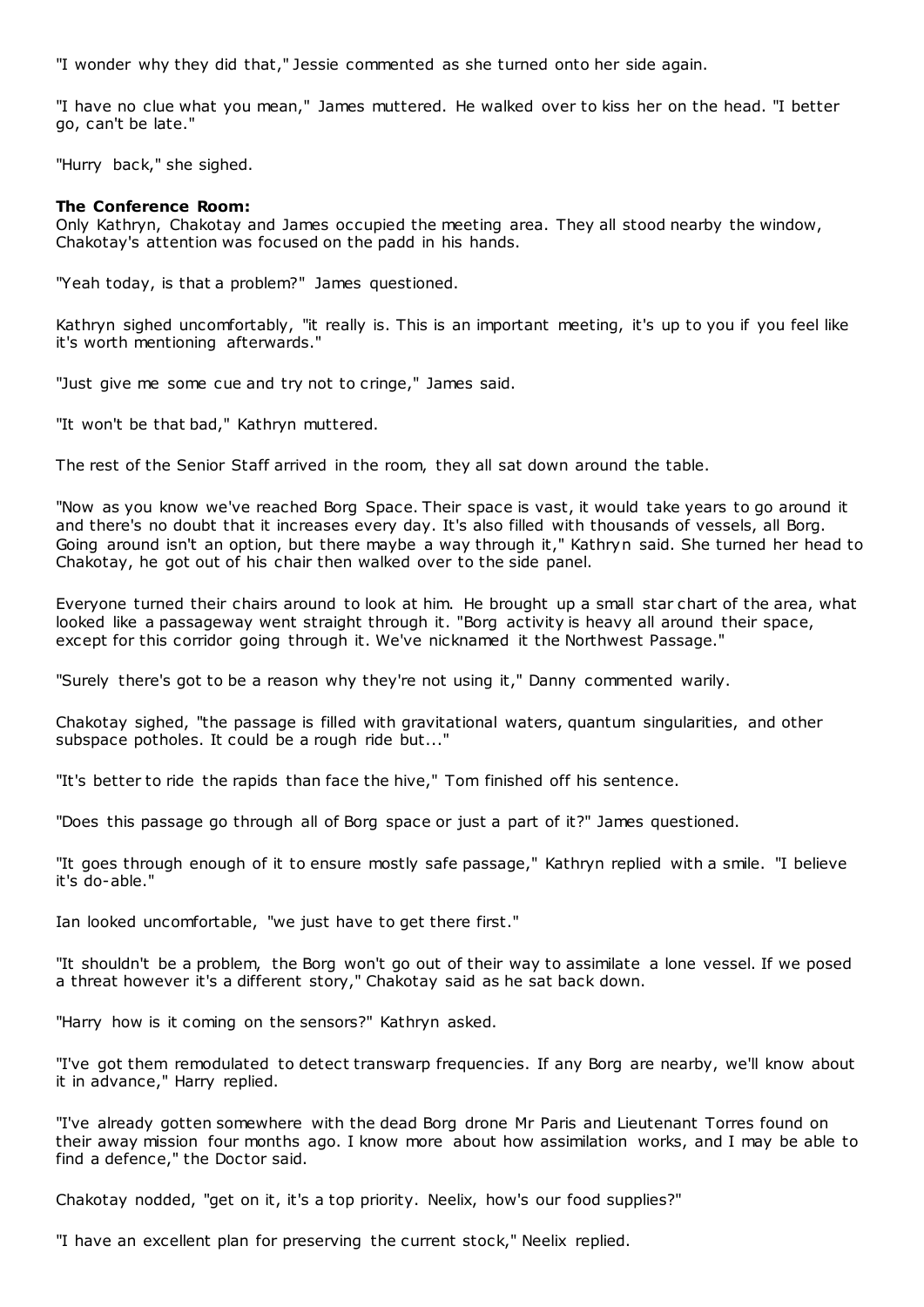"I wonder why they did that," Jessie commented as she turned onto her side again.

"I have no clue what you mean," James muttered. He walked over to kiss her on the head. "I better go, can't be late."

"Hurry back," she sighed.

**The Conference Room:**
Only Kathryn, Chakotay and James occupied the meeting area. They all stood nearby the window, Chakotay's attention was focused on the padd in his hands.

"Yeah today, is that a problem?" James questioned.

Kathryn sighed uncomfortably, "it really is. This is an important meeting, it's up to you if you feel like it's worth mentioning afterwards."

"Just give me some cue and try not to cringe," James said.

"It won't be that bad," Kathryn muttered.

The rest of the Senior Staff arrived in the room, they all sat down around the table.

"Now as you know we've reached Borg Space. Their space is vast, it would take years to go around it and there's no doubt that it increases every day. It's also filled with thousands of vessels, all Borg. Going around isn't an option, but there maybe a way through it," Kathryn said. She turned her head to Chakotay, he got out of his chair then walked over to the side panel.

Everyone turned their chairs around to look at him. He brought up a small star chart of the area, what looked like a passageway went straight through it. "Borg activity is heavy all around their space, except for this corridor going through it. We've nicknamed it the Northwest Passage."

"Surely there's got to be a reason why they're not using it," Danny commented warily.

Chakotay sighed, "the passage is filled with gravitational waters, quantum singularities, and other subspace potholes. It could be a rough ride but..."

"It's better to ride the rapids than face the hive," Tom finished off his sentence.

"Does this passage go through all of Borg space or just a part of it?" James questioned.

"It goes through enough of it to ensure mostly safe passage," Kathryn replied with a smile. "I believe it's do-able."

Ian looked uncomfortable, "we just have to get there first."

"It shouldn't be a problem, the Borg won't go out of their way to assimilate a lone vessel. If we posed a threat however it's a different story," Chakotay said as he sat back down.

"Harry how is it coming on the sensors?" Kathryn asked.

"I've got them remodulated to detect transwarp frequencies. If any Borg are nearby, we'll know about it in advance," Harry replied.

"I've already gotten somewhere with the dead Borg drone Mr Paris and Lieutenant Torres found on their away mission four months ago. I know more about how assimilation works, and I may be able to find a defence," the Doctor said.

Chakotay nodded, "get on it, it's a top priority. Neelix, how's our food supplies?"

"I have an excellent plan for preserving the current stock," Neelix replied.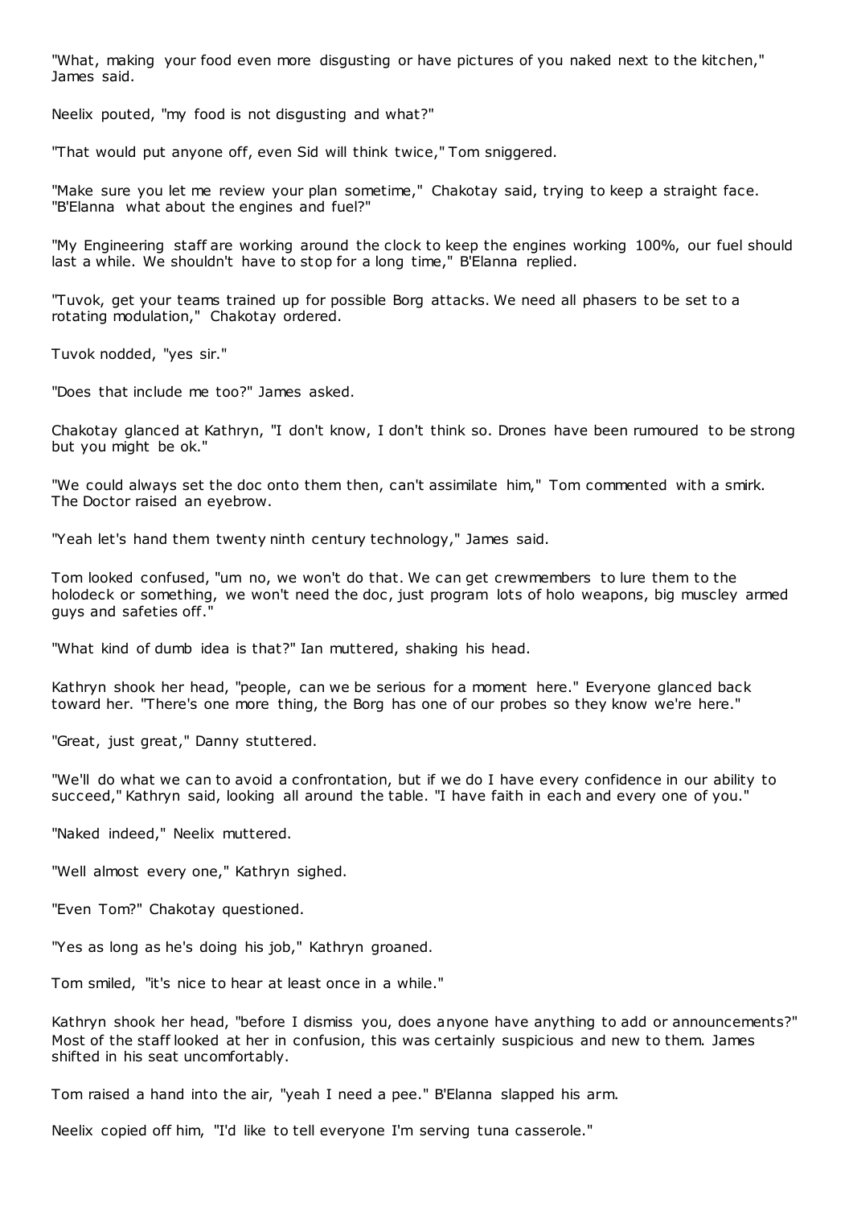"What, making your food even more disgusting or have pictures of you naked next to the kitchen," James said.

Neelix pouted, "my food is not disgusting and what?"

"That would put anyone off, even Sid will think twice," Tom sniggered.

"Make sure you let me review your plan sometime," Chakotay said, trying to keep a straight face. "B'Elanna what about the engines and fuel?"

"My Engineering staff are working around the clock to keep the engines working 100%, our fuel should last a while. We shouldn't have to stop for a long time," B'Elanna replied.

"Tuvok, get your teams trained up for possible Borg attacks. We need all phasers to be set to a rotating modulation," Chakotay ordered.

Tuvok nodded, "yes sir."

"Does that include me too?" James asked.

Chakotay glanced at Kathryn, "I don't know, I don't think so. Drones have been rumoured to be strong but you might be ok."

"We could always set the doc onto them then, can't assimilate him," Tom commented with a smirk. The Doctor raised an eyebrow.

"Yeah let's hand them twenty ninth century technology," James said.

Tom looked confused, "um no, we won't do that. We can get crewmembers to lure them to the holodeck or something, we won't need the doc, just program lots of holo weapons, big muscley armed guys and safeties off."

"What kind of dumb idea is that?" Ian muttered, shaking his head.

Kathryn shook her head, "people, can we be serious for a moment here." Everyone glanced back toward her. "There's one more thing, the Borg has one of our probes so they know we're here."

"Great, just great," Danny stuttered.

"We'll do what we can to avoid a confrontation, but if we do I have every confidence in our ability to succeed," Kathryn said, looking all around the table. "I have faith in each and every one of you."

"Naked indeed," Neelix muttered.

"Well almost every one," Kathryn sighed.

"Even Tom?" Chakotay questioned.

"Yes as long as he's doing his job," Kathryn groaned.

Tom smiled, "it's nice to hear at least once in a while."

Kathryn shook her head, "before I dismiss you, does anyone have anything to add or announcements?" Most of the staff looked at her in confusion, this was certainly suspicious and new to them. James shifted in his seat uncomfortably.

Tom raised a hand into the air, "yeah I need a pee." B'Elanna slapped his arm.

Neelix copied off him, "I'd like to tell everyone I'm serving tuna casserole."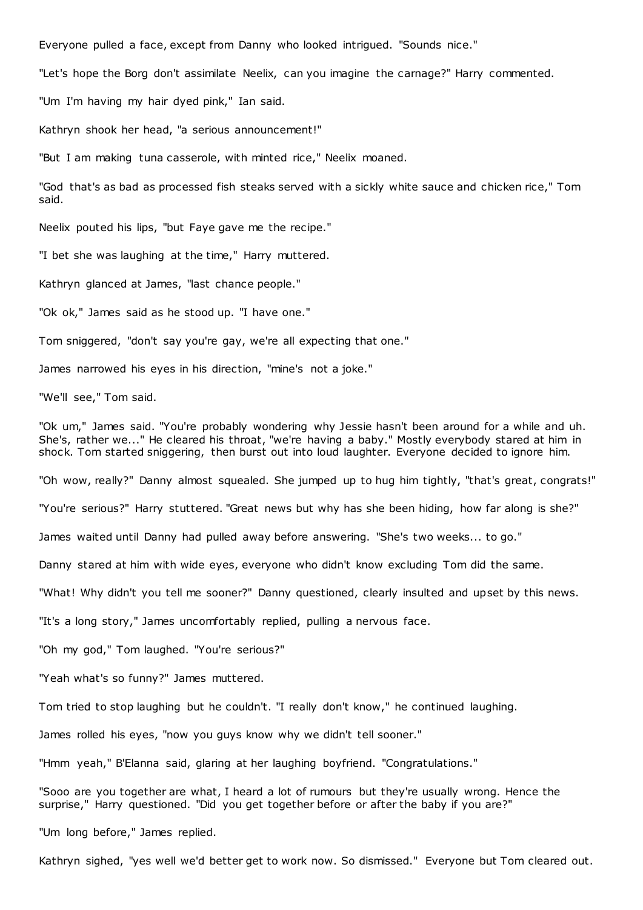Everyone pulled a face, except from Danny who looked intrigued. "Sounds nice."

"Let's hope the Borg don't assimilate Neelix, can you imagine the carnage?" Harry commented.

"Um I'm having my hair dyed pink," Ian said.

Kathryn shook her head, "a serious announcement!"

"But I am making tuna casserole, with minted rice," Neelix moaned.

"God that's as bad as processed fish steaks served with a sickly white sauce and chicken rice," Tom said.

Neelix pouted his lips, "but Faye gave me the recipe."

"I bet she was laughing at the time," Harry muttered.

Kathryn glanced at James, "last chance people."

"Ok ok," James said as he stood up. "I have one."

Tom sniggered, "don't say you're gay, we're all expecting that one."

James narrowed his eyes in his direction, "mine's not a joke."

"We'll see," Tom said.

"Ok um," James said. "You're probably wondering why Jessie hasn't been around for a while and uh. She's, rather we..." He cleared his throat, "we're having a baby." Mostly everybody stared at him in shock. Tom started sniggering, then burst out into loud laughter. Everyone decided to ignore him.

"Oh wow, really?" Danny almost squealed. She jumped up to hug him tightly, "that's great, congrats!"

"You're serious?" Harry stuttered. "Great news but why has she been hiding, how far along is she?"

James waited until Danny had pulled away before answering. "She's two weeks... to go."

Danny stared at him with wide eyes, everyone who didn't know excluding Tom did the same.

"What! Why didn't you tell me sooner?" Danny questioned, clearly insulted and upset by this news.

"It's a long story," James uncomfortably replied, pulling a nervous face.

"Oh my god," Tom laughed. "You're serious?"

"Yeah what's so funny?" James muttered.

Tom tried to stop laughing but he couldn't. "I really don't know," he continued laughing.

James rolled his eyes, "now you guys know why we didn't tell sooner."

"Hmm yeah," B'Elanna said, glaring at her laughing boyfriend. "Congratulations."

"Sooo are you together are what, I heard a lot of rumours but they're usually wrong. Hence the surprise," Harry questioned. "Did you get together before or after the baby if you are?"

"Um long before," James replied.

Kathryn sighed, "yes well we'd better get to work now. So dismissed." Everyone but Tom cleared out.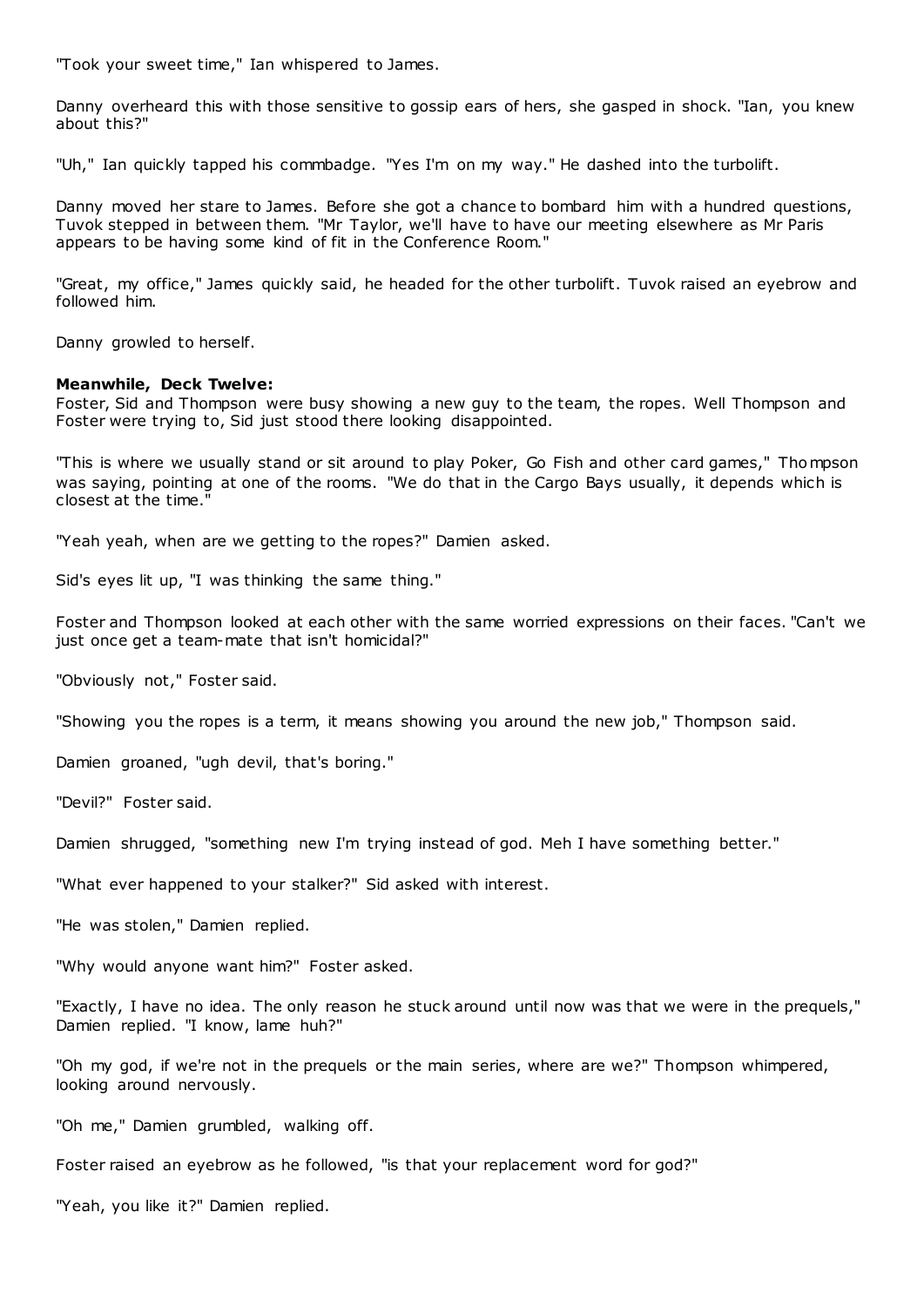"Took your sweet time," Ian whispered to James.

Danny overheard this with those sensitive to gossip ears of hers, she gasped in shock. "Ian, you knew about this?"

"Uh," Ian quickly tapped his commbadge. "Yes I'm on my way." He dashed into the turbolift.

Danny moved her stare to James. Before she got a chance to bombard him with a hundred questions, Tuvok stepped in between them. "Mr Taylor, we'll have to have our meeting elsewhere as Mr Paris appears to be having some kind of fit in the Conference Room."

"Great, my office," James quickly said, he headed for the other turbolift. Tuvok raised an eyebrow and followed him.

Danny growled to herself.

**Meanwhile, Deck Twelve:**

Foster, Sid and Thompson were busy showing a new guy to the team, the ropes. Well Thompson and Foster were trying to, Sid just stood there looking disappointed.

"This is where we usually stand or sit around to play Poker, Go Fish and other card games," Thompson was saying, pointing at one of the rooms. "We do that in the Cargo Bays usually, it depends which is closest at the time."

"Yeah yeah, when are we getting to the ropes?" Damien asked.

Sid's eyes lit up, "I was thinking the same thing."

Foster and Thompson looked at each other with the same worried expressions on their faces. "Can't we just once get a team-mate that isn't homicidal?"

"Obviously not," Foster said.

"Showing you the ropes is a term, it means showing you around the new job," Thompson said.

Damien groaned, "ugh devil, that's boring."

"Devil?" Foster said.

Damien shrugged, "something new I'm trying instead of god. Meh I have something better."

"What ever happened to your stalker?" Sid asked with interest.

"He was stolen," Damien replied.

"Why would anyone want him?" Foster asked.

"Exactly, I have no idea. The only reason he stuck around until now was that we were in the prequels," Damien replied. "I know, lame huh?"

"Oh my god, if we're not in the prequels or the main series, where are we?" Thompson whimpered, looking around nervously.

"Oh me," Damien grumbled, walking off.

Foster raised an eyebrow as he followed, "is that your replacement word for god?"

"Yeah, you like it?" Damien replied.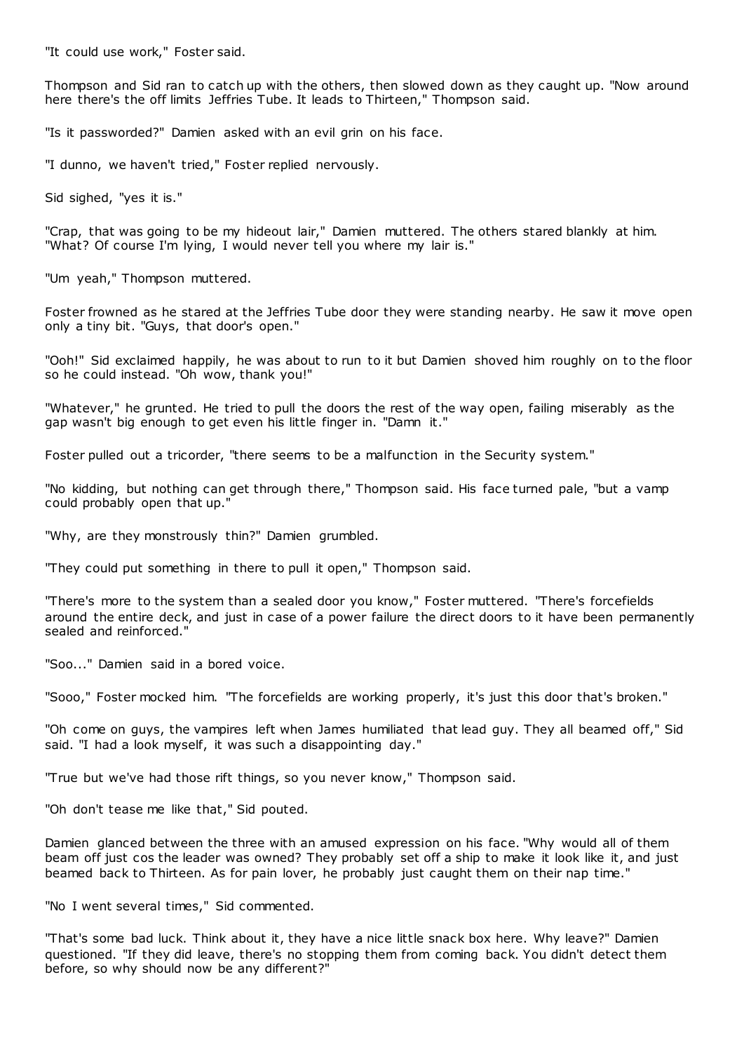"It could use work," Foster said.

Thompson and Sid ran to catch up with the others, then slowed down as they caught up. "Now around here there's the off limits Jeffries Tube. It leads to Thirteen," Thompson said.

"Is it passworded?" Damien asked with an evil grin on his face.

"I dunno, we haven't tried," Foster replied nervously.

Sid sighed, "yes it is."

"Crap, that was going to be my hideout lair," Damien muttered. The others stared blankly at him. "What? Of course I'm lying, I would never tell you where my lair is."

"Um yeah," Thompson muttered.

Foster frowned as he stared at the Jeffries Tube door they were standing nearby. He saw it move open only a tiny bit. "Guys, that door's open."

"Ooh!" Sid exclaimed happily, he was about to run to it but Damien shoved him roughly on to the floor so he could instead. "Oh wow, thank you!"

"Whatever," he grunted. He tried to pull the doors the rest of the way open, failing miserably as the gap wasn't big enough to get even his little finger in. "Damn it."

Foster pulled out a tricorder, "there seems to be a malfunction in the Security system."

"No kidding, but nothing can get through there," Thompson said. His face turned pale, "but a vamp could probably open that up."

"Why, are they monstrously thin?" Damien grumbled.

"They could put something in there to pull it open," Thompson said.

"There's more to the system than a sealed door you know," Foster muttered. "There's forcefields around the entire deck, and just in case of a power failure the direct doors to it have been permanently sealed and reinforced."

"Soo..." Damien said in a bored voice.

"Sooo," Foster mocked him. "The forcefields are working properly, it's just this door that's broken."

"Oh come on guys, the vampires left when James humiliated that lead guy. They all beamed off," Sid said. "I had a look myself, it was such a disappointing day."

"True but we've had those rift things, so you never know," Thompson said.

"Oh don't tease me like that," Sid pouted.

Damien glanced between the three with an amused expression on his face. "Why would all of them beam off just cos the leader was owned? They probably set off a ship to make it look like it, and just beamed back to Thirteen. As for pain lover, he probably just caught them on their nap time."

"No I went several times," Sid commented.

"That's some bad luck. Think about it, they have a nice little snack box here. Why leave?" Damien questioned. "If they did leave, there's no stopping them from coming back. You didn't detect them before, so why should now be any different?"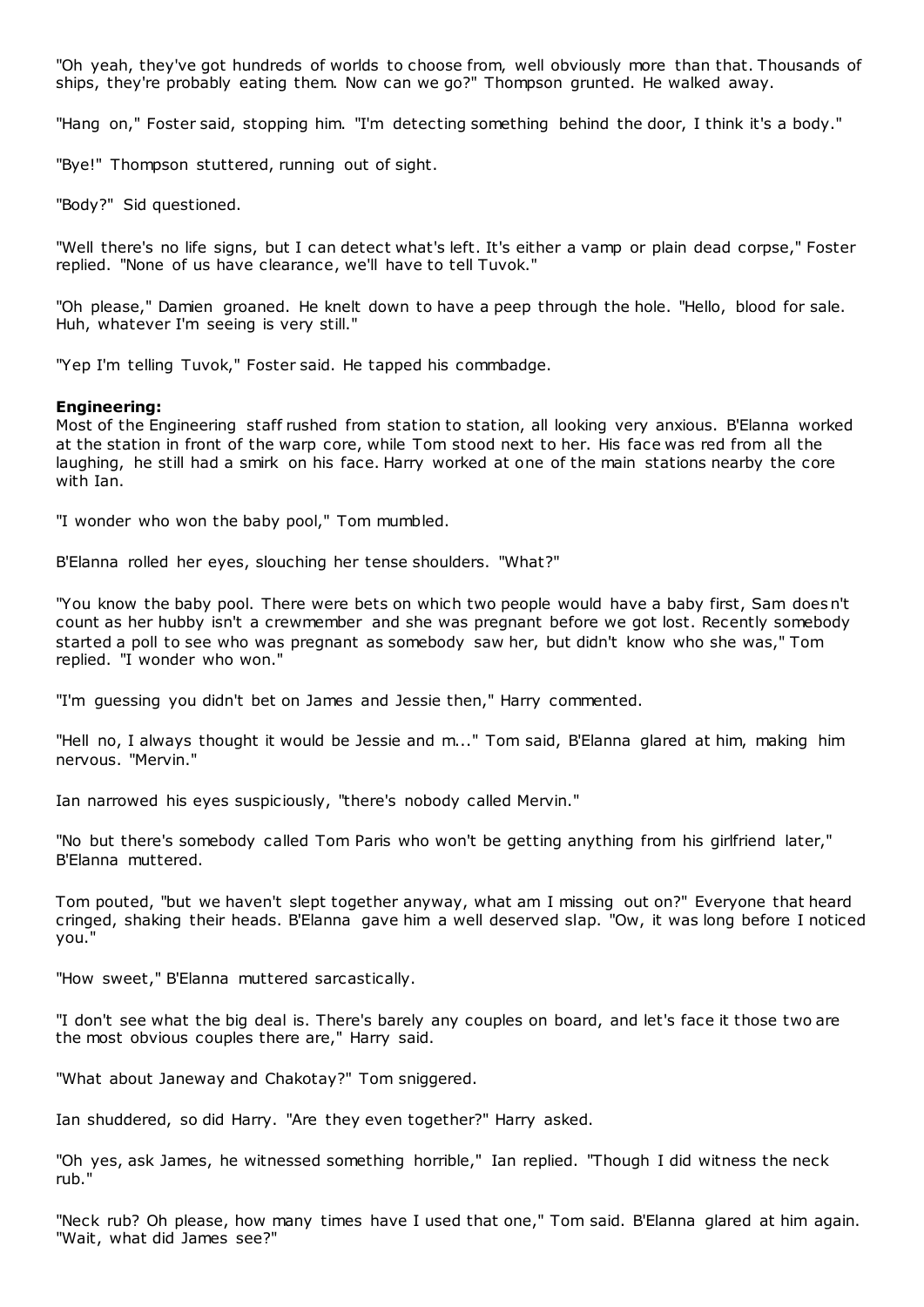"Oh yeah, they've got hundreds of worlds to choose from, well obviously more than that. Thousands of ships, they're probably eating them. Now can we go?" Thompson grunted. He walked away.

"Hang on," Foster said, stopping him. "I'm detecting something behind the door, I think it's a body."

"Bye!" Thompson stuttered, running out of sight.

"Body?" Sid questioned.

"Well there's no life signs, but I can detect what's left. It's either a vamp or plain dead corpse," Foster replied. "None of us have clearance, we'll have to tell Tuvok."

"Oh please," Damien groaned. He knelt down to have a peep through the hole. "Hello, blood for sale. Huh, whatever I'm seeing is very still."

"Yep I'm telling Tuvok," Foster said. He tapped his commbadge.

**Engineering:**
Most of the Engineering staff rushed from station to station, all looking very anxious. B'Elanna worked at the station in front of the warp core, while Tom stood next to her. His face was red from all the laughing, he still had a smirk on his face. Harry worked at one of the main stations nearby the core with Ian.

"I wonder who won the baby pool," Tom mumbled.

B'Elanna rolled her eyes, slouching her tense shoulders. "What?"

"You know the baby pool. There were bets on which two people would have a baby first, Sam doesn't count as her hubby isn't a crewmember and she was pregnant before we got lost. Recently somebody started a poll to see who was pregnant as somebody saw her, but didn't know who she was," Tom replied. "I wonder who won."

"I'm guessing you didn't bet on James and Jessie then," Harry commented.

"Hell no, I always thought it would be Jessie and m..." Tom said, B'Elanna glared at him, making him nervous. "Mervin."

Ian narrowed his eyes suspiciously, "there's nobody called Mervin."

"No but there's somebody called Tom Paris who won't be getting anything from his girlfriend later," B'Elanna muttered.

Tom pouted, "but we haven't slept together anyway, what am I missing out on?" Everyone that heard cringed, shaking their heads. B'Elanna gave him a well deserved slap. "Ow, it was long before I noticed you."

"How sweet," B'Elanna muttered sarcastically.

"I don't see what the big deal is. There's barely any couples on board, and let's face it those two are the most obvious couples there are," Harry said.

"What about Janeway and Chakotay?" Tom sniggered.

Ian shuddered, so did Harry. "Are they even together?" Harry asked.

"Oh yes, ask James, he witnessed something horrible," Ian replied. "Though I did witness the neck rub."

"Neck rub? Oh please, how many times have I used that one," Tom said. B'Elanna glared at him again. "Wait, what did James see?"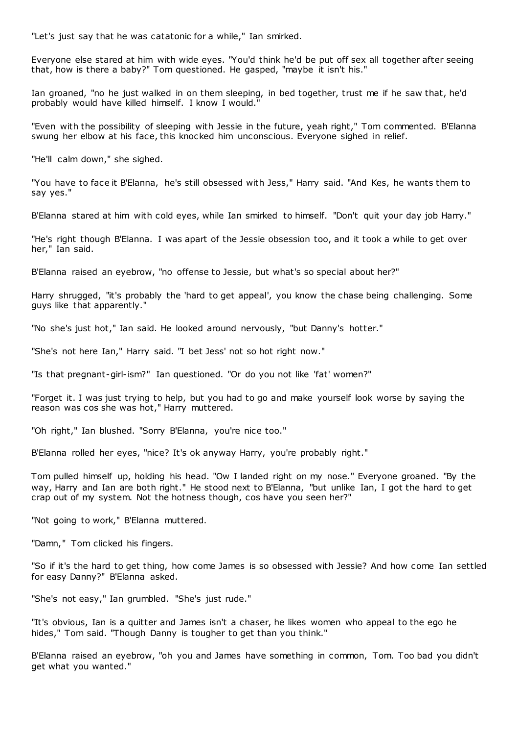"Let's just say that he was catatonic for a while," Ian smirked.

Everyone else stared at him with wide eyes. "You'd think he'd be put off sex all together after seeing that, how is there a baby?" Tom questioned. He gasped, "maybe it isn't his."

Ian groaned, "no he just walked in on them sleeping, in bed together, trust me if he saw that, he'd probably would have killed himself. I know I would."

"Even with the possibility of sleeping with Jessie in the future, yeah right," Tom commented. B'Elanna swung her elbow at his face, this knocked him unconscious. Everyone sighed in relief.

"He'll calm down," she sighed.

"You have to face it B'Elanna, he's still obsessed with Jess," Harry said. "And Kes, he wants them to say yes."

B'Elanna stared at him with cold eyes, while Ian smirked to himself. "Don't quit your day job Harry."

"He's right though B'Elanna. I was apart of the Jessie obsession too, and it took a while to get over her," Ian said.

B'Elanna raised an eyebrow, "no offense to Jessie, but what's so special about her?"

Harry shrugged, "it's probably the 'hard to get appeal', you know the chase being challenging. Some guys like that apparently."

"No she's just hot," Ian said. He looked around nervously, "but Danny's hotter."

"She's not here Ian," Harry said. "I bet Jess' not so hot right now."

"Is that pregnant-girl-ism?" Ian questioned. "Or do you not like 'fat' women?"

"Forget it. I was just trying to help, but you had to go and make yourself look worse by saying the reason was cos she was hot," Harry muttered.

"Oh right," Ian blushed. "Sorry B'Elanna, you're nice too."

B'Elanna rolled her eyes, "nice? It's ok anyway Harry, you're probably right."

Tom pulled himself up, holding his head. "Ow I landed right on my nose." Everyone groaned. "By the way, Harry and Ian are both right." He stood next to B'Elanna, "but unlike Ian, I got the hard to get crap out of my system. Not the hotness though, cos have you seen her?"

"Not going to work," B'Elanna muttered.

"Damn," Tom clicked his fingers.

"So if it's the hard to get thing, how come James is so obsessed with Jessie? And how come Ian settled for easy Danny?" B'Elanna asked.

"She's not easy," Ian grumbled. "She's just rude."

"It's obvious, Ian is a quitter and James isn't a chaser, he likes women who appeal to the ego he hides," Tom said. "Though Danny is tougher to get than you think."

B'Elanna raised an eyebrow, "oh you and James have something in common, Tom. Too bad you didn't get what you wanted."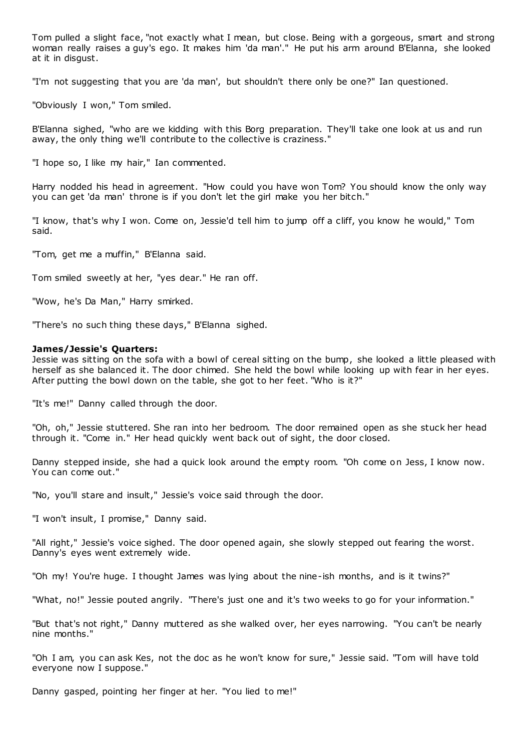Tom pulled a slight face, "not exactly what I mean, but close. Being with a gorgeous, smart and strong woman really raises a guy's ego. It makes him 'da man'." He put his arm around B'Elanna, she looked at it in disgust.

"I'm not suggesting that you are 'da man', but shouldn't there only be one?" Ian questioned.

"Obviously I won," Tom smiled.

B'Elanna sighed, "who are we kidding with this Borg preparation. They'll take one look at us and run away, the only thing we'll contribute to the collective is craziness."

"I hope so, I like my hair," Ian commented.

Harry nodded his head in agreement. "How could you have won Tom? You should know the only way you can get 'da man' throne is if you don't let the girl make you her bitch."

"I know, that's why I won. Come on, Jessie'd tell him to jump off a cliff, you know he would," Tom said.

"Tom, get me a muffin," B'Elanna said.

Tom smiled sweetly at her, "yes dear." He ran off.

"Wow, he's Da Man," Harry smirked.

"There's no such thing these days," B'Elanna sighed.

**James/Jessie's Quarters:**

Jessie was sitting on the sofa with a bowl of cereal sitting on the bump, she looked a little pleased with herself as she balanced it. The door chimed. She held the bowl while looking up with fear in her eyes. After putting the bowl down on the table, she got to her feet. "Who is it?"

"It's me!" Danny called through the door.

"Oh, oh," Jessie stuttered. She ran into her bedroom. The door remained open as she stuck her head through it. "Come in." Her head quickly went back out of sight, the door closed.

Danny stepped inside, she had a quick look around the empty room. "Oh come on Jess, I know now. You can come out."

"No, you'll stare and insult," Jessie's voice said through the door.

"I won't insult, I promise," Danny said.

"All right," Jessie's voice sighed. The door opened again, she slowly stepped out fearing the worst. Danny's eyes went extremely wide.

"Oh my! You're huge. I thought James was lying about the nine-ish months, and is it twins?"

"What, no!" Jessie pouted angrily. "There's just one and it's two weeks to go for your information."

"But that's not right," Danny muttered as she walked over, her eyes narrowing. "You can't be nearly nine months."

"Oh I am, you can ask Kes, not the doc as he won't know for sure," Jessie said. "Tom will have told everyone now I suppose."

Danny gasped, pointing her finger at her. "You lied to me!"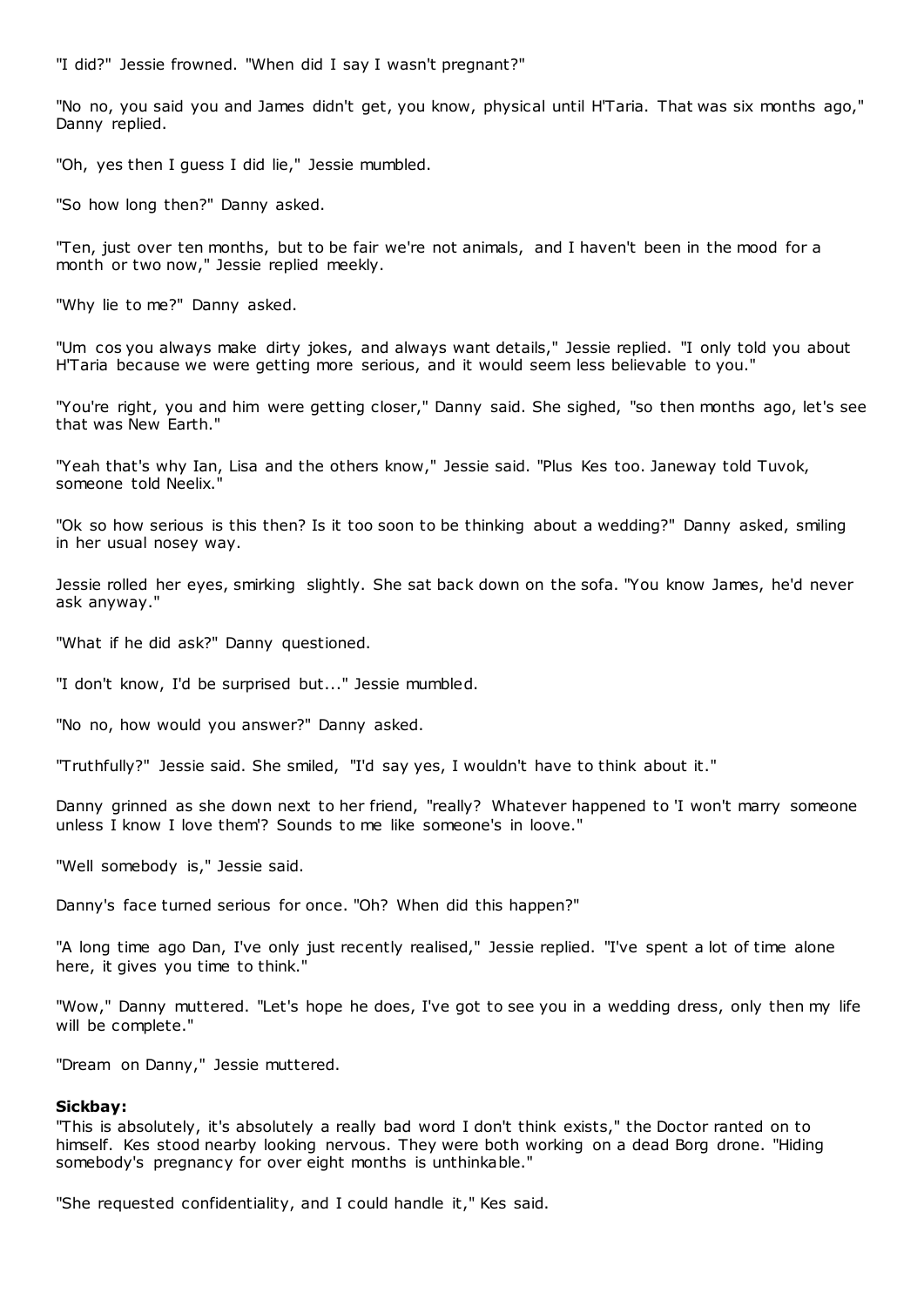"I did?" Jessie frowned. "When did I say I wasn't pregnant?"

"No no, you said you and James didn't get, you know, physical until H'Taria. That was six months ago," Danny replied.

"Oh, yes then I guess I did lie," Jessie mumbled.

"So how long then?" Danny asked.

"Ten, just over ten months, but to be fair we're not animals, and I haven't been in the mood for a month or two now," Jessie replied meekly.

"Why lie to me?" Danny asked.

"Um cos you always make dirty jokes, and always want details," Jessie replied. "I only told you about H'Taria because we were getting more serious, and it would seem less believable to you."

"You're right, you and him were getting closer," Danny said. She sighed, "so then months ago, let's see that was New Earth."

"Yeah that's why Ian, Lisa and the others know," Jessie said. "Plus Kes too. Janeway told Tuvok, someone told Neelix."

"Ok so how serious is this then? Is it too soon to be thinking about a wedding?" Danny asked, smiling in her usual nosey way.

Jessie rolled her eyes, smirking slightly. She sat back down on the sofa. "You know James, he'd never ask anyway."

"What if he did ask?" Danny questioned.

"I don't know, I'd be surprised but..." Jessie mumbled.

"No no, how would you answer?" Danny asked.

"Truthfully?" Jessie said. She smiled, "I'd say yes, I wouldn't have to think about it."

Danny grinned as she down next to her friend, "really? Whatever happened to 'I won't marry someone unless I know I love them'? Sounds to me like someone's in loove."

"Well somebody is," Jessie said.

Danny's face turned serious for once. "Oh? When did this happen?"

"A long time ago Dan, I've only just recently realised," Jessie replied. "I've spent a lot of time alone here, it gives you time to think."

"Wow," Danny muttered. "Let's hope he does, I've got to see you in a wedding dress, only then my life will be complete."

"Dream on Danny," Jessie muttered.

**Sickbay:**

"This is absolutely, it's absolutely a really bad word I don't think exists," the Doctor ranted on to himself. Kes stood nearby looking nervous. They were both working on a dead Borg drone. "Hiding somebody's pregnancy for over eight months is unthinkable."

"She requested confidentiality, and I could handle it," Kes said.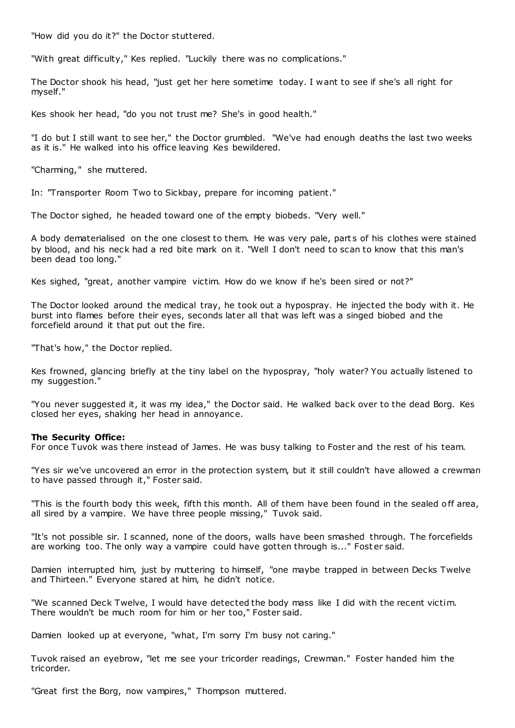"How did you do it?" the Doctor stuttered.

"With great difficulty," Kes replied. "Luckily there was no complications."

The Doctor shook his head, "just get her here sometime today. I want to see if she's all right for myself."

Kes shook her head, "do you not trust me? She's in good health."

"I do but I still want to see her," the Doctor grumbled. "We've had enough deaths the last two weeks as it is." He walked into his office leaving Kes bewildered.

"Charming," she muttered.

In: "Transporter Room Two to Sickbay, prepare for incoming patient."

The Doctor sighed, he headed toward one of the empty biobeds. "Very well."

A body dematerialised on the one closest to them. He was very pale, parts of his clothes were stained by blood, and his neck had a red bite mark on it. "Well I don't need to scan to know that this man's been dead too long."

Kes sighed, "great, another vampire victim. How do we know if he's been sired or not?"

The Doctor looked around the medical tray, he took out a hypospray. He injected the body with it. He burst into flames before their eyes, seconds later all that was left was a singed biobed and the forcefield around it that put out the fire.

"That's how," the Doctor replied.

Kes frowned, glancing briefly at the tiny label on the hypospray, "holy water? You actually listened to my suggestion."

"You never suggested it, it was my idea," the Doctor said. He walked back over to the dead Borg. Kes closed her eyes, shaking her head in annoyance.

**The Security Office:**
For once Tuvok was there instead of James. He was busy talking to Foster and the rest of his team.

"Yes sir we've uncovered an error in the protection system, but it still couldn't have allowed a crewman to have passed through it," Foster said.

"This is the fourth body this week, fifth this month. All of them have been found in the sealed off area, all sired by a vampire. We have three people missing," Tuvok said.

"It's not possible sir. I scanned, none of the doors, walls have been smashed through. The forcefields are working too. The only way a vampire could have gotten through is..." Foster said.

Damien interrupted him, just by muttering to himself, "one maybe trapped in between Decks Twelve and Thirteen." Everyone stared at him, he didn't notice.

"We scanned Deck Twelve, I would have detected the body mass like I did with the recent victim. There wouldn't be much room for him or her too," Foster said.

Damien looked up at everyone, "what, I'm sorry I'm busy not caring."

Tuvok raised an eyebrow, "let me see your tricorder readings, Crewman." Foster handed him the tricorder.

"Great first the Borg, now vampires," Thompson muttered.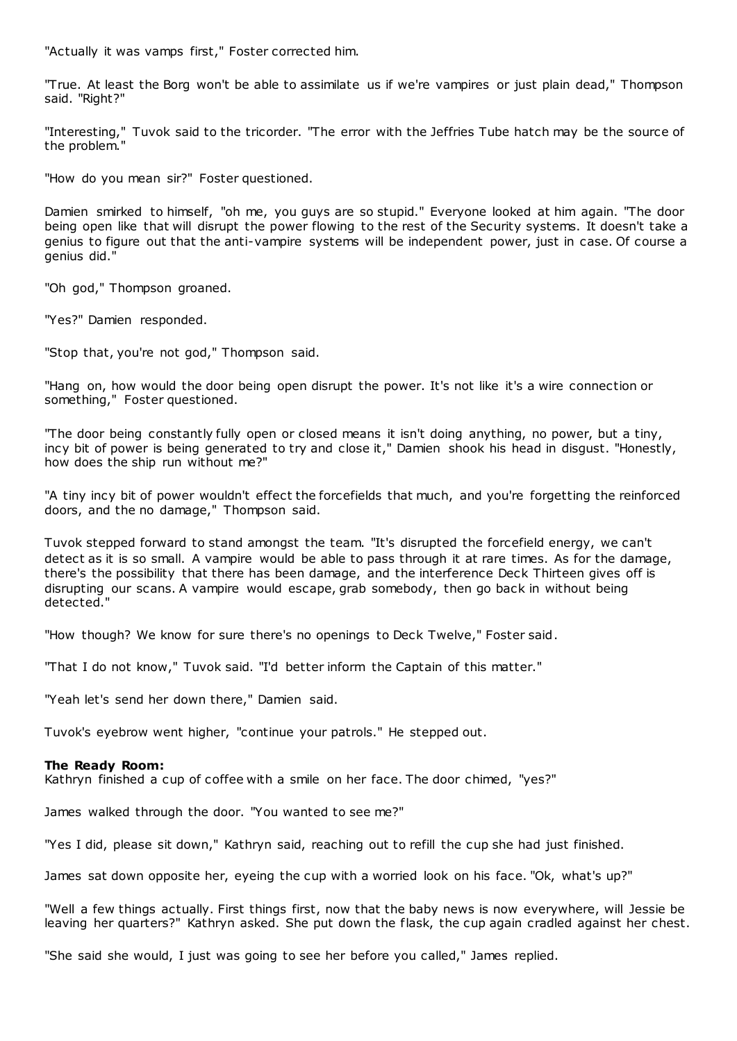"Actually it was vamps first," Foster corrected him.

"True. At least the Borg won't be able to assimilate us if we're vampires or just plain dead," Thompson said. "Right?"

"Interesting," Tuvok said to the tricorder. "The error with the Jeffries Tube hatch may be the source of the problem."

"How do you mean sir?" Foster questioned.

Damien smirked to himself, "oh me, you guys are so stupid." Everyone looked at him again. "The door being open like that will disrupt the power flowing to the rest of the Security systems. It doesn't take a genius to figure out that the anti-vampire systems will be independent power, just in case. Of course a genius did."

"Oh god," Thompson groaned.

"Yes?" Damien responded.

"Stop that, you're not god," Thompson said.

"Hang on, how would the door being open disrupt the power. It's not like it's a wire connection or something," Foster questioned.

"The door being constantly fully open or closed means it isn't doing anything, no power, but a tiny, incy bit of power is being generated to try and close it," Damien shook his head in disgust. "Honestly, how does the ship run without me?"

"A tiny incy bit of power wouldn't effect the forcefields that much, and you're forgetting the reinforced doors, and the no damage," Thompson said.

Tuvok stepped forward to stand amongst the team. "It's disrupted the forcefield energy, we can't detect as it is so small. A vampire would be able to pass through it at rare times. As for the damage, there's the possibility that there has been damage, and the interference Deck Thirteen gives off is disrupting our scans. A vampire would escape, grab somebody, then go back in without being detected."

"How though? We know for sure there's no openings to Deck Twelve," Foster said.

"That I do not know," Tuvok said. "I'd better inform the Captain of this matter."

"Yeah let's send her down there," Damien said.

Tuvok's eyebrow went higher, "continue your patrols." He stepped out.

**The Ready Room:**
Kathryn finished a cup of coffee with a smile on her face. The door chimed, "yes?"

James walked through the door. "You wanted to see me?"

"Yes I did, please sit down," Kathryn said, reaching out to refill the cup she had just finished.

James sat down opposite her, eyeing the cup with a worried look on his face. "Ok, what's up?"

"Well a few things actually. First things first, now that the baby news is now everywhere, will Jessie be leaving her quarters?" Kathryn asked. She put down the flask, the cup again cradled against her chest.

"She said she would, I just was going to see her before you called," James replied.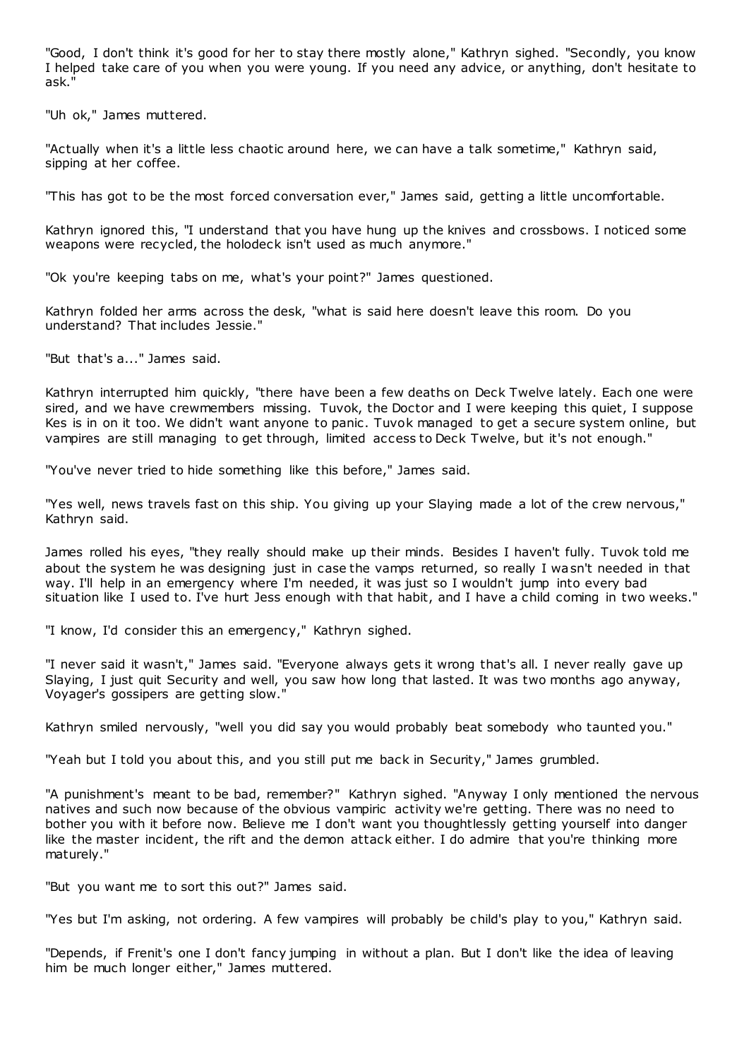"Good, I don't think it's good for her to stay there mostly alone," Kathryn sighed. "Secondly, you know I helped take care of you when you were young. If you need any advice, or anything, don't hesitate to ask."

"Uh ok," James muttered.

"Actually when it's a little less chaotic around here, we can have a talk sometime," Kathryn said, sipping at her coffee.

"This has got to be the most forced conversation ever," James said, getting a little uncomfortable.

Kathryn ignored this, "I understand that you have hung up the knives and crossbows. I noticed some weapons were recycled, the holodeck isn't used as much anymore."

"Ok you're keeping tabs on me, what's your point?" James questioned.

Kathryn folded her arms across the desk, "what is said here doesn't leave this room. Do you understand? That includes Jessie."

"But that's a..." James said.

Kathryn interrupted him quickly, "there have been a few deaths on Deck Twelve lately. Each one were sired, and we have crewmembers missing. Tuvok, the Doctor and I were keeping this quiet, I suppose Kes is in on it too. We didn't want anyone to panic. Tuvok managed to get a secure system online, but vampires are still managing to get through, limited access to Deck Twelve, but it's not enough."

"You've never tried to hide something like this before," James said.

"Yes well, news travels fast on this ship. You giving up your Slaying made a lot of the crew nervous," Kathryn said.

James rolled his eyes, "they really should make up their minds. Besides I haven't fully. Tuvok told me about the system he was designing just in case the vamps returned, so really I wasn't needed in that way. I'll help in an emergency where I'm needed, it was just so I wouldn't jump into every bad situation like I used to. I've hurt Jess enough with that habit, and I have a child coming in two weeks."

"I know, I'd consider this an emergency," Kathryn sighed.

"I never said it wasn't," James said. "Everyone always gets it wrong that's all. I never really gave up Slaying, I just quit Security and well, you saw how long that lasted. It was two months ago anyway, Voyager's gossipers are getting slow."

Kathryn smiled nervously, "well you did say you would probably beat somebody who taunted you."

"Yeah but I told you about this, and you still put me back in Security," James grumbled.

"A punishment's meant to be bad, remember?" Kathryn sighed. "Anyway I only mentioned the nervous natives and such now because of the obvious vampiric activity we're getting. There was no need to bother you with it before now. Believe me I don't want you thoughtlessly getting yourself into danger like the master incident, the rift and the demon attack either. I do admire that you're thinking more maturely."

"But you want me to sort this out?" James said.

"Yes but I'm asking, not ordering. A few vampires will probably be child's play to you," Kathryn said.

"Depends, if Frenit's one I don't fancy jumping in without a plan. But I don't like the idea of leaving him be much longer either," James muttered.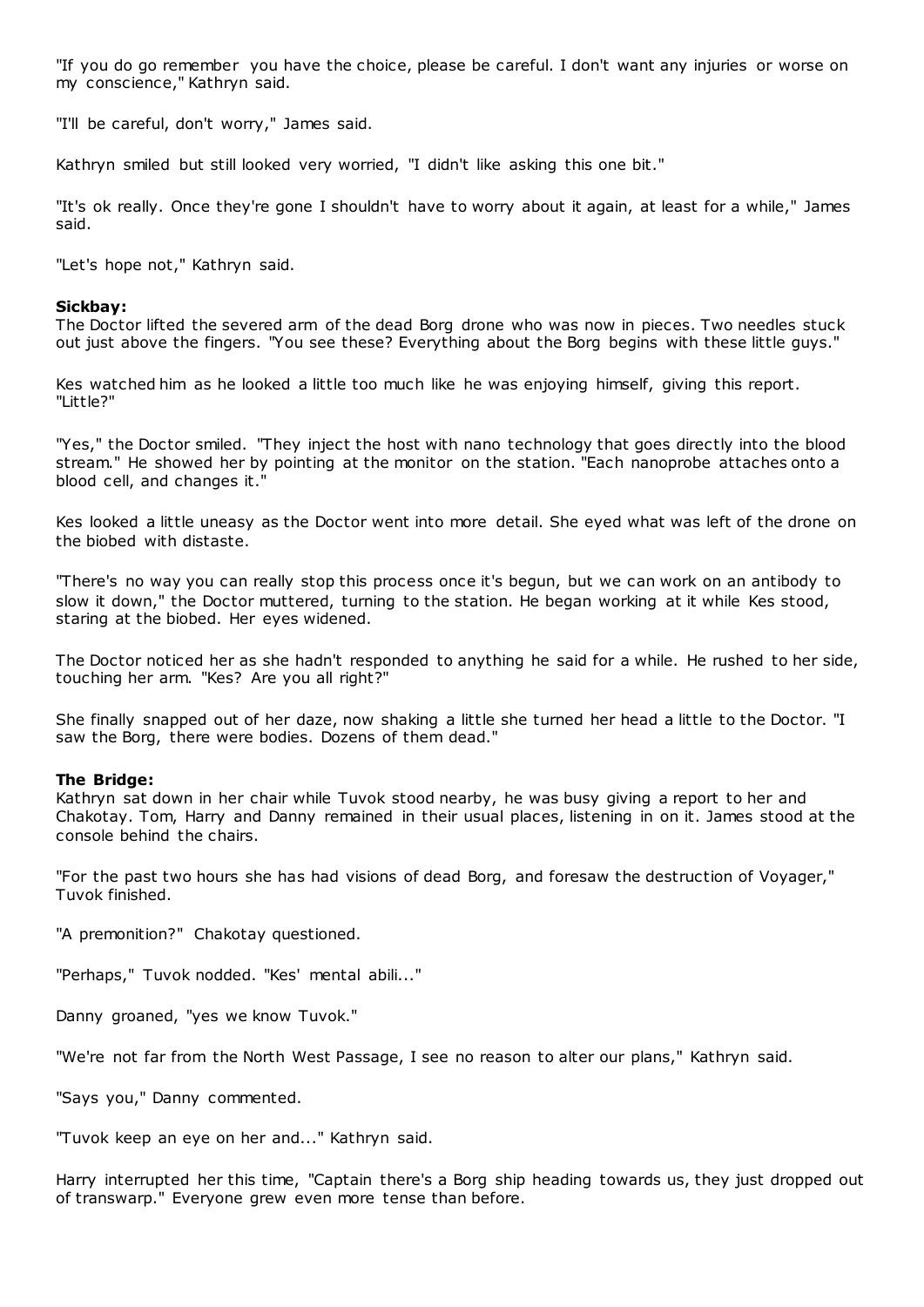"If you do go remember you have the choice, please be careful. I don't want any injuries or worse on my conscience," Kathryn said.

"I'll be careful, don't worry," James said.

Kathryn smiled but still looked very worried, "I didn't like asking this one bit."

"It's ok really. Once they're gone I shouldn't have to worry about it again, at least for a while," James said.

"Let's hope not," Kathryn said.

**Sickbay:**
The Doctor lifted the severed arm of the dead Borg drone who was now in pieces. Two needles stuck out just above the fingers. "You see these? Everything about the Borg begins with these little guys."

Kes watched him as he looked a little too much like he was enjoying himself, giving this report. "Little?"

"Yes," the Doctor smiled. "They inject the host with nano technology that goes directly into the blood stream." He showed her by pointing at the monitor on the station. "Each nanoprobe attaches onto a blood cell, and changes it."

Kes looked a little uneasy as the Doctor went into more detail. She eyed what was left of the drone on the biobed with distaste.

"There's no way you can really stop this process once it's begun, but we can work on an antibody to slow it down," the Doctor muttered, turning to the station. He began working at it while Kes stood, staring at the biobed. Her eyes widened.

The Doctor noticed her as she hadn't responded to anything he said for a while. He rushed to her side, touching her arm. "Kes? Are you all right?"

She finally snapped out of her daze, now shaking a little she turned her head a little to the Doctor. "I saw the Borg, there were bodies. Dozens of them dead."

**The Bridge:**
Kathryn sat down in her chair while Tuvok stood nearby, he was busy giving a report to her and Chakotay. Tom, Harry and Danny remained in their usual places, listening in on it. James stood at the console behind the chairs.

"For the past two hours she has had visions of dead Borg, and foresaw the destruction of Voyager," Tuvok finished.

"A premonition?" Chakotay questioned.

"Perhaps," Tuvok nodded. "Kes' mental abili..."

Danny groaned, "yes we know Tuvok."

"We're not far from the North West Passage, I see no reason to alter our plans," Kathryn said.

"Says you," Danny commented.

"Tuvok keep an eye on her and..." Kathryn said.

Harry interrupted her this time, "Captain there's a Borg ship heading towards us, they just dropped out of transwarp." Everyone grew even more tense than before.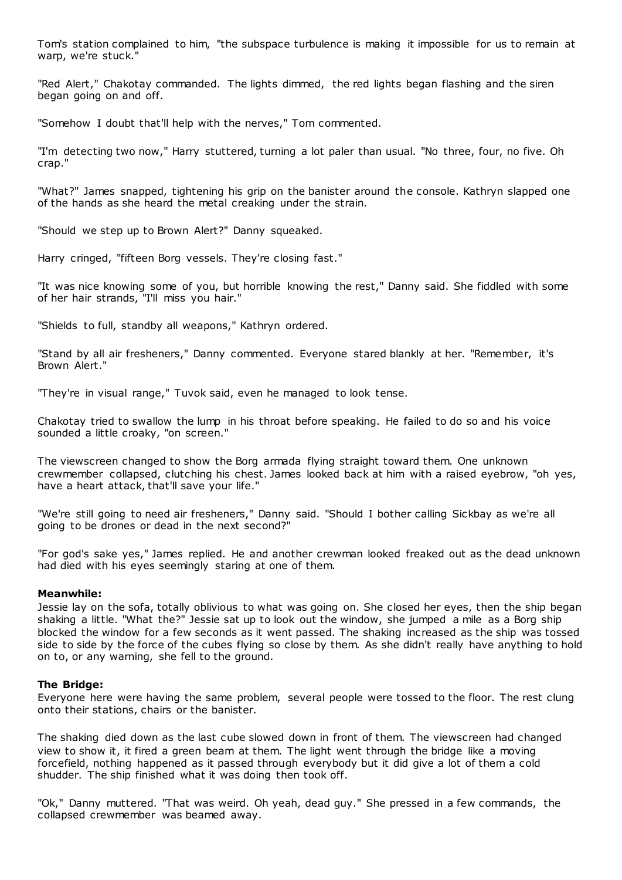Tom's station complained to him, "the subspace turbulence is making it impossible for us to remain at warp, we're stuck."

"Red Alert," Chakotay commanded. The lights dimmed, the red lights began flashing and the siren began going on and off.

"Somehow I doubt that'll help with the nerves," Tom commented.

"I'm detecting two now," Harry stuttered, turning a lot paler than usual. "No three, four, no five. Oh crap."

"What?" James snapped, tightening his grip on the banister around the console. Kathryn slapped one of the hands as she heard the metal creaking under the strain.

"Should we step up to Brown Alert?" Danny squeaked.

Harry cringed, "fifteen Borg vessels. They're closing fast."

"It was nice knowing some of you, but horrible knowing the rest," Danny said. She fiddled with some of her hair strands, "I'll miss you hair."

"Shields to full, standby all weapons," Kathryn ordered.

"Stand by all air fresheners," Danny commented. Everyone stared blankly at her. "Remember, it's Brown Alert."

"They're in visual range," Tuvok said, even he managed to look tense.

Chakotay tried to swallow the lump in his throat before speaking. He failed to do so and his voice sounded a little croaky, "on screen."

The viewscreen changed to show the Borg armada flying straight toward them. One unknown crewmember collapsed, clutching his chest. James looked back at him with a raised eyebrow, "oh yes, have a heart attack, that'll save your life."

"We're still going to need air fresheners," Danny said. "Should I bother calling Sickbay as we're all going to be drones or dead in the next second?"

"For god's sake yes," James replied. He and another crewman looked freaked out as the dead unknown had died with his eyes seemingly staring at one of them.

**Meanwhile:**
Jessie lay on the sofa, totally oblivious to what was going on. She closed her eyes, then the ship began shaking a little. "What the?" Jessie sat up to look out the window, she jumped a mile as a Borg ship blocked the window for a few seconds as it went passed. The shaking increased as the ship was tossed side to side by the force of the cubes flying so close by them. As she didn't really have anything to hold on to, or any warning, she fell to the ground.

**The Bridge:**
Everyone here were having the same problem, several people were tossed to the floor. The rest clung onto their stations, chairs or the banister.

The shaking died down as the last cube slowed down in front of them. The viewscreen had changed view to show it, it fired a green beam at them. The light went through the bridge like a moving forcefield, nothing happened as it passed through everybody but it did give a lot of them a cold shudder. The ship finished what it was doing then took off.

"Ok," Danny muttered. "That was weird. Oh yeah, dead guy." She pressed in a few commands, the collapsed crewmember was beamed away.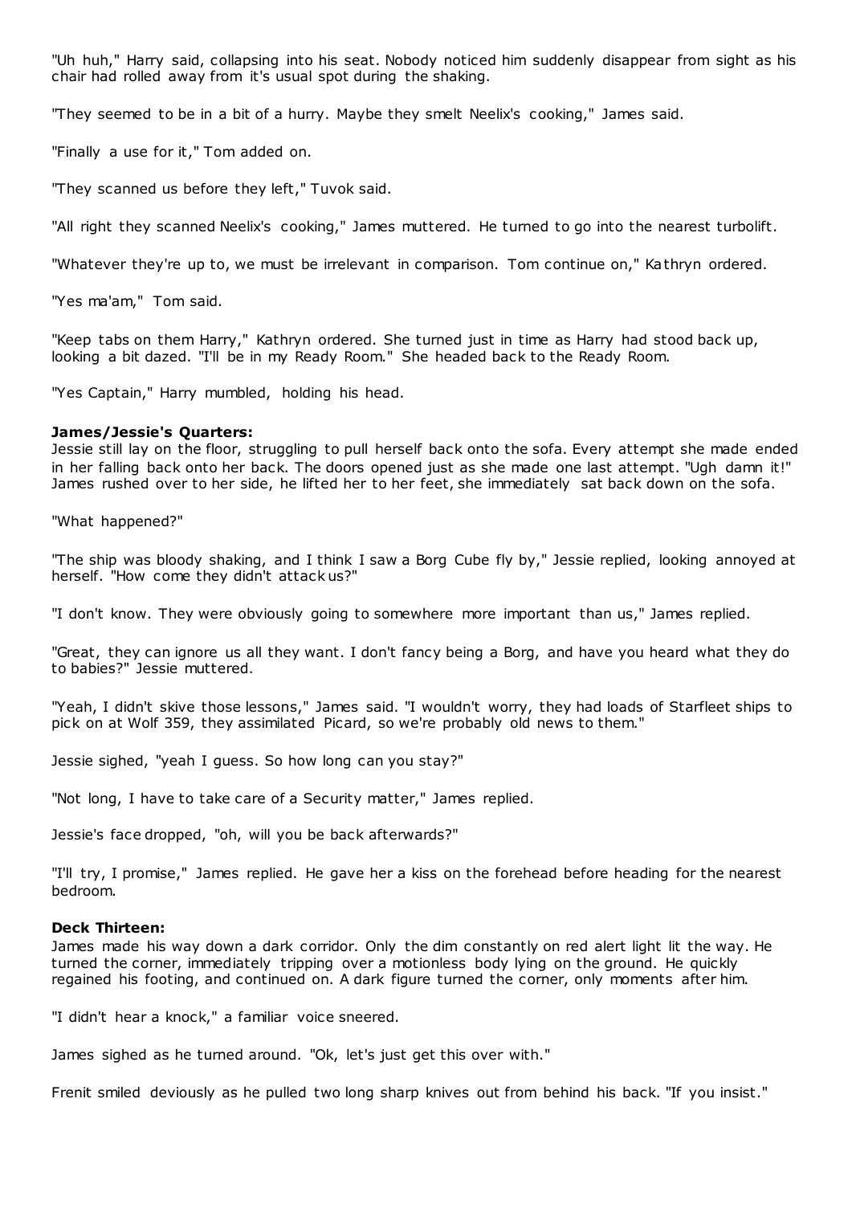"Uh huh," Harry said, collapsing into his seat. Nobody noticed him suddenly disappear from sight as his chair had rolled away from it's usual spot during the shaking.

"They seemed to be in a bit of a hurry. Maybe they smelt Neelix's cooking," James said.

"Finally a use for it," Tom added on.

"They scanned us before they left," Tuvok said.

"All right they scanned Neelix's cooking," James muttered. He turned to go into the nearest turbolift.

"Whatever they're up to, we must be irrelevant in comparison. Tom continue on," Kathryn ordered.

"Yes ma'am," Tom said.

"Keep tabs on them Harry," Kathryn ordered. She turned just in time as Harry had stood back up, looking a bit dazed. "I'll be in my Ready Room." She headed back to the Ready Room.

"Yes Captain," Harry mumbled, holding his head.

**James/Jessie's Quarters:**
Jessie still lay on the floor, struggling to pull herself back onto the sofa. Every attempt she made ended in her falling back onto her back. The doors opened just as she made one last attempt. "Ugh damn it!" James rushed over to her side, he lifted her to her feet, she immediately sat back down on the sofa.

"What happened?"

"The ship was bloody shaking, and I think I saw a Borg Cube fly by," Jessie replied, looking annoyed at herself. "How come they didn't attack us?"

"I don't know. They were obviously going to somewhere more important than us," James replied.

"Great, they can ignore us all they want. I don't fancy being a Borg, and have you heard what they do to babies?" Jessie muttered.

"Yeah, I didn't skive those lessons," James said. "I wouldn't worry, they had loads of Starfleet ships to pick on at Wolf 359, they assimilated Picard, so we're probably old news to them."

Jessie sighed, "yeah I guess. So how long can you stay?"

"Not long, I have to take care of a Security matter," James replied.

Jessie's face dropped, "oh, will you be back afterwards?"

"I'll try, I promise," James replied. He gave her a kiss on the forehead before heading for the nearest bedroom.

**Deck Thirteen:**
James made his way down a dark corridor. Only the dim constantly on red alert light lit the way. He turned the corner, immediately tripping over a motionless body lying on the ground. He quickly regained his footing, and continued on. A dark figure turned the corner, only moments after him.

"I didn't hear a knock," a familiar voice sneered.

James sighed as he turned around. "Ok, let's just get this over with."

Frenit smiled deviously as he pulled two long sharp knives out from behind his back. "If you insist."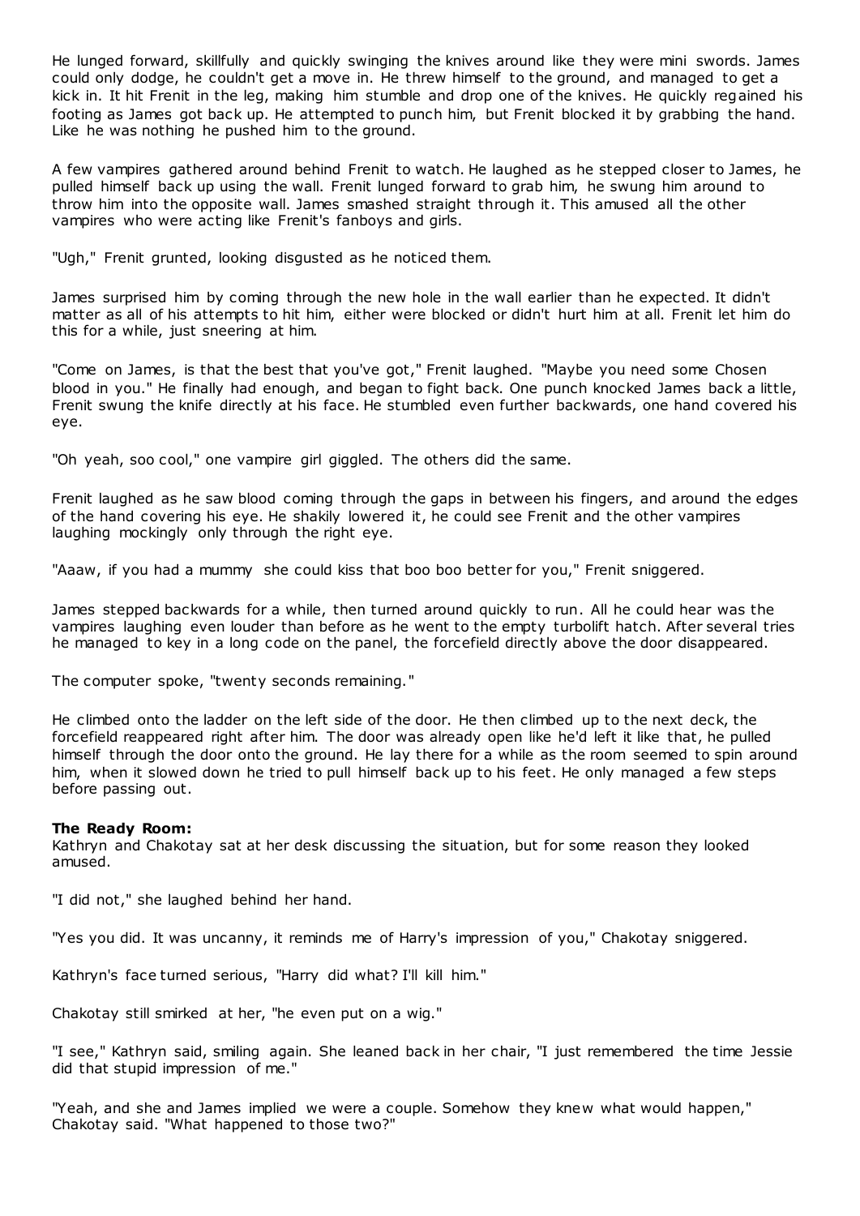He lunged forward, skillfully and quickly swinging the knives around like they were mini swords. James could only dodge, he couldn't get a move in. He threw himself to the ground, and managed to get a kick in. It hit Frenit in the leg, making him stumble and drop one of the knives. He quickly regained his footing as James got back up. He attempted to punch him, but Frenit blocked it by grabbing the hand. Like he was nothing he pushed him to the ground.

A few vampires gathered around behind Frenit to watch. He laughed as he stepped closer to James, he pulled himself back up using the wall. Frenit lunged forward to grab him, he swung him around to throw him into the opposite wall. James smashed straight through it. This amused all the other vampires who were acting like Frenit's fanboys and girls.

"Ugh," Frenit grunted, looking disgusted as he noticed them.

James surprised him by coming through the new hole in the wall earlier than he expected. It didn't matter as all of his attempts to hit him, either were blocked or didn't hurt him at all. Frenit let him do this for a while, just sneering at him.

"Come on James, is that the best that you've got," Frenit laughed. "Maybe you need some Chosen blood in you." He finally had enough, and began to fight back. One punch knocked James back a little, Frenit swung the knife directly at his face. He stumbled even further backwards, one hand covered his eye.

"Oh yeah, soo cool," one vampire girl giggled. The others did the same.

Frenit laughed as he saw blood coming through the gaps in between his fingers, and around the edges of the hand covering his eye. He shakily lowered it, he could see Frenit and the other vampires laughing mockingly only through the right eye.

"Aaaw, if you had a mummy she could kiss that boo boo better for you," Frenit sniggered.

James stepped backwards for a while, then turned around quickly to run. All he could hear was the vampires laughing even louder than before as he went to the empty turbolift hatch. After several tries he managed to key in a long code on the panel, the forcefield directly above the door disappeared.

The computer spoke, "twenty seconds remaining."

He climbed onto the ladder on the left side of the door. He then climbed up to the next deck, the forcefield reappeared right after him. The door was already open like he'd left it like that, he pulled himself through the door onto the ground. He lay there for a while as the room seemed to spin around him, when it slowed down he tried to pull himself back up to his feet. He only managed a few steps before passing out.

**The Ready Room:**
Kathryn and Chakotay sat at her desk discussing the situation, but for some reason they looked amused.

"I did not," she laughed behind her hand.

"Yes you did. It was uncanny, it reminds me of Harry's impression of you," Chakotay sniggered.

Kathryn's face turned serious, "Harry did what? I'll kill him."

Chakotay still smirked at her, "he even put on a wig."

"I see," Kathryn said, smiling again. She leaned back in her chair, "I just remembered the time Jessie did that stupid impression of me."

"Yeah, and she and James implied we were a couple. Somehow they knew what would happen," Chakotay said. "What happened to those two?"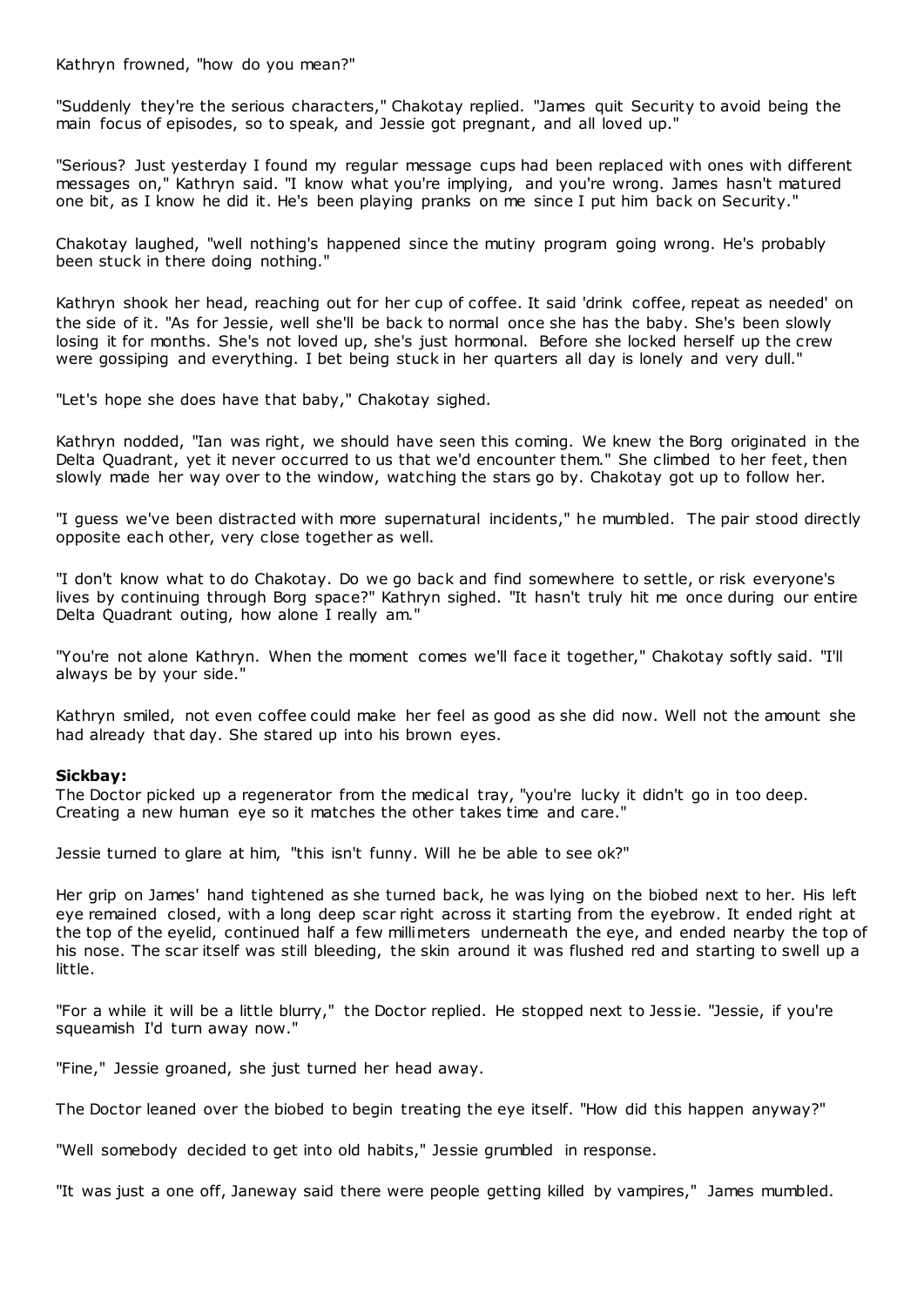Kathryn frowned, "how do you mean?"

"Suddenly they're the serious characters," Chakotay replied. "James quit Security to avoid being the main focus of episodes, so to speak, and Jessie got pregnant, and all loved up."

"Serious? Just yesterday I found my regular message cups had been replaced with ones with different messages on," Kathryn said. "I know what you're implying, and you're wrong. James hasn't matured one bit, as I know he did it. He's been playing pranks on me since I put him back on Security."

Chakotay laughed, "well nothing's happened since the mutiny program going wrong. He's probably been stuck in there doing nothing."

Kathryn shook her head, reaching out for her cup of coffee. It said 'drink coffee, repeat as needed' on the side of it. "As for Jessie, well she'll be back to normal once she has the baby. She's been slowly losing it for months. She's not loved up, she's just hormonal. Before she locked herself up the crew were gossiping and everything. I bet being stuck in her quarters all day is lonely and very dull."

"Let's hope she does have that baby," Chakotay sighed.

Kathryn nodded, "Ian was right, we should have seen this coming. We knew the Borg originated in the Delta Quadrant, yet it never occurred to us that we'd encounter them." She climbed to her feet, then slowly made her way over to the window, watching the stars go by. Chakotay got up to follow her.

"I guess we've been distracted with more supernatural incidents," he mumbled. The pair stood directly opposite each other, very close together as well.

"I don't know what to do Chakotay. Do we go back and find somewhere to settle, or risk everyone's lives by continuing through Borg space?" Kathryn sighed. "It hasn't truly hit me once during our entire Delta Quadrant outing, how alone I really am."

"You're not alone Kathryn. When the moment comes we'll face it together," Chakotay softly said. "I'll always be by your side."

Kathryn smiled, not even coffee could make her feel as good as she did now. Well not the amount she had already that day. She stared up into his brown eyes.

**Sickbay:**
The Doctor picked up a regenerator from the medical tray, "you're lucky it didn't go in too deep. Creating a new human eye so it matches the other takes time and care."

Jessie turned to glare at him, "this isn't funny. Will he be able to see ok?"

Her grip on James' hand tightened as she turned back, he was lying on the biobed next to her. His left eye remained closed, with a long deep scar right across it starting from the eyebrow. It ended right at the top of the eyelid, continued half a few millimeters underneath the eye, and ended nearby the top of his nose. The scar itself was still bleeding, the skin around it was flushed red and starting to swell up a little.

"For a while it will be a little blurry," the Doctor replied. He stopped next to Jessie. "Jessie, if you're squeamish I'd turn away now."

"Fine," Jessie groaned, she just turned her head away.

The Doctor leaned over the biobed to begin treating the eye itself. "How did this happen anyway?"

"Well somebody decided to get into old habits," Jessie grumbled in response.

"It was just a one off, Janeway said there were people getting killed by vampires," James mumbled.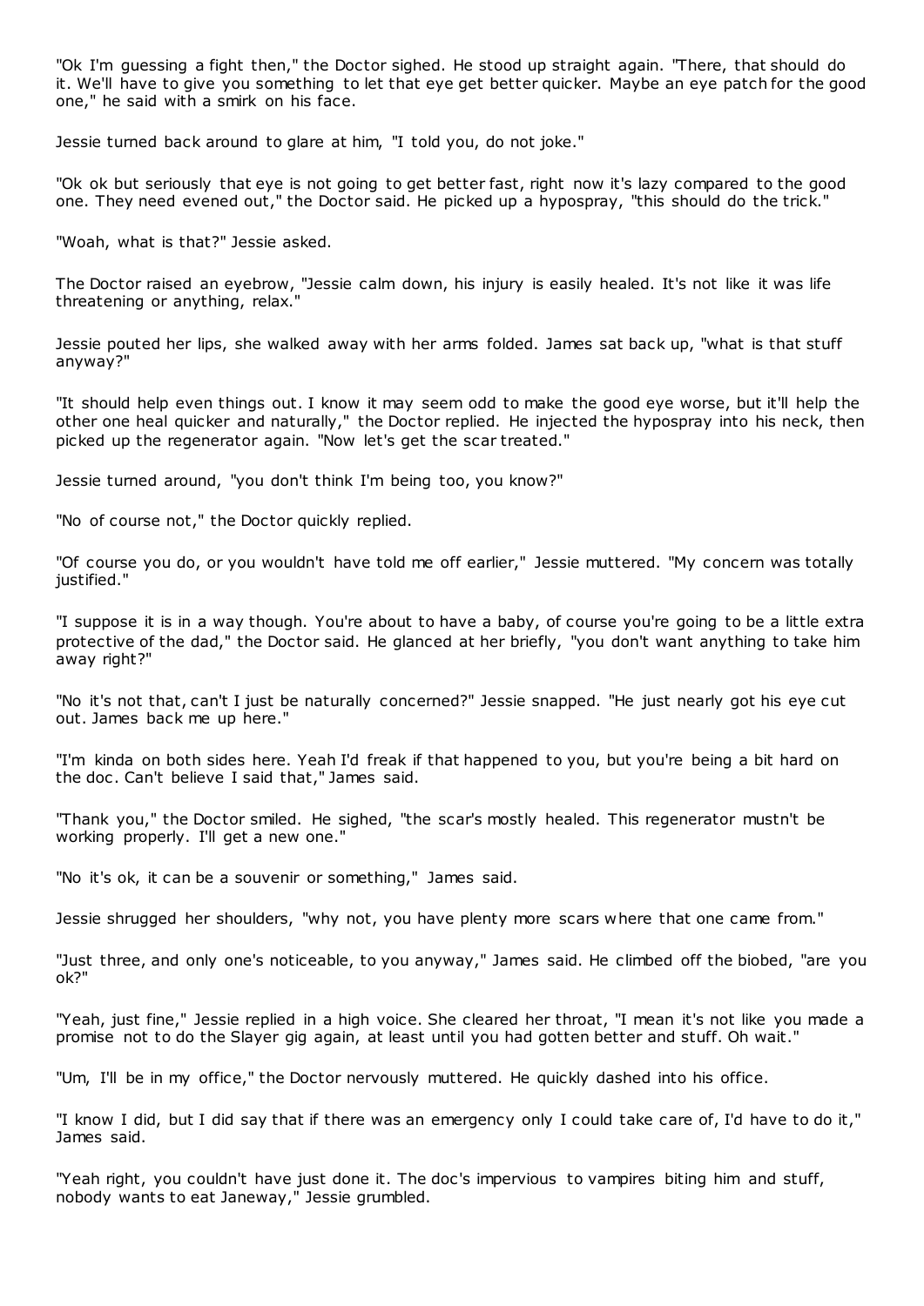"Ok I'm guessing a fight then," the Doctor sighed. He stood up straight again. "There, that should do it. We'll have to give you something to let that eye get better quicker. Maybe an eye patch for the good one," he said with a smirk on his face.

Jessie turned back around to glare at him, "I told you, do not joke."

"Ok ok but seriously that eye is not going to get better fast, right now it's lazy compared to the good one. They need evened out," the Doctor said. He picked up a hypospray, "this should do the trick."

"Woah, what is that?" Jessie asked.

The Doctor raised an eyebrow, "Jessie calm down, his injury is easily healed. It's not like it was life threatening or anything, relax."

Jessie pouted her lips, she walked away with her arms folded. James sat back up, "what is that stuff anyway?"

"It should help even things out. I know it may seem odd to make the good eye worse, but it'll help the other one heal quicker and naturally," the Doctor replied. He injected the hypospray into his neck, then picked up the regenerator again. "Now let's get the scar treated."

Jessie turned around, "you don't think I'm being too, you know?"

"No of course not," the Doctor quickly replied.

"Of course you do, or you wouldn't have told me off earlier," Jessie muttered. "My concern was totally justified."

"I suppose it is in a way though. You're about to have a baby, of course you're going to be a little extra protective of the dad," the Doctor said. He glanced at her briefly, "you don't want anything to take him away right?"

"No it's not that, can't I just be naturally concerned?" Jessie snapped. "He just nearly got his eye cut out. James back me up here."

"I'm kinda on both sides here. Yeah I'd freak if that happened to you, but you're being a bit hard on the doc. Can't believe I said that," James said.

"Thank you," the Doctor smiled. He sighed, "the scar's mostly healed. This regenerator mustn't be working properly. I'll get a new one."

"No it's ok, it can be a souvenir or something," James said.

Jessie shrugged her shoulders, "why not, you have plenty more scars where that one came from."

"Just three, and only one's noticeable, to you anyway," James said. He climbed off the biobed, "are you ok?"

"Yeah, just fine," Jessie replied in a high voice. She cleared her throat, "I mean it's not like you made a promise not to do the Slayer gig again, at least until you had gotten better and stuff. Oh wait."

"Um, I'll be in my office," the Doctor nervously muttered. He quickly dashed into his office.

"I know I did, but I did say that if there was an emergency only I could take care of, I'd have to do it," James said.

"Yeah right, you couldn't have just done it. The doc's impervious to vampires biting him and stuff, nobody wants to eat Janeway," Jessie grumbled.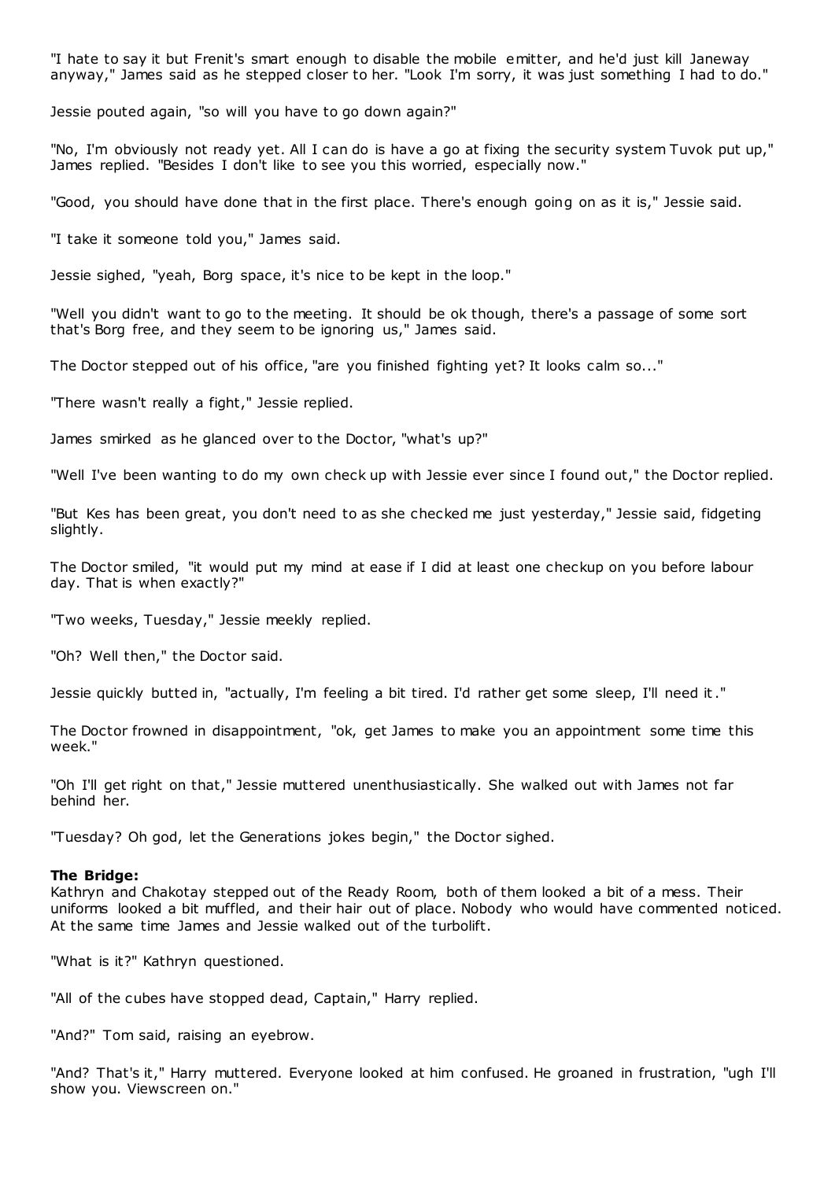"I hate to say it but Frenit's smart enough to disable the mobile emitter, and he'd just kill Janeway anyway," James said as he stepped closer to her. "Look I'm sorry, it was just something I had to do."

Jessie pouted again, "so will you have to go down again?"

"No, I'm obviously not ready yet. All I can do is have a go at fixing the security system Tuvok put up," James replied. "Besides I don't like to see you this worried, especially now."

"Good, you should have done that in the first place. There's enough going on as it is," Jessie said.

"I take it someone told you," James said.

Jessie sighed, "yeah, Borg space, it's nice to be kept in the loop."

"Well you didn't want to go to the meeting. It should be ok though, there's a passage of some sort that's Borg free, and they seem to be ignoring us," James said.

The Doctor stepped out of his office, "are you finished fighting yet? It looks calm so..."

"There wasn't really a fight," Jessie replied.

James smirked as he glanced over to the Doctor, "what's up?"

"Well I've been wanting to do my own check up with Jessie ever since I found out," the Doctor replied.

"But Kes has been great, you don't need to as she checked me just yesterday," Jessie said, fidgeting slightly.

The Doctor smiled, "it would put my mind at ease if I did at least one checkup on you before labour day. That is when exactly?"

"Two weeks, Tuesday," Jessie meekly replied.

"Oh? Well then," the Doctor said.

Jessie quickly butted in, "actually, I'm feeling a bit tired. I'd rather get some sleep, I'll need it."

The Doctor frowned in disappointment, "ok, get James to make you an appointment some time this week."

"Oh I'll get right on that," Jessie muttered unenthusiastically. She walked out with James not far behind her.

"Tuesday? Oh god, let the Generations jokes begin," the Doctor sighed.

**The Bridge:**
Kathryn and Chakotay stepped out of the Ready Room, both of them looked a bit of a mess. Their uniforms looked a bit muffled, and their hair out of place. Nobody who would have commented noticed. At the same time James and Jessie walked out of the turbolift.

"What is it?" Kathryn questioned.

"All of the cubes have stopped dead, Captain," Harry replied.

"And?" Tom said, raising an eyebrow.

"And? That's it," Harry muttered. Everyone looked at him confused. He groaned in frustration, "ugh I'll show you. Viewscreen on."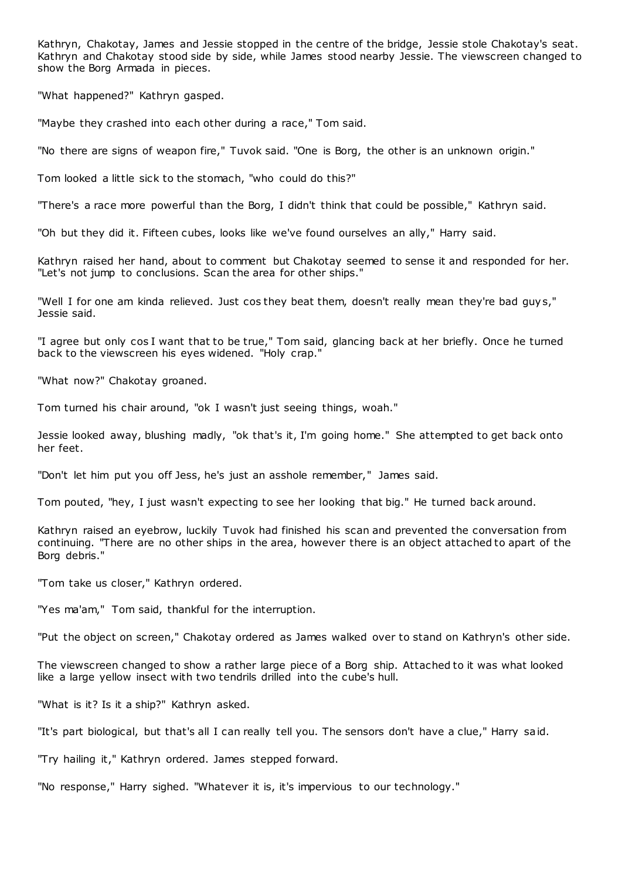Kathryn, Chakotay, James and Jessie stopped in the centre of the bridge, Jessie stole Chakotay's seat. Kathryn and Chakotay stood side by side, while James stood nearby Jessie. The viewscreen changed to show the Borg Armada in pieces.

"What happened?" Kathryn gasped.

"Maybe they crashed into each other during a race," Tom said.

"No there are signs of weapon fire," Tuvok said. "One is Borg, the other is an unknown origin."

Tom looked a little sick to the stomach, "who could do this?"

"There's a race more powerful than the Borg, I didn't think that could be possible," Kathryn said.

"Oh but they did it. Fifteen cubes, looks like we've found ourselves an ally," Harry said.

Kathryn raised her hand, about to comment but Chakotay seemed to sense it and responded for her. "Let's not jump to conclusions. Scan the area for other ships."

"Well I for one am kinda relieved. Just cos they beat them, doesn't really mean they're bad guys," Jessie said.

"I agree but only cos I want that to be true," Tom said, glancing back at her briefly. Once he turned back to the viewscreen his eyes widened. "Holy crap."

"What now?" Chakotay groaned.

Tom turned his chair around, "ok I wasn't just seeing things, woah."

Jessie looked away, blushing madly, "ok that's it, I'm going home." She attempted to get back onto her feet.

"Don't let him put you off Jess, he's just an asshole remember," James said.

Tom pouted, "hey, I just wasn't expecting to see her looking that big." He turned back around.

Kathryn raised an eyebrow, luckily Tuvok had finished his scan and prevented the conversation from continuing. "There are no other ships in the area, however there is an object attached to apart of the Borg debris."

"Tom take us closer," Kathryn ordered.

"Yes ma'am," Tom said, thankful for the interruption.

"Put the object on screen," Chakotay ordered as James walked over to stand on Kathryn's other side.

The viewscreen changed to show a rather large piece of a Borg ship. Attached to it was what looked like a large yellow insect with two tendrils drilled into the cube's hull.

"What is it? Is it a ship?" Kathryn asked.

"It's part biological, but that's all I can really tell you. The sensors don't have a clue," Harry said.

"Try hailing it," Kathryn ordered. James stepped forward.

"No response," Harry sighed. "Whatever it is, it's impervious to our technology."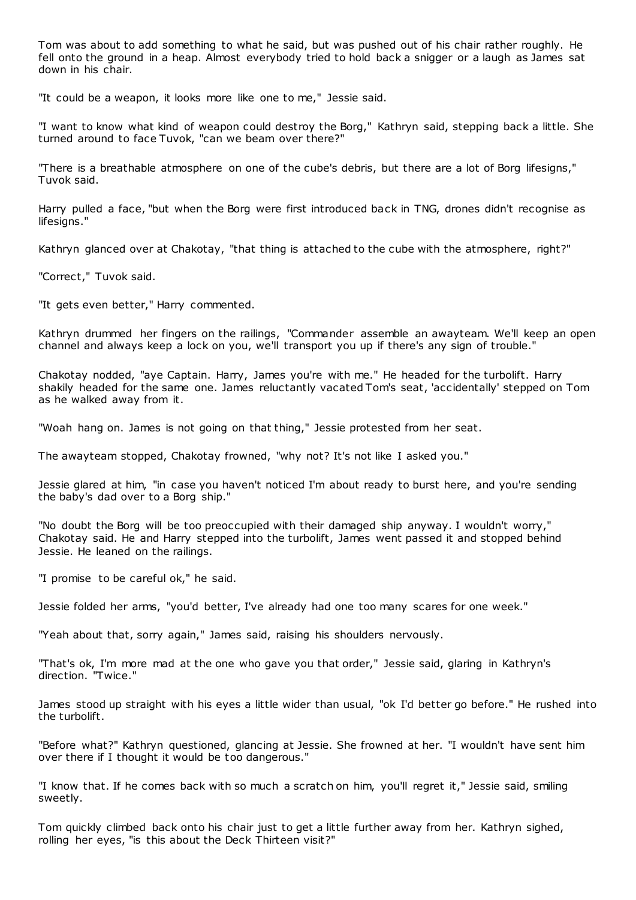Tom was about to add something to what he said, but was pushed out of his chair rather roughly. He fell onto the ground in a heap. Almost everybody tried to hold back a snigger or a laugh as James sat down in his chair.

"It could be a weapon, it looks more like one to me," Jessie said.

"I want to know what kind of weapon could destroy the Borg," Kathryn said, stepping back a little. She turned around to face Tuvok, "can we beam over there?"

"There is a breathable atmosphere on one of the cube's debris, but there are a lot of Borg lifesigns," Tuvok said.

Harry pulled a face, "but when the Borg were first introduced back in TNG, drones didn't recognise as lifesigns."

Kathryn glanced over at Chakotay, "that thing is attached to the cube with the atmosphere, right?"

"Correct," Tuvok said.

"It gets even better," Harry commented.

Kathryn drummed her fingers on the railings, "Commander assemble an awayteam. We'll keep an open channel and always keep a lock on you, we'll transport you up if there's any sign of trouble."

Chakotay nodded, "aye Captain. Harry, James you're with me." He headed for the turbolift. Harry shakily headed for the same one. James reluctantly vacated Tom's seat, 'accidentally' stepped on Tom as he walked away from it.

"Woah hang on. James is not going on that thing," Jessie protested from her seat.

The awayteam stopped, Chakotay frowned, "why not? It's not like I asked you."

Jessie glared at him, "in case you haven't noticed I'm about ready to burst here, and you're sending the baby's dad over to a Borg ship."

"No doubt the Borg will be too preoccupied with their damaged ship anyway. I wouldn't worry," Chakotay said. He and Harry stepped into the turbolift, James went passed it and stopped behind Jessie. He leaned on the railings.

"I promise to be careful ok," he said.

Jessie folded her arms, "you'd better, I've already had one too many scares for one week."

"Yeah about that, sorry again," James said, raising his shoulders nervously.

"That's ok, I'm more mad at the one who gave you that order," Jessie said, glaring in Kathryn's direction. "Twice."

James stood up straight with his eyes a little wider than usual, "ok I'd better go before." He rushed into the turbolift.

"Before what?" Kathryn questioned, glancing at Jessie. She frowned at her. "I wouldn't have sent him over there if I thought it would be too dangerous."

"I know that. If he comes back with so much a scratch on him, you'll regret it," Jessie said, smiling sweetly.

Tom quickly climbed back onto his chair just to get a little further away from her. Kathryn sighed, rolling her eyes, "is this about the Deck Thirteen visit?"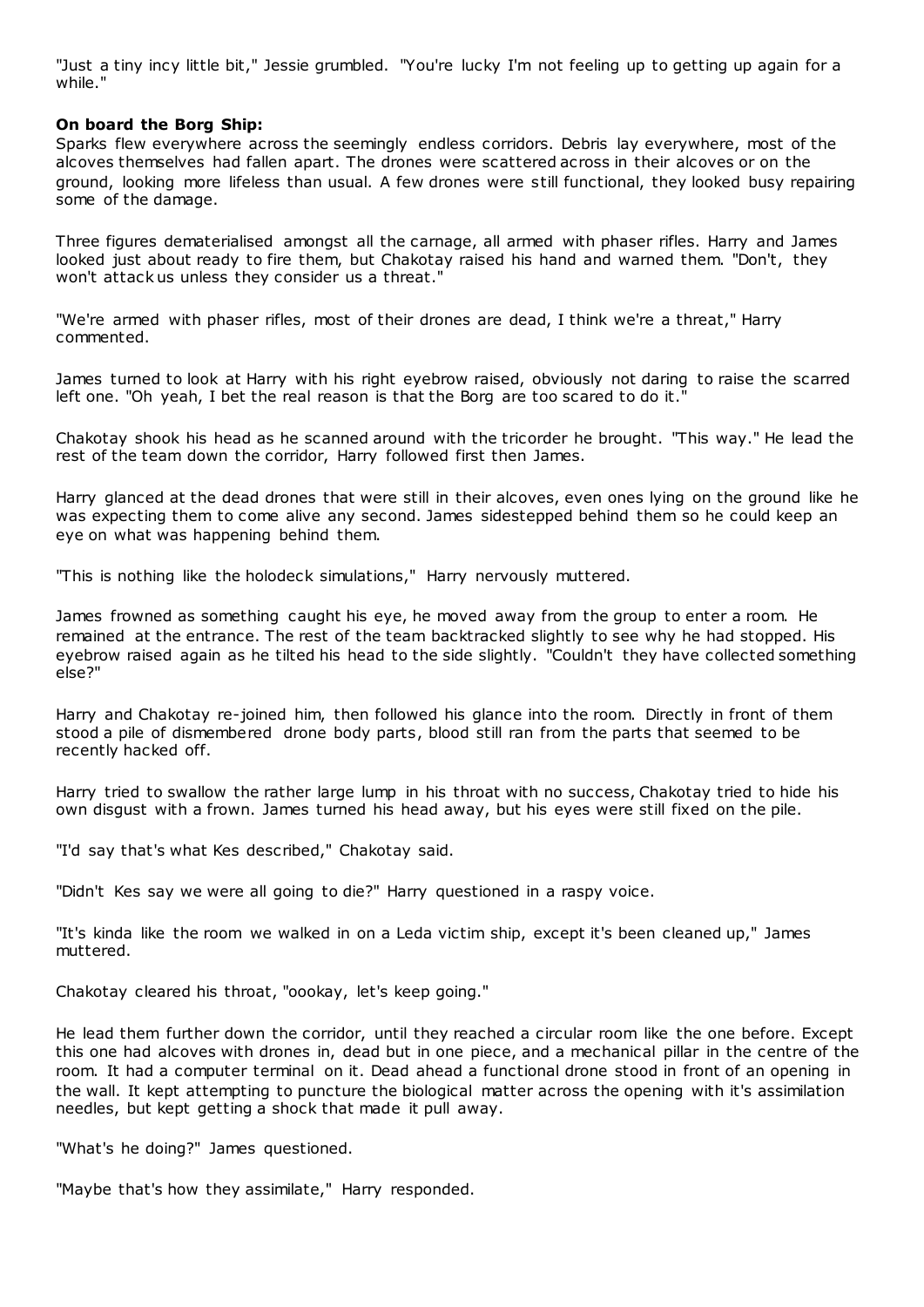"Just a tiny incy little bit," Jessie grumbled. "You're lucky I'm not feeling up to getting up again for a while."

**On board the Borg Ship:**

Sparks flew everywhere across the seemingly endless corridors. Debris lay everywhere, most of the alcoves themselves had fallen apart. The drones were scattered across in their alcoves or on the ground, looking more lifeless than usual. A few drones were still functional, they looked busy repairing some of the damage.

Three figures dematerialised amongst all the carnage, all armed with phaser rifles. Harry and James looked just about ready to fire them, but Chakotay raised his hand and warned them. "Don't, they won't attack us unless they consider us a threat."

"We're armed with phaser rifles, most of their drones are dead, I think we're a threat," Harry commented.

James turned to look at Harry with his right eyebrow raised, obviously not daring to raise the scarred left one. "Oh yeah, I bet the real reason is that the Borg are too scared to do it."

Chakotay shook his head as he scanned around with the tricorder he brought. "This way." He lead the rest of the team down the corridor, Harry followed first then James.

Harry glanced at the dead drones that were still in their alcoves, even ones lying on the ground like he was expecting them to come alive any second. James sidestepped behind them so he could keep an eye on what was happening behind them.

"This is nothing like the holodeck simulations," Harry nervously muttered.

James frowned as something caught his eye, he moved away from the group to enter a room. He remained at the entrance. The rest of the team backtracked slightly to see why he had stopped. His eyebrow raised again as he tilted his head to the side slightly. "Couldn't they have collected something else?"

Harry and Chakotay re-joined him, then followed his glance into the room. Directly in front of them stood a pile of dismembered drone body parts, blood still ran from the parts that seemed to be recently hacked off.

Harry tried to swallow the rather large lump in his throat with no success, Chakotay tried to hide his own disgust with a frown. James turned his head away, but his eyes were still fixed on the pile.

"I'd say that's what Kes described," Chakotay said.

"Didn't Kes say we were all going to die?" Harry questioned in a raspy voice.

"It's kinda like the room we walked in on a Leda victim ship, except it's been cleaned up," James muttered.

Chakotay cleared his throat, "oookay, let's keep going."

He lead them further down the corridor, until they reached a circular room like the one before. Except this one had alcoves with drones in, dead but in one piece, and a mechanical pillar in the centre of the room. It had a computer terminal on it. Dead ahead a functional drone stood in front of an opening in the wall. It kept attempting to puncture the biological matter across the opening with it's assimilation needles, but kept getting a shock that made it pull away.

"What's he doing?" James questioned.

"Maybe that's how they assimilate," Harry responded.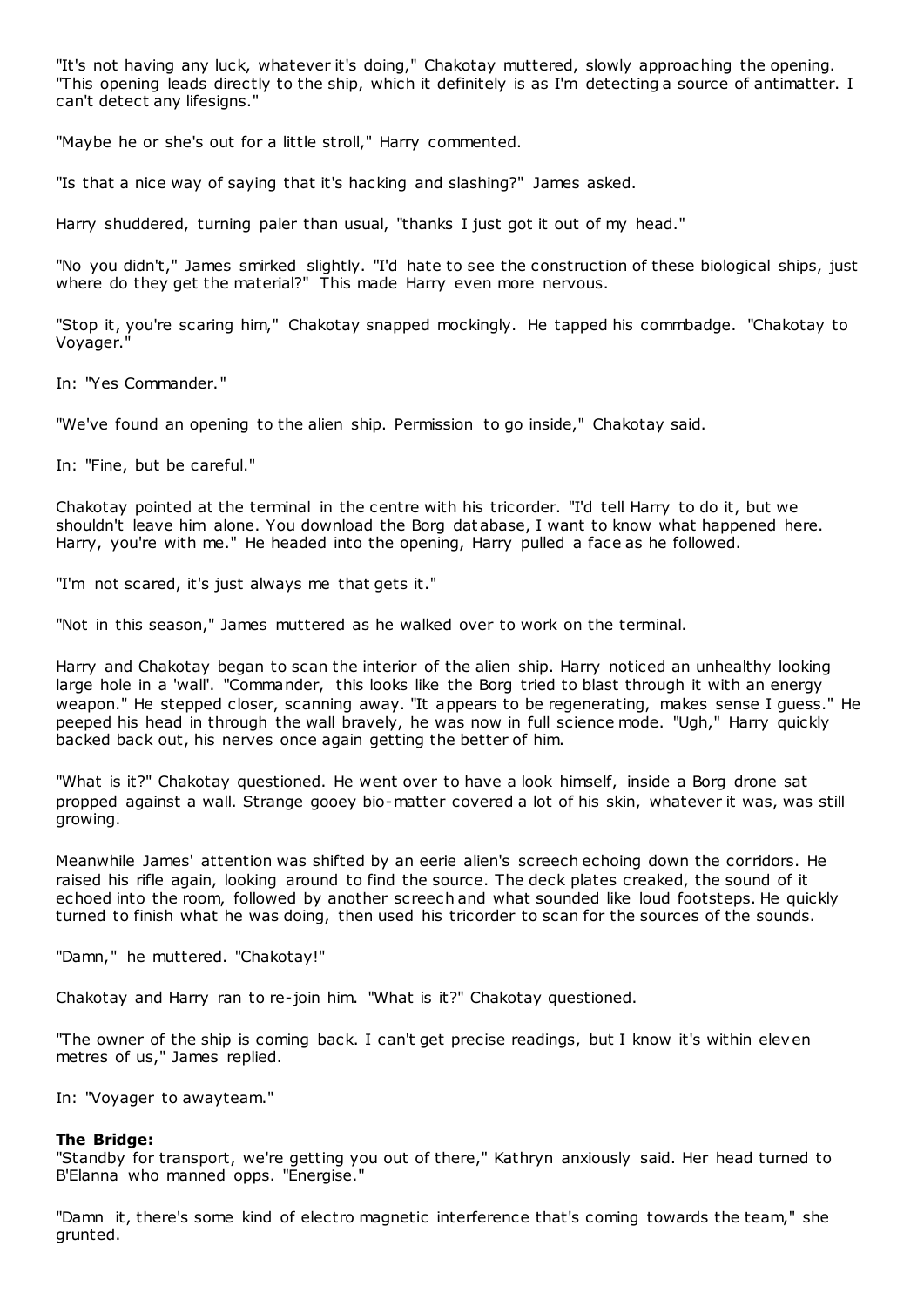"It's not having any luck, whatever it's doing," Chakotay muttered, slowly approaching the opening. "This opening leads directly to the ship, which it definitely is as I'm detecting a source of antimatter. I can't detect any lifesigns."

"Maybe he or she's out for a little stroll," Harry commented.

"Is that a nice way of saying that it's hacking and slashing?" James asked.

Harry shuddered, turning paler than usual, "thanks I just got it out of my head."

"No you didn't," James smirked slightly. "I'd hate to see the construction of these biological ships, just where do they get the material?" This made Harry even more nervous.

"Stop it, you're scaring him," Chakotay snapped mockingly. He tapped his commbadge. "Chakotay to Voyager."

In: "Yes Commander."

"We've found an opening to the alien ship. Permission to go inside," Chakotay said.

In: "Fine, but be careful."

Chakotay pointed at the terminal in the centre with his tricorder. "I'd tell Harry to do it, but we shouldn't leave him alone. You download the Borg database, I want to know what happened here. Harry, you're with me." He headed into the opening, Harry pulled a face as he followed.

"I'm not scared, it's just always me that gets it."

"Not in this season," James muttered as he walked over to work on the terminal.

Harry and Chakotay began to scan the interior of the alien ship. Harry noticed an unhealthy looking large hole in a 'wall'. "Commander, this looks like the Borg tried to blast through it with an energy weapon." He stepped closer, scanning away. "It appears to be regenerating, makes sense I guess." He peeped his head in through the wall bravely, he was now in full science mode. "Ugh," Harry quickly backed back out, his nerves once again getting the better of him.

"What is it?" Chakotay questioned. He went over to have a look himself, inside a Borg drone sat propped against a wall. Strange gooey bio-matter covered a lot of his skin, whatever it was, was still growing.

Meanwhile James' attention was shifted by an eerie alien's screech echoing down the corridors. He raised his rifle again, looking around to find the source. The deck plates creaked, the sound of it echoed into the room, followed by another screech and what sounded like loud footsteps. He quickly turned to finish what he was doing, then used his tricorder to scan for the sources of the sounds.

"Damn," he muttered. "Chakotay!"

Chakotay and Harry ran to re-join him. "What is it?" Chakotay questioned.

"The owner of the ship is coming back. I can't get precise readings, but I know it's within eleven metres of us," James replied.

In: "Voyager to awayteam."

**The Bridge:**
"Standby for transport, we're getting you out of there," Kathryn anxiously said. Her head turned to B'Elanna who manned opps. "Energise."

"Damn it, there's some kind of electro magnetic interference that's coming towards the team," she grunted.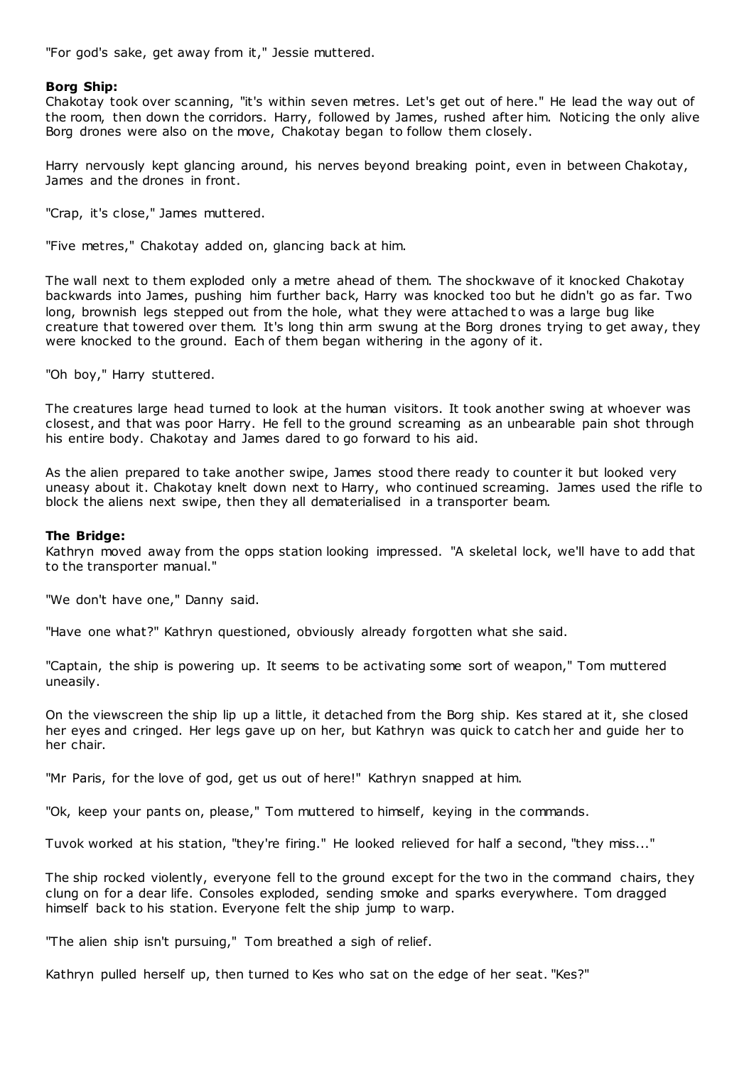"For god's sake, get away from it," Jessie muttered.

**Borg Ship:**
Chakotay took over scanning, "it's within seven metres. Let's get out of here." He lead the way out of the room, then down the corridors. Harry, followed by James, rushed after him. Noticing the only alive Borg drones were also on the move, Chakotay began to follow them closely.

Harry nervously kept glancing around, his nerves beyond breaking point, even in between Chakotay, James and the drones in front.

"Crap, it's close," James muttered.

"Five metres," Chakotay added on, glancing back at him.

The wall next to them exploded only a metre ahead of them. The shockwave of it knocked Chakotay backwards into James, pushing him further back, Harry was knocked too but he didn't go as far. Two long, brownish legs stepped out from the hole, what they were attached to was a large bug like creature that towered over them. It's long thin arm swung at the Borg drones trying to get away, they were knocked to the ground. Each of them began withering in the agony of it.

"Oh boy," Harry stuttered.

The creatures large head turned to look at the human visitors. It took another swing at whoever was closest, and that was poor Harry. He fell to the ground screaming as an unbearable pain shot through his entire body. Chakotay and James dared to go forward to his aid.

As the alien prepared to take another swipe, James stood there ready to counter it but looked very uneasy about it. Chakotay knelt down next to Harry, who continued screaming. James used the rifle to block the aliens next swipe, then they all dematerialised in a transporter beam.

**The Bridge:**
Kathryn moved away from the opps station looking impressed. "A skeletal lock, we'll have to add that to the transporter manual."

"We don't have one," Danny said.

"Have one what?" Kathryn questioned, obviously already forgotten what she said.

"Captain, the ship is powering up. It seems to be activating some sort of weapon," Tom muttered uneasily.

On the viewscreen the ship lip up a little, it detached from the Borg ship. Kes stared at it, she closed her eyes and cringed. Her legs gave up on her, but Kathryn was quick to catch her and guide her to her chair.

"Mr Paris, for the love of god, get us out of here!" Kathryn snapped at him.

"Ok, keep your pants on, please," Tom muttered to himself, keying in the commands.

Tuvok worked at his station, "they're firing." He looked relieved for half a second, "they miss..."

The ship rocked violently, everyone fell to the ground except for the two in the command chairs, they clung on for a dear life. Consoles exploded, sending smoke and sparks everywhere. Tom dragged himself back to his station. Everyone felt the ship jump to warp.

"The alien ship isn't pursuing," Tom breathed a sigh of relief.

Kathryn pulled herself up, then turned to Kes who sat on the edge of her seat. "Kes?"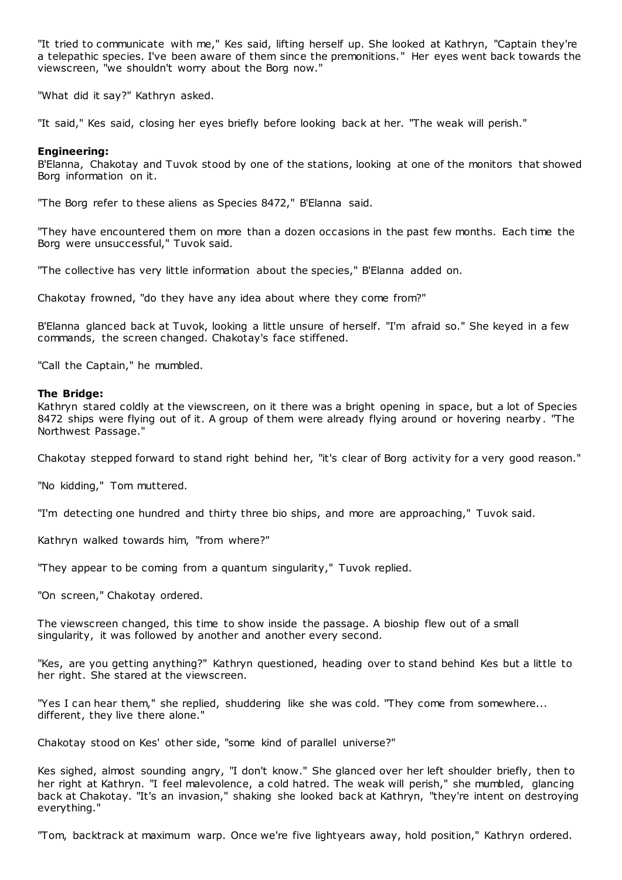"It tried to communicate with me," Kes said, lifting herself up. She looked at Kathryn, "Captain they're a telepathic species. I've been aware of them since the premonitions." Her eyes went back towards the viewscreen, "we shouldn't worry about the Borg now."

"What did it say?" Kathryn asked.

"It said," Kes said, closing her eyes briefly before looking back at her. "The weak will perish."

**Engineering:**
B'Elanna, Chakotay and Tuvok stood by one of the stations, looking at one of the monitors that showed Borg information on it.

"The Borg refer to these aliens as Species 8472," B'Elanna said.

"They have encountered them on more than a dozen occasions in the past few months. Each time the Borg were unsuccessful," Tuvok said.

"The collective has very little information about the species," B'Elanna added on.

Chakotay frowned, "do they have any idea about where they come from?"

B'Elanna glanced back at Tuvok, looking a little unsure of herself. "I'm afraid so." She keyed in a few commands, the screen changed. Chakotay's face stiffened.

"Call the Captain," he mumbled.

**The Bridge:**
Kathryn stared coldly at the viewscreen, on it there was a bright opening in space, but a lot of Species 8472 ships were flying out of it. A group of them were already flying around or hovering nearby. "The Northwest Passage."

Chakotay stepped forward to stand right behind her, "it's clear of Borg activity for a very good reason."

"No kidding," Tom muttered.

"I'm detecting one hundred and thirty three bio ships, and more are approaching," Tuvok said.

Kathryn walked towards him, "from where?"

"They appear to be coming from a quantum singularity," Tuvok replied.

"On screen," Chakotay ordered.

The viewscreen changed, this time to show inside the passage. A bioship flew out of a small singularity, it was followed by another and another every second.

"Kes, are you getting anything?" Kathryn questioned, heading over to stand behind Kes but a little to her right. She stared at the viewscreen.

"Yes I can hear them," she replied, shuddering like she was cold. "They come from somewhere... different, they live there alone."

Chakotay stood on Kes' other side, "some kind of parallel universe?"

Kes sighed, almost sounding angry, "I don't know." She glanced over her left shoulder briefly, then to her right at Kathryn. "I feel malevolence, a cold hatred. The weak will perish," she mumbled, glancing back at Chakotay. "It's an invasion," shaking she looked back at Kathryn, "they're intent on destroying everything."

"Tom, backtrack at maximum warp. Once we're five lightyears away, hold position," Kathryn ordered.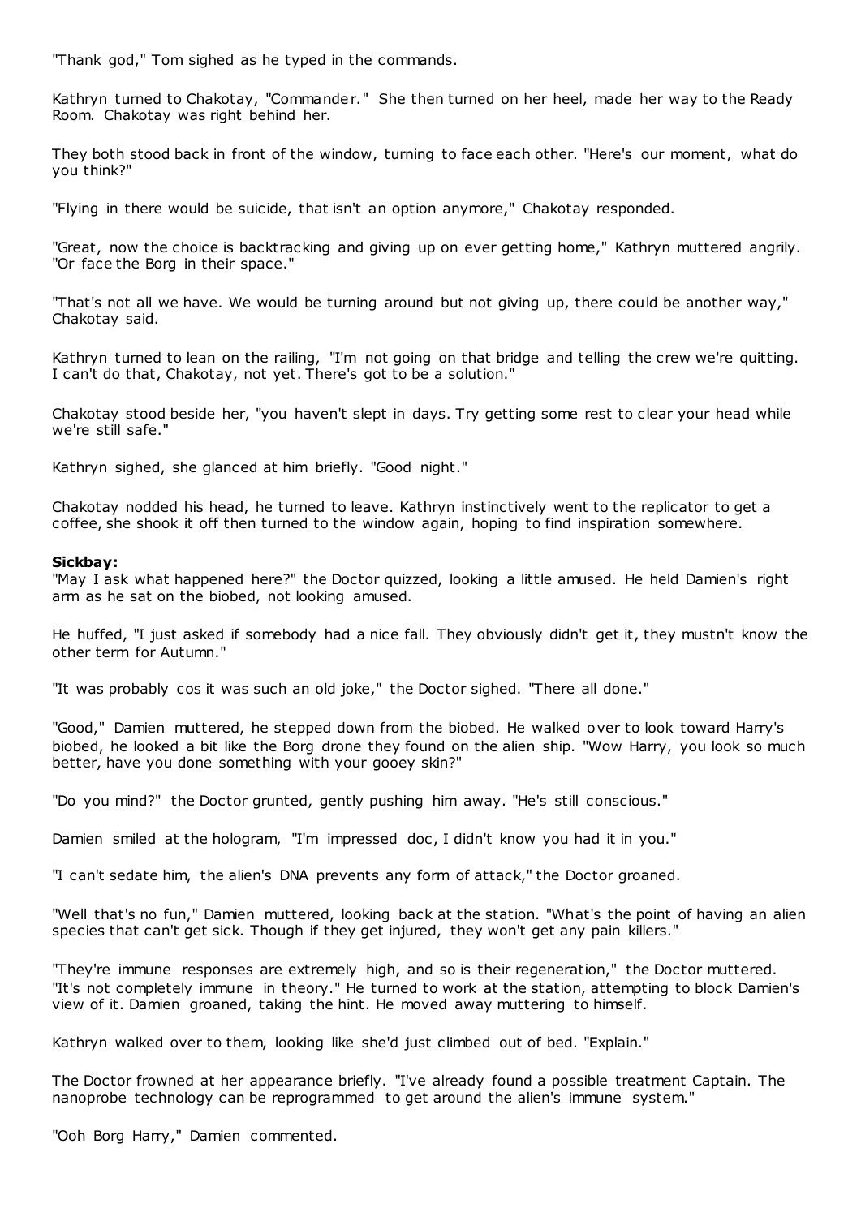"Thank god," Tom sighed as he typed in the commands.

Kathryn turned to Chakotay, "Commander." She then turned on her heel, made her way to the Ready Room. Chakotay was right behind her.

They both stood back in front of the window, turning to face each other. "Here's our moment, what do you think?"

"Flying in there would be suicide, that isn't an option anymore," Chakotay responded.

"Great, now the choice is backtracking and giving up on ever getting home," Kathryn muttered angrily. "Or face the Borg in their space."

"That's not all we have. We would be turning around but not giving up, there could be another way," Chakotay said.

Kathryn turned to lean on the railing, "I'm not going on that bridge and telling the crew we're quitting. I can't do that, Chakotay, not yet. There's got to be a solution."

Chakotay stood beside her, "you haven't slept in days. Try getting some rest to clear your head while we're still safe."

Kathryn sighed, she glanced at him briefly. "Good night."

Chakotay nodded his head, he turned to leave. Kathryn instinctively went to the replicator to get a coffee, she shook it off then turned to the window again, hoping to find inspiration somewhere.

**Sickbay:**
"May I ask what happened here?" the Doctor quizzed, looking a little amused. He held Damien's right arm as he sat on the biobed, not looking amused.

He huffed, "I just asked if somebody had a nice fall. They obviously didn't get it, they mustn't know the other term for Autumn."

"It was probably cos it was such an old joke," the Doctor sighed. "There all done."

"Good," Damien muttered, he stepped down from the biobed. He walked over to look toward Harry's biobed, he looked a bit like the Borg drone they found on the alien ship. "Wow Harry, you look so much better, have you done something with your gooey skin?"

"Do you mind?" the Doctor grunted, gently pushing him away. "He's still conscious."

Damien smiled at the hologram, "I'm impressed doc, I didn't know you had it in you."

"I can't sedate him, the alien's DNA prevents any form of attack," the Doctor groaned.

"Well that's no fun," Damien muttered, looking back at the station. "What's the point of having an alien species that can't get sick. Though if they get injured, they won't get any pain killers."

"They're immune responses are extremely high, and so is their regeneration," the Doctor muttered. "It's not completely immune in theory." He turned to work at the station, attempting to block Damien's view of it. Damien groaned, taking the hint. He moved away muttering to himself.

Kathryn walked over to them, looking like she'd just climbed out of bed. "Explain."

The Doctor frowned at her appearance briefly. "I've already found a possible treatment Captain. The nanoprobe technology can be reprogrammed to get around the alien's immune system."

"Ooh Borg Harry," Damien commented.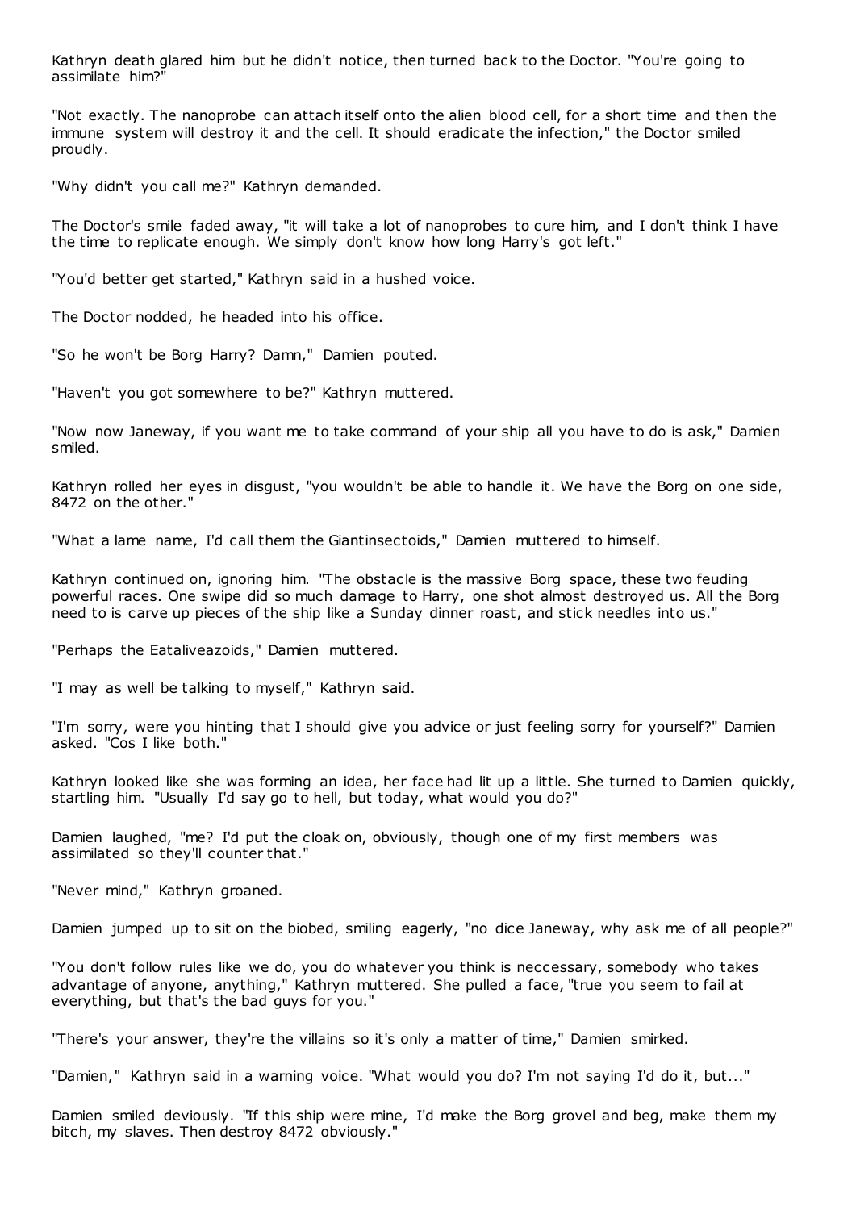Kathryn death glared him but he didn't notice, then turned back to the Doctor. "You're going to assimilate him?"

"Not exactly. The nanoprobe can attach itself onto the alien blood cell, for a short time and then the immune system will destroy it and the cell. It should eradicate the infection," the Doctor smiled proudly.

"Why didn't you call me?" Kathryn demanded.

The Doctor's smile faded away, "it will take a lot of nanoprobes to cure him, and I don't think I have the time to replicate enough. We simply don't know how long Harry's got left."

"You'd better get started," Kathryn said in a hushed voice.

The Doctor nodded, he headed into his office.

"So he won't be Borg Harry? Damn," Damien pouted.

"Haven't you got somewhere to be?" Kathryn muttered.

"Now now Janeway, if you want me to take command of your ship all you have to do is ask," Damien smiled.

Kathryn rolled her eyes in disgust, "you wouldn't be able to handle it. We have the Borg on one side, 8472 on the other."

"What a lame name, I'd call them the Giantinsectoids," Damien muttered to himself.

Kathryn continued on, ignoring him. "The obstacle is the massive Borg space, these two feuding powerful races. One swipe did so much damage to Harry, one shot almost destroyed us. All the Borg need to is carve up pieces of the ship like a Sunday dinner roast, and stick needles into us."

"Perhaps the Eataliveazoids," Damien muttered.

"I may as well be talking to myself," Kathryn said.

"I'm sorry, were you hinting that I should give you advice or just feeling sorry for yourself?" Damien asked. "Cos I like both."

Kathryn looked like she was forming an idea, her face had lit up a little. She turned to Damien quickly, startling him. "Usually I'd say go to hell, but today, what would you do?"

Damien laughed, "me? I'd put the cloak on, obviously, though one of my first members was assimilated so they'll counter that."

"Never mind," Kathryn groaned.

Damien jumped up to sit on the biobed, smiling eagerly, "no dice Janeway, why ask me of all people?"

"You don't follow rules like we do, you do whatever you think is neccessary, somebody who takes advantage of anyone, anything," Kathryn muttered. She pulled a face, "true you seem to fail at everything, but that's the bad guys for you."

"There's your answer, they're the villains so it's only a matter of time," Damien smirked.

"Damien," Kathryn said in a warning voice. "What would you do? I'm not saying I'd do it, but..."

Damien smiled deviously. "If this ship were mine, I'd make the Borg grovel and beg, make them my bitch, my slaves. Then destroy 8472 obviously."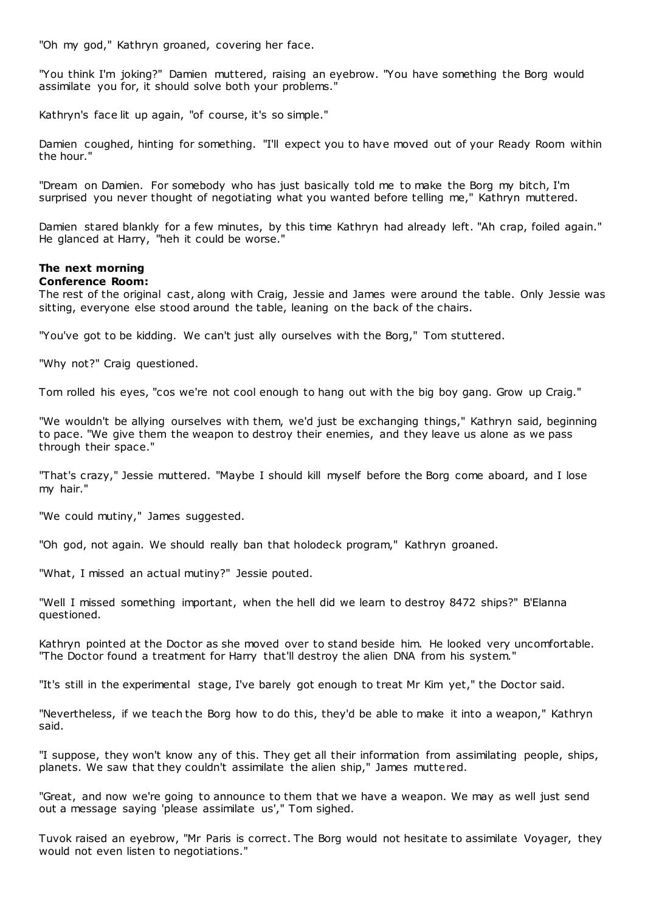"Oh my god," Kathryn groaned, covering her face.

"You think I'm joking?" Damien muttered, raising an eyebrow. "You have something the Borg would assimilate you for, it should solve both your problems."

Kathryn's face lit up again, "of course, it's so simple."

Damien coughed, hinting for something. "I'll expect you to have moved out of your Ready Room within the hour."

"Dream on Damien. For somebody who has just basically told me to make the Borg my bitch, I'm surprised you never thought of negotiating what you wanted before telling me," Kathryn muttered.

Damien stared blankly for a few minutes, by this time Kathryn had already left. "Ah crap, foiled again." He glanced at Harry, "heh it could be worse."

**The next morning**
**Conference Room:**
The rest of the original cast, along with Craig, Jessie and James were around the table. Only Jessie was sitting, everyone else stood around the table, leaning on the back of the chairs.

"You've got to be kidding. We can't just ally ourselves with the Borg," Tom stuttered.

"Why not?" Craig questioned.

Tom rolled his eyes, "cos we're not cool enough to hang out with the big boy gang. Grow up Craig."

"We wouldn't be allying ourselves with them, we'd just be exchanging things," Kathryn said, beginning to pace. "We give them the weapon to destroy their enemies, and they leave us alone as we pass through their space."

"That's crazy," Jessie muttered. "Maybe I should kill myself before the Borg come aboard, and I lose my hair."

"We could mutiny," James suggested.

"Oh god, not again. We should really ban that holodeck program," Kathryn groaned.

"What, I missed an actual mutiny?" Jessie pouted.

"Well I missed something important, when the hell did we learn to destroy 8472 ships?" B'Elanna questioned.

Kathryn pointed at the Doctor as she moved over to stand beside him. He looked very uncomfortable. "The Doctor found a treatment for Harry that'll destroy the alien DNA from his system."

"It's still in the experimental stage, I've barely got enough to treat Mr Kim yet," the Doctor said.

"Nevertheless, if we teach the Borg how to do this, they'd be able to make it into a weapon," Kathryn said.

"I suppose, they won't know any of this. They get all their information from assimilating people, ships, planets. We saw that they couldn't assimilate the alien ship," James muttered.

"Great, and now we're going to announce to them that we have a weapon. We may as well just send out a message saying 'please assimilate us'," Tom sighed.

Tuvok raised an eyebrow, "Mr Paris is correct. The Borg would not hesitate to assimilate Voyager, they would not even listen to negotiations."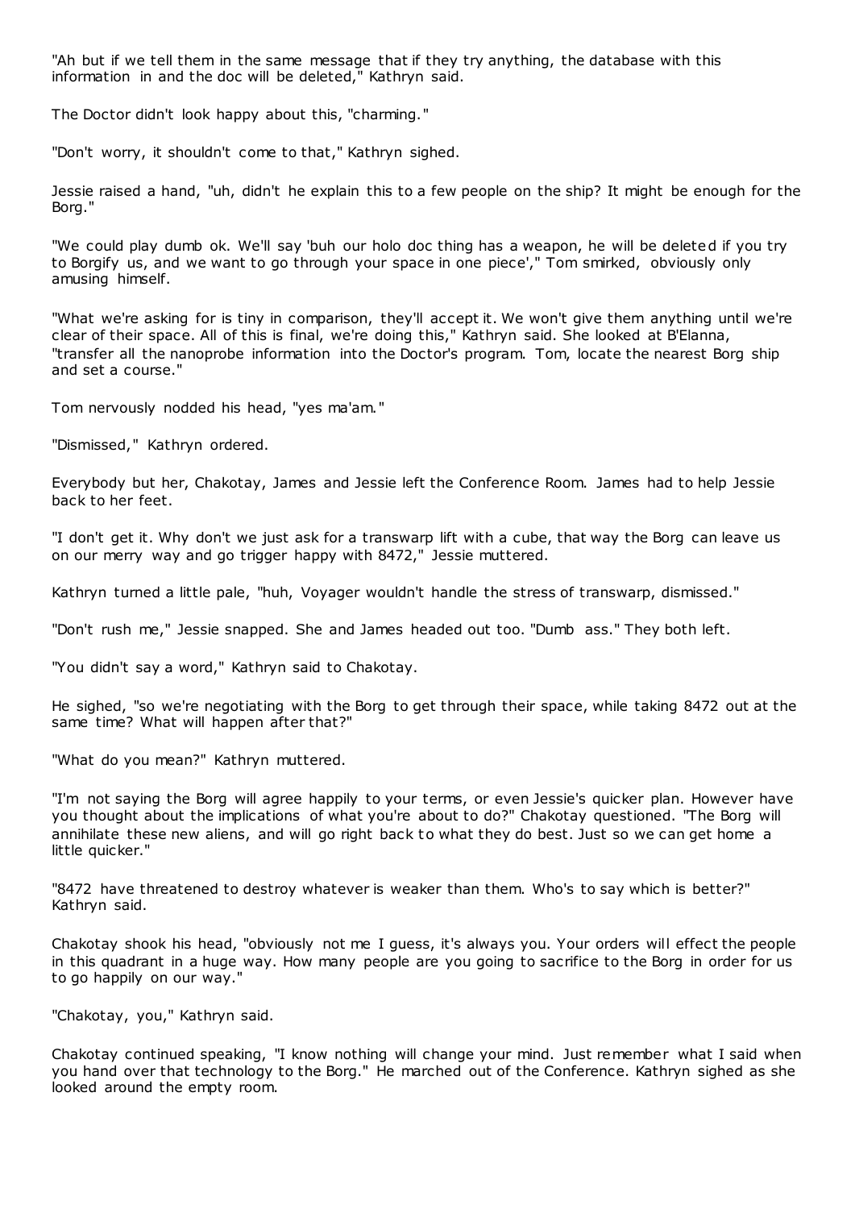"Ah but if we tell them in the same message that if they try anything, the database with this information in and the doc will be deleted," Kathryn said.

The Doctor didn't look happy about this, "charming."

"Don't worry, it shouldn't come to that," Kathryn sighed.

Jessie raised a hand, "uh, didn't he explain this to a few people on the ship? It might be enough for the Borg."

"We could play dumb ok. We'll say 'buh our holo doc thing has a weapon, he will be deleted if you try to Borgify us, and we want to go through your space in one piece'," Tom smirked, obviously only amusing himself.

"What we're asking for is tiny in comparison, they'll accept it. We won't give them anything until we're clear of their space. All of this is final, we're doing this," Kathryn said. She looked at B'Elanna, "transfer all the nanoprobe information into the Doctor's program. Tom, locate the nearest Borg ship and set a course."

Tom nervously nodded his head, "yes ma'am."

"Dismissed," Kathryn ordered.

Everybody but her, Chakotay, James and Jessie left the Conference Room. James had to help Jessie back to her feet.

"I don't get it. Why don't we just ask for a transwarp lift with a cube, that way the Borg can leave us on our merry way and go trigger happy with 8472," Jessie muttered.

Kathryn turned a little pale, "huh, Voyager wouldn't handle the stress of transwarp, dismissed."

"Don't rush me," Jessie snapped. She and James headed out too. "Dumb ass." They both left.

"You didn't say a word," Kathryn said to Chakotay.

He sighed, "so we're negotiating with the Borg to get through their space, while taking 8472 out at the same time? What will happen after that?"

"What do you mean?" Kathryn muttered.

"I'm not saying the Borg will agree happily to your terms, or even Jessie's quicker plan. However have you thought about the implications of what you're about to do?" Chakotay questioned. "The Borg will annihilate these new aliens, and will go right back to what they do best. Just so we can get home a little quicker."

"8472 have threatened to destroy whatever is weaker than them. Who's to say which is better?" Kathryn said.

Chakotay shook his head, "obviously not me I guess, it's always you. Your orders will effect the people in this quadrant in a huge way. How many people are you going to sacrifice to the Borg in order for us to go happily on our way."

"Chakotay, you," Kathryn said.

Chakotay continued speaking, "I know nothing will change your mind. Just remember what I said when you hand over that technology to the Borg." He marched out of the Conference. Kathryn sighed as she looked around the empty room.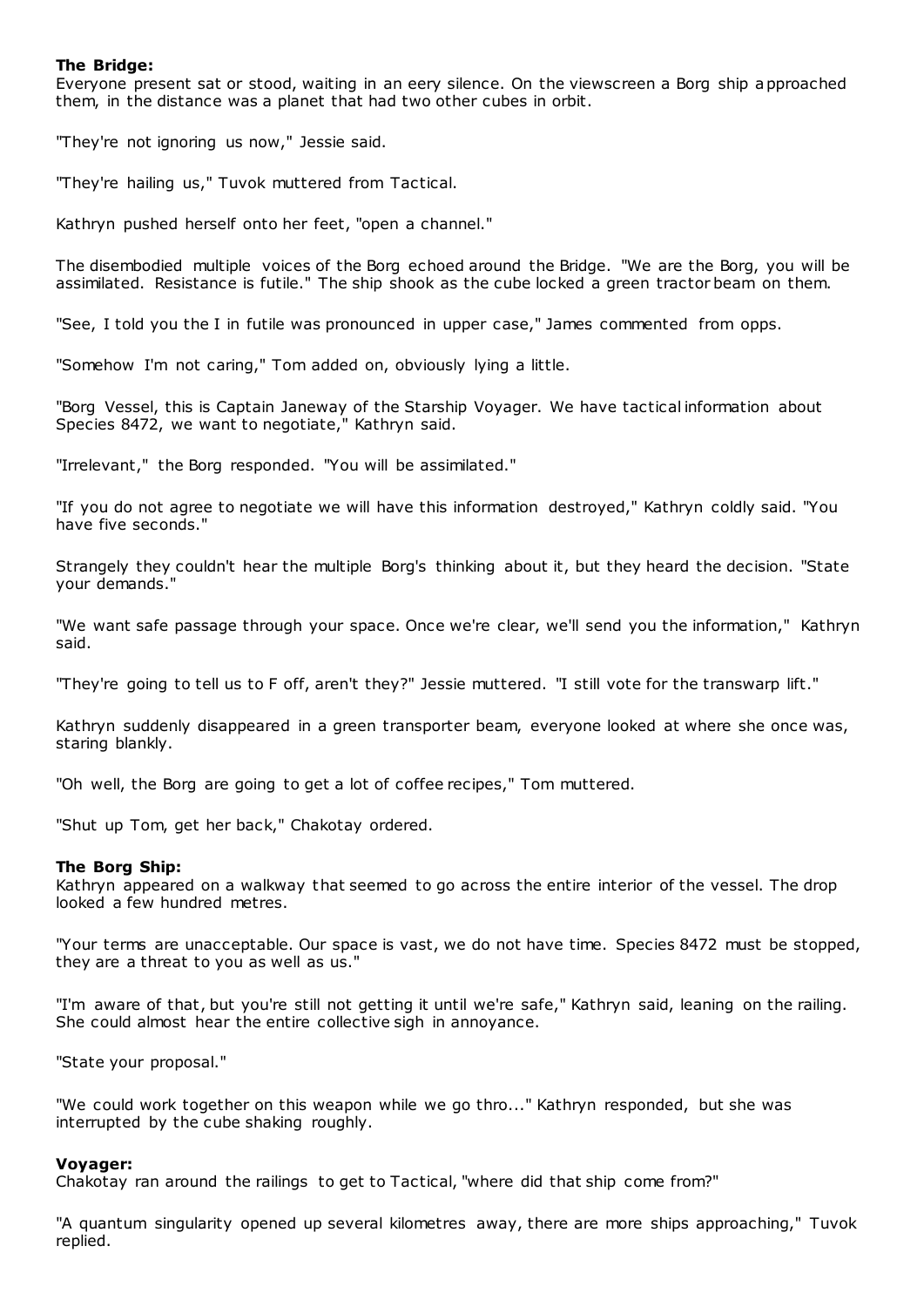**The Bridge:**

Everyone present sat or stood, waiting in an eery silence. On the viewscreen a Borg ship approached them, in the distance was a planet that had two other cubes in orbit.

"They're not ignoring us now," Jessie said.

"They're hailing us," Tuvok muttered from Tactical.

Kathryn pushed herself onto her feet, "open a channel."

The disembodied multiple voices of the Borg echoed around the Bridge. "We are the Borg, you will be assimilated. Resistance is futile." The ship shook as the cube locked a green tractor beam on them.

"See, I told you the I in futile was pronounced in upper case," James commented from opps.

"Somehow I'm not caring," Tom added on, obviously lying a little.

"Borg Vessel, this is Captain Janeway of the Starship Voyager. We have tactical information about Species 8472, we want to negotiate," Kathryn said.

"Irrelevant," the Borg responded. "You will be assimilated."

"If you do not agree to negotiate we will have this information destroyed," Kathryn coldly said. "You have five seconds."

Strangely they couldn't hear the multiple Borg's thinking about it, but they heard the decision. "State your demands."

"We want safe passage through your space. Once we're clear, we'll send you the information," Kathryn said.

"They're going to tell us to F off, aren't they?" Jessie muttered. "I still vote for the transwarp lift."

Kathryn suddenly disappeared in a green transporter beam, everyone looked at where she once was, staring blankly.

"Oh well, the Borg are going to get a lot of coffee recipes," Tom muttered.

"Shut up Tom, get her back," Chakotay ordered.

**The Borg Ship:**

Kathryn appeared on a walkway that seemed to go across the entire interior of the vessel. The drop looked a few hundred metres.

"Your terms are unacceptable. Our space is vast, we do not have time. Species 8472 must be stopped, they are a threat to you as well as us."

"I'm aware of that, but you're still not getting it until we're safe," Kathryn said, leaning on the railing. She could almost hear the entire collective sigh in annoyance.

"State your proposal."

"We could work together on this weapon while we go thro..." Kathryn responded, but she was interrupted by the cube shaking roughly.

**Voyager:**

Chakotay ran around the railings to get to Tactical, "where did that ship come from?"

"A quantum singularity opened up several kilometres away, there are more ships approaching," Tuvok replied.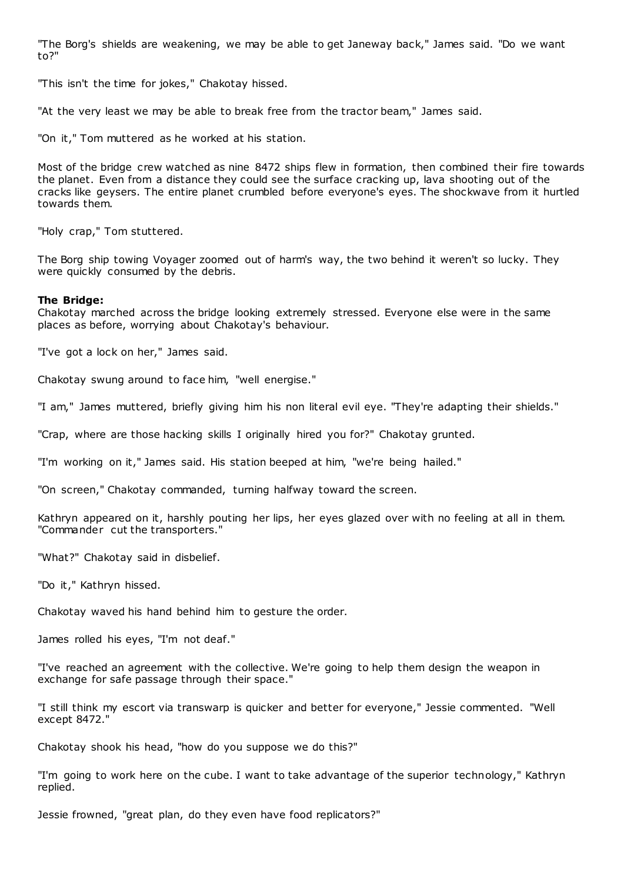"The Borg's shields are weakening, we may be able to get Janeway back," James said. "Do we want to?"

"This isn't the time for jokes," Chakotay hissed.

"At the very least we may be able to break free from the tractor beam," James said.

"On it," Tom muttered as he worked at his station.

Most of the bridge crew watched as nine 8472 ships flew in formation, then combined their fire towards the planet. Even from a distance they could see the surface cracking up, lava shooting out of the cracks like geysers. The entire planet crumbled before everyone's eyes. The shockwave from it hurtled towards them.

"Holy crap," Tom stuttered.

The Borg ship towing Voyager zoomed out of harm's way, the two behind it weren't so lucky. They were quickly consumed by the debris.

**The Bridge:**
Chakotay marched across the bridge looking extremely stressed. Everyone else were in the same places as before, worrying about Chakotay's behaviour.

"I've got a lock on her," James said.

Chakotay swung around to face him, "well energise."

"I am," James muttered, briefly giving him his non literal evil eye. "They're adapting their shields."

"Crap, where are those hacking skills I originally hired you for?" Chakotay grunted.

"I'm working on it," James said. His station beeped at him, "we're being hailed."

"On screen," Chakotay commanded, turning halfway toward the screen.

Kathryn appeared on it, harshly pouting her lips, her eyes glazed over with no feeling at all in them. "Commander cut the transporters."

"What?" Chakotay said in disbelief.

"Do it," Kathryn hissed.

Chakotay waved his hand behind him to gesture the order.

James rolled his eyes, "I'm not deaf."

"I've reached an agreement with the collective. We're going to help them design the weapon in exchange for safe passage through their space."

"I still think my escort via transwarp is quicker and better for everyone," Jessie commented. "Well except 8472."

Chakotay shook his head, "how do you suppose we do this?"

"I'm going to work here on the cube. I want to take advantage of the superior technology," Kathryn replied.

Jessie frowned, "great plan, do they even have food replicators?"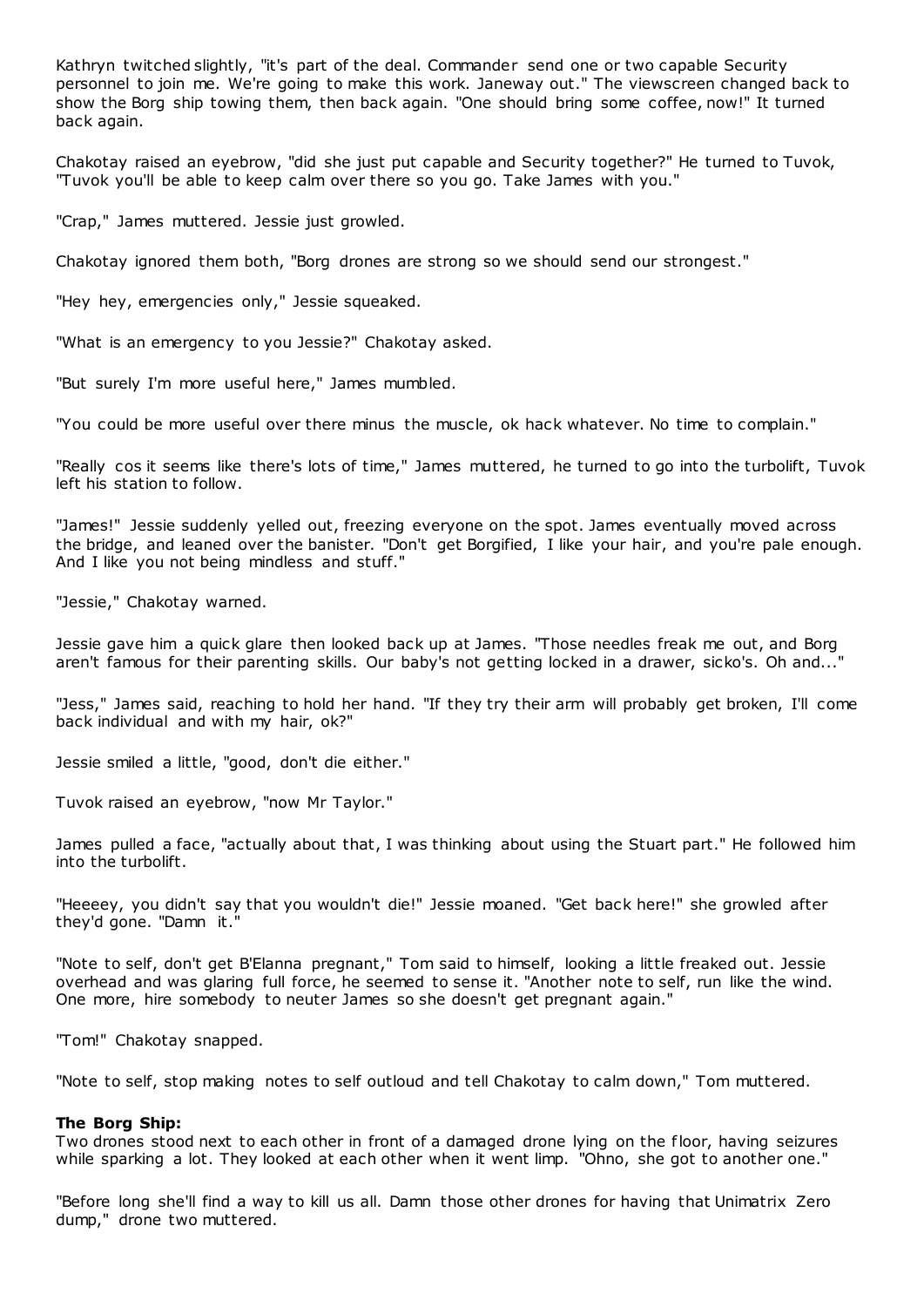Kathryn twitched slightly, "it's part of the deal. Commander send one or two capable Security personnel to join me. We're going to make this work. Janeway out." The viewscreen changed back to show the Borg ship towing them, then back again. "One should bring some coffee, now!" It turned back again.

Chakotay raised an eyebrow, "did she just put capable and Security together?" He turned to Tuvok, "Tuvok you'll be able to keep calm over there so you go. Take James with you."

"Crap," James muttered. Jessie just growled.

Chakotay ignored them both, "Borg drones are strong so we should send our strongest."

"Hey hey, emergencies only," Jessie squeaked.

"What is an emergency to you Jessie?" Chakotay asked.

"But surely I'm more useful here," James mumbled.

"You could be more useful over there minus the muscle, ok hack whatever. No time to complain."

"Really cos it seems like there's lots of time," James muttered, he turned to go into the turbolift, Tuvok left his station to follow.

"James!" Jessie suddenly yelled out, freezing everyone on the spot. James eventually moved across the bridge, and leaned over the banister. "Don't get Borgified, I like your hair, and you're pale enough. And I like you not being mindless and stuff."

"Jessie," Chakotay warned.

Jessie gave him a quick glare then looked back up at James. "Those needles freak me out, and Borg aren't famous for their parenting skills. Our baby's not getting locked in a drawer, sicko's. Oh and..."

"Jess," James said, reaching to hold her hand. "If they try their arm will probably get broken, I'll come back individual and with my hair, ok?"

Jessie smiled a little, "good, don't die either."

Tuvok raised an eyebrow, "now Mr Taylor."

James pulled a face, "actually about that, I was thinking about using the Stuart part." He followed him into the turbolift.

"Heeeey, you didn't say that you wouldn't die!" Jessie moaned. "Get back here!" she growled after they'd gone. "Damn it."

"Note to self, don't get B'Elanna pregnant," Tom said to himself, looking a little freaked out. Jessie overhead and was glaring full force, he seemed to sense it. "Another note to self, run like the wind. One more, hire somebody to neuter James so she doesn't get pregnant again."

"Tom!" Chakotay snapped.

"Note to self, stop making notes to self outloud and tell Chakotay to calm down," Tom muttered.

**The Borg Ship:**
Two drones stood next to each other in front of a damaged drone lying on the floor, having seizures while sparking a lot. They looked at each other when it went limp. "Ohno, she got to another one."

"Before long she'll find a way to kill us all. Damn those other drones for having that Unimatrix Zero dump," drone two muttered.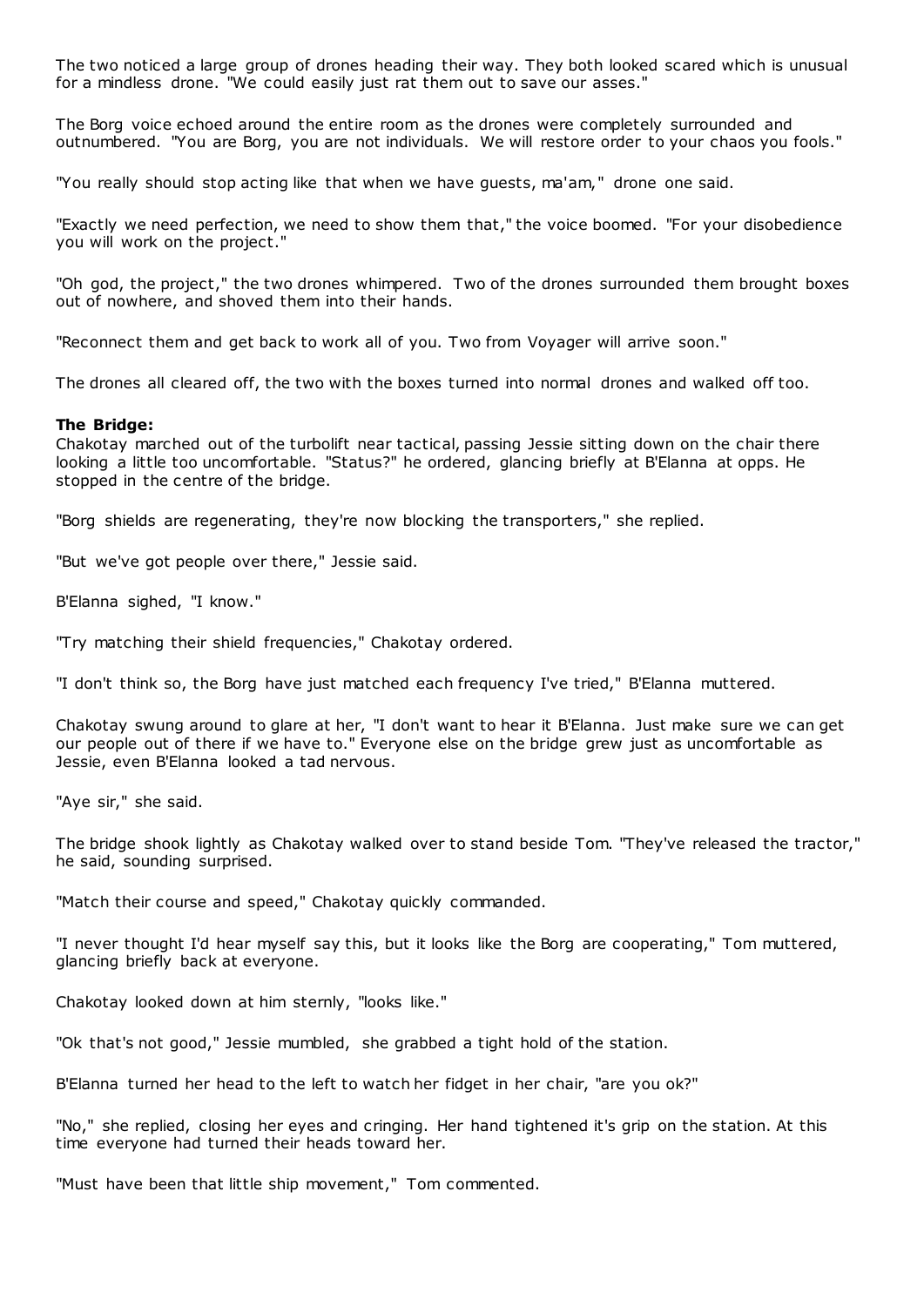The two noticed a large group of drones heading their way. They both looked scared which is unusual for a mindless drone. "We could easily just rat them out to save our asses."

The Borg voice echoed around the entire room as the drones were completely surrounded and outnumbered. "You are Borg, you are not individuals. We will restore order to your chaos you fools."

"You really should stop acting like that when we have guests, ma'am," drone one said.

"Exactly we need perfection, we need to show them that," the voice boomed. "For your disobedience you will work on the project."

"Oh god, the project," the two drones whimpered. Two of the drones surrounded them brought boxes out of nowhere, and shoved them into their hands.

"Reconnect them and get back to work all of you. Two from Voyager will arrive soon."

The drones all cleared off, the two with the boxes turned into normal drones and walked off too.

**The Bridge:**

Chakotay marched out of the turbolift near tactical, passing Jessie sitting down on the chair there looking a little too uncomfortable. "Status?" he ordered, glancing briefly at B'Elanna at opps. He stopped in the centre of the bridge.

"Borg shields are regenerating, they're now blocking the transporters," she replied.

"But we've got people over there," Jessie said.

B'Elanna sighed, "I know."

"Try matching their shield frequencies," Chakotay ordered.

"I don't think so, the Borg have just matched each frequency I've tried," B'Elanna muttered.

Chakotay swung around to glare at her, "I don't want to hear it B'Elanna. Just make sure we can get our people out of there if we have to." Everyone else on the bridge grew just as uncomfortable as Jessie, even B'Elanna looked a tad nervous.

"Aye sir," she said.

The bridge shook lightly as Chakotay walked over to stand beside Tom. "They've released the tractor," he said, sounding surprised.

"Match their course and speed," Chakotay quickly commanded.

"I never thought I'd hear myself say this, but it looks like the Borg are cooperating," Tom muttered, glancing briefly back at everyone.

Chakotay looked down at him sternly, "looks like."

"Ok that's not good," Jessie mumbled, she grabbed a tight hold of the station.

B'Elanna turned her head to the left to watch her fidget in her chair, "are you ok?"

"No," she replied, closing her eyes and cringing. Her hand tightened it's grip on the station. At this time everyone had turned their heads toward her.

"Must have been that little ship movement," Tom commented.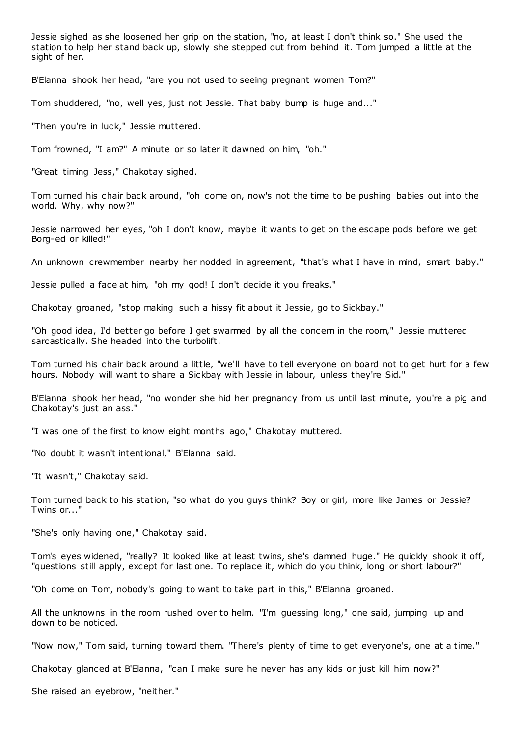Jessie sighed as she loosened her grip on the station, "no, at least I don't think so." She used the station to help her stand back up, slowly she stepped out from behind it. Tom jumped a little at the sight of her.

B'Elanna shook her head, "are you not used to seeing pregnant women Tom?"

Tom shuddered, "no, well yes, just not Jessie. That baby bump is huge and..."

"Then you're in luck," Jessie muttered.

Tom frowned, "I am?" A minute or so later it dawned on him, "oh."

"Great timing Jess," Chakotay sighed.

Tom turned his chair back around, "oh come on, now's not the time to be pushing babies out into the world. Why, why now?"

Jessie narrowed her eyes, "oh I don't know, maybe it wants to get on the escape pods before we get Borg-ed or killed!"

An unknown crewmember nearby her nodded in agreement, "that's what I have in mind, smart baby."

Jessie pulled a face at him, "oh my god! I don't decide it you freaks."

Chakotay groaned, "stop making such a hissy fit about it Jessie, go to Sickbay."

"Oh good idea, I'd better go before I get swarmed by all the concern in the room," Jessie muttered sarcastically. She headed into the turbolift.

Tom turned his chair back around a little, "we'll have to tell everyone on board not to get hurt for a few hours. Nobody will want to share a Sickbay with Jessie in labour, unless they're Sid."

B'Elanna shook her head, "no wonder she hid her pregnancy from us until last minute, you're a pig and Chakotay's just an ass."

"I was one of the first to know eight months ago," Chakotay muttered.

"No doubt it wasn't intentional," B'Elanna said.

"It wasn't," Chakotay said.

Tom turned back to his station, "so what do you guys think? Boy or girl, more like James or Jessie? Twins or..."

"She's only having one," Chakotay said.

Tom's eyes widened, "really? It looked like at least twins, she's damned huge." He quickly shook it off, "questions still apply, except for last one. To replace it, which do you think, long or short labour?"

"Oh come on Tom, nobody's going to want to take part in this," B'Elanna groaned.

All the unknowns in the room rushed over to helm. "I'm guessing long," one said, jumping up and down to be noticed.

"Now now," Tom said, turning toward them. "There's plenty of time to get everyone's, one at a time."

Chakotay glanced at B'Elanna, "can I make sure he never has any kids or just kill him now?"

She raised an eyebrow, "neither."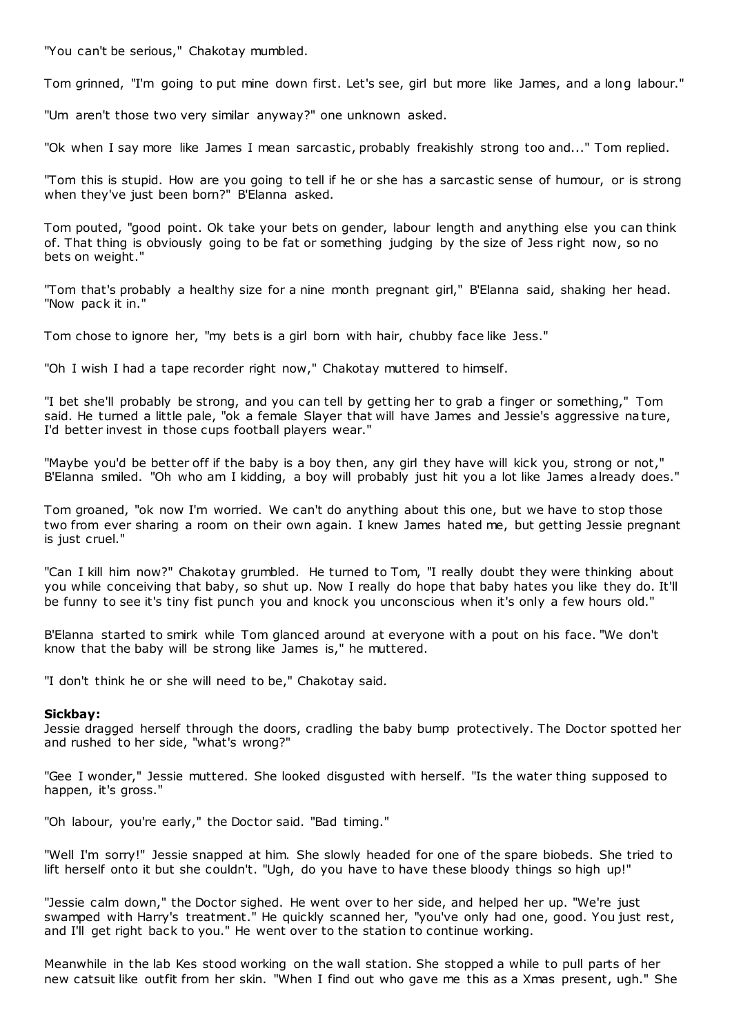"You can't be serious," Chakotay mumbled.

Tom grinned, "I'm going to put mine down first. Let's see, girl but more like James, and a long labour."

"Um aren't those two very similar anyway?" one unknown asked.

"Ok when I say more like James I mean sarcastic, probably freakishly strong too and..." Tom replied.

"Tom this is stupid. How are you going to tell if he or she has a sarcastic sense of humour, or is strong when they've just been born?" B'Elanna asked.

Tom pouted, "good point. Ok take your bets on gender, labour length and anything else you can think of. That thing is obviously going to be fat or something judging by the size of Jess right now, so no bets on weight."

"Tom that's probably a healthy size for a nine month pregnant girl," B'Elanna said, shaking her head. "Now pack it in."

Tom chose to ignore her, "my bets is a girl born with hair, chubby face like Jess."

"Oh I wish I had a tape recorder right now," Chakotay muttered to himself.

"I bet she'll probably be strong, and you can tell by getting her to grab a finger or something," Tom said. He turned a little pale, "ok a female Slayer that will have James and Jessie's aggressive nature, I'd better invest in those cups football players wear."

"Maybe you'd be better off if the baby is a boy then, any girl they have will kick you, strong or not," B'Elanna smiled. "Oh who am I kidding, a boy will probably just hit you a lot like James already does."

Tom groaned, "ok now I'm worried. We can't do anything about this one, but we have to stop those two from ever sharing a room on their own again. I knew James hated me, but getting Jessie pregnant is just cruel."

"Can I kill him now?" Chakotay grumbled. He turned to Tom, "I really doubt they were thinking about you while conceiving that baby, so shut up. Now I really do hope that baby hates you like they do. It'll be funny to see it's tiny fist punch you and knock you unconscious when it's only a few hours old."

B'Elanna started to smirk while Tom glanced around at everyone with a pout on his face. "We don't know that the baby will be strong like James is," he muttered.

"I don't think he or she will need to be," Chakotay said.

**Sickbay:**
Jessie dragged herself through the doors, cradling the baby bump protectively. The Doctor spotted her and rushed to her side, "what's wrong?"

"Gee I wonder," Jessie muttered. She looked disgusted with herself. "Is the water thing supposed to happen, it's gross."

"Oh labour, you're early," the Doctor said. "Bad timing."

"Well I'm sorry!" Jessie snapped at him. She slowly headed for one of the spare biobeds. She tried to lift herself onto it but she couldn't. "Ugh, do you have to have these bloody things so high up!"

"Jessie calm down," the Doctor sighed. He went over to her side, and helped her up. "We're just swamped with Harry's treatment." He quickly scanned her, "you've only had one, good. You just rest, and I'll get right back to you." He went over to the station to continue working.

Meanwhile in the lab Kes stood working on the wall station. She stopped a while to pull parts of her new catsuit like outfit from her skin. "When I find out who gave me this as a Xmas present, ugh." She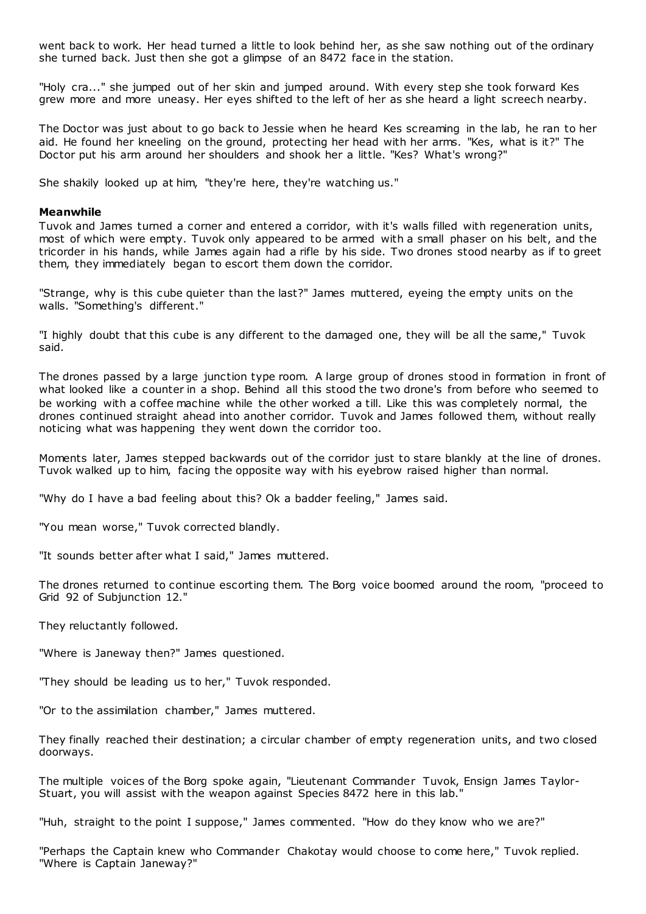went back to work. Her head turned a little to look behind her, as she saw nothing out of the ordinary she turned back. Just then she got a glimpse of an 8472 face in the station.

"Holy cra..." she jumped out of her skin and jumped around. With every step she took forward Kes grew more and more uneasy. Her eyes shifted to the left of her as she heard a light screech nearby.

The Doctor was just about to go back to Jessie when he heard Kes screaming in the lab, he ran to her aid. He found her kneeling on the ground, protecting her head with her arms. "Kes, what is it?" The Doctor put his arm around her shoulders and shook her a little. "Kes? What's wrong?"

She shakily looked up at him, "they're here, they're watching us."

**Meanwhile**

Tuvok and James turned a corner and entered a corridor, with it's walls filled with regeneration units, most of which were empty. Tuvok only appeared to be armed with a small phaser on his belt, and the tricorder in his hands, while James again had a rifle by his side. Two drones stood nearby as if to greet them, they immediately began to escort them down the corridor.

"Strange, why is this cube quieter than the last?" James muttered, eyeing the empty units on the walls. "Something's different."

"I highly doubt that this cube is any different to the damaged one, they will be all the same," Tuvok said.

The drones passed by a large junction type room. A large group of drones stood in formation in front of what looked like a counter in a shop. Behind all this stood the two drone's from before who seemed to be working with a coffee machine while the other worked a till. Like this was completely normal, the drones continued straight ahead into another corridor. Tuvok and James followed them, without really noticing what was happening they went down the corridor too.

Moments later, James stepped backwards out of the corridor just to stare blankly at the line of drones. Tuvok walked up to him, facing the opposite way with his eyebrow raised higher than normal.

"Why do I have a bad feeling about this? Ok a badder feeling," James said.

"You mean worse," Tuvok corrected blandly.

"It sounds better after what I said," James muttered.

The drones returned to continue escorting them. The Borg voice boomed around the room, "proceed to Grid 92 of Subjunction 12."

They reluctantly followed.

"Where is Janeway then?" James questioned.

"They should be leading us to her," Tuvok responded.

"Or to the assimilation chamber," James muttered.

They finally reached their destination; a circular chamber of empty regeneration units, and two closed doorways.

The multiple voices of the Borg spoke again, "Lieutenant Commander Tuvok, Ensign James Taylor-Stuart, you will assist with the weapon against Species 8472 here in this lab."

"Huh, straight to the point I suppose," James commented. "How do they know who we are?"

"Perhaps the Captain knew who Commander Chakotay would choose to come here," Tuvok replied. "Where is Captain Janeway?"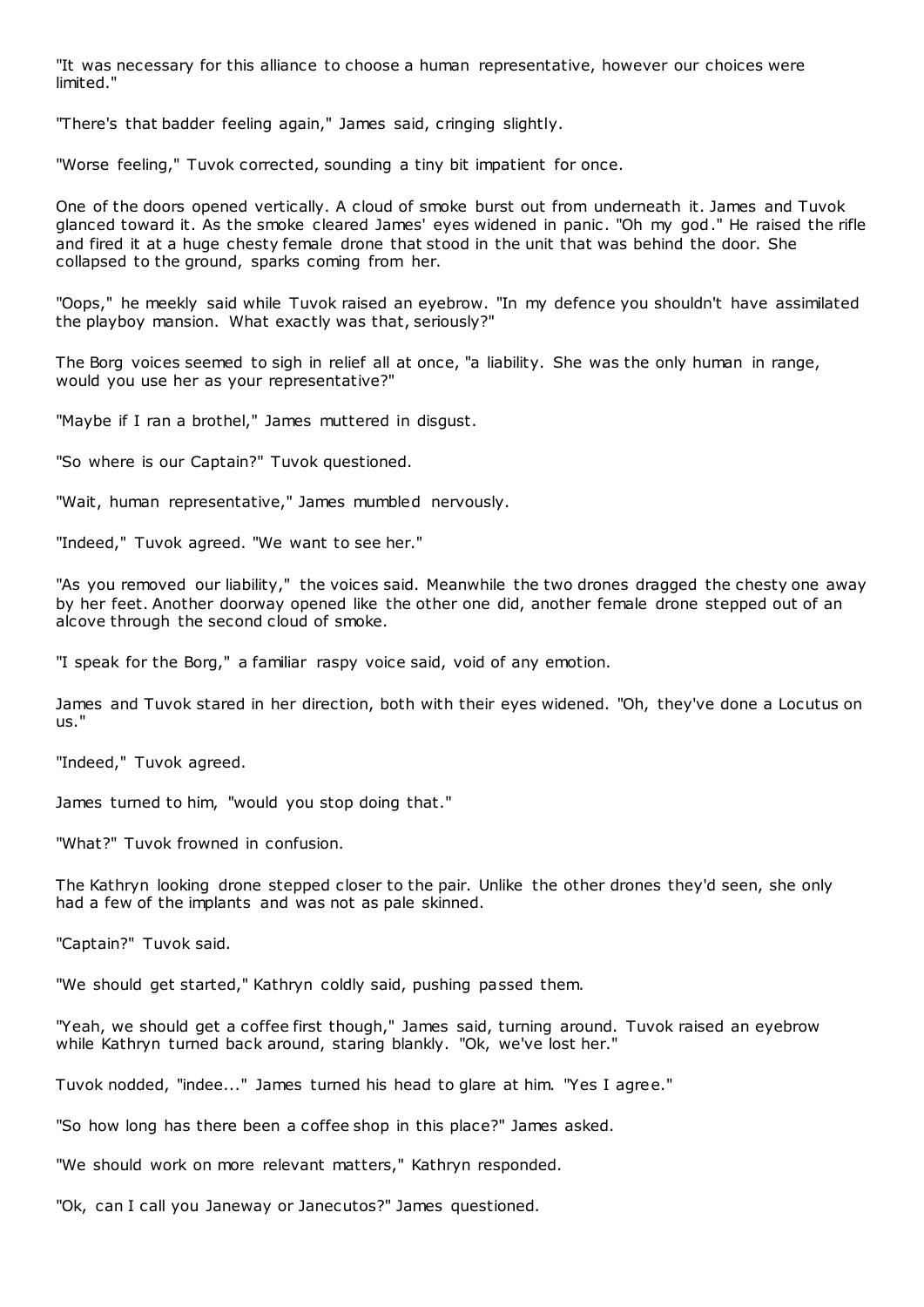"It was necessary for this alliance to choose a human representative, however our choices were limited."

"There's that badder feeling again," James said, cringing slightly.

"Worse feeling," Tuvok corrected, sounding a tiny bit impatient for once.

One of the doors opened vertically. A cloud of smoke burst out from underneath it. James and Tuvok glanced toward it. As the smoke cleared James' eyes widened in panic. "Oh my god." He raised the rifle and fired it at a huge chesty female drone that stood in the unit that was behind the door. She collapsed to the ground, sparks coming from her.

"Oops," he meekly said while Tuvok raised an eyebrow. "In my defence you shouldn't have assimilated the playboy mansion. What exactly was that, seriously?"

The Borg voices seemed to sigh in relief all at once, "a liability. She was the only human in range, would you use her as your representative?"

"Maybe if I ran a brothel," James muttered in disgust.

"So where is our Captain?" Tuvok questioned.

"Wait, human representative," James mumbled nervously.

"Indeed," Tuvok agreed. "We want to see her."

"As you removed our liability," the voices said. Meanwhile the two drones dragged the chesty one away by her feet. Another doorway opened like the other one did, another female drone stepped out of an alcove through the second cloud of smoke.

"I speak for the Borg," a familiar raspy voice said, void of any emotion.

James and Tuvok stared in her direction, both with their eyes widened. "Oh, they've done a Locutus on us."

"Indeed," Tuvok agreed.

James turned to him, "would you stop doing that."

"What?" Tuvok frowned in confusion.

The Kathryn looking drone stepped closer to the pair. Unlike the other drones they'd seen, she only had a few of the implants and was not as pale skinned.

"Captain?" Tuvok said.

"We should get started," Kathryn coldly said, pushing passed them.

"Yeah, we should get a coffee first though," James said, turning around. Tuvok raised an eyebrow while Kathryn turned back around, staring blankly. "Ok, we've lost her."

Tuvok nodded, "indee..." James turned his head to glare at him. "Yes I agree."

"So how long has there been a coffee shop in this place?" James asked.

"We should work on more relevant matters," Kathryn responded.

"Ok, can I call you Janeway or Janecutos?" James questioned.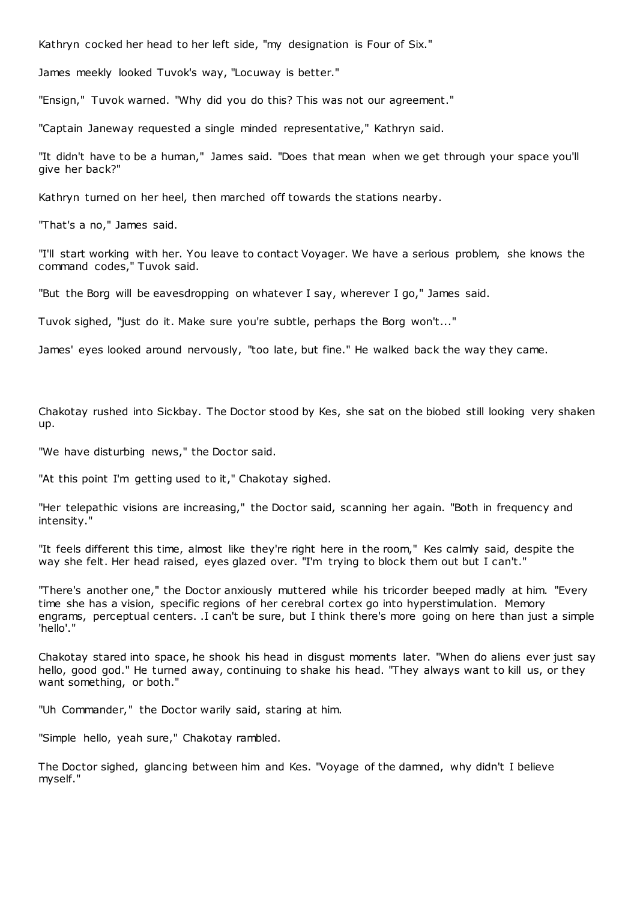Kathryn cocked her head to her left side, "my designation is Four of Six."

James meekly looked Tuvok's way, "Locuway is better."

"Ensign," Tuvok warned. "Why did you do this? This was not our agreement."

"Captain Janeway requested a single minded representative," Kathryn said.

"It didn't have to be a human," James said. "Does that mean when we get through your space you'll give her back?"

Kathryn turned on her heel, then marched off towards the stations nearby.

"That's a no," James said.

"I'll start working with her. You leave to contact Voyager. We have a serious problem, she knows the command codes," Tuvok said.

"But the Borg will be eavesdropping on whatever I say, wherever I go," James said.

Tuvok sighed, "just do it. Make sure you're subtle, perhaps the Borg won't..."

James' eyes looked around nervously, "too late, but fine." He walked back the way they came.

Chakotay rushed into Sickbay. The Doctor stood by Kes, she sat on the biobed still looking very shaken up.

"We have disturbing news," the Doctor said.

"At this point I'm getting used to it," Chakotay sighed.

"Her telepathic visions are increasing," the Doctor said, scanning her again. "Both in frequency and intensity."

"It feels different this time, almost like they're right here in the room," Kes calmly said, despite the way she felt. Her head raised, eyes glazed over. "I'm trying to block them out but I can't."

"There's another one," the Doctor anxiously muttered while his tricorder beeped madly at him. "Every time she has a vision, specific regions of her cerebral cortex go into hyperstimulation. Memory engrams, perceptual centers. .I can't be sure, but I think there's more going on here than just a simple 'hello'."

Chakotay stared into space, he shook his head in disgust moments later. "When do aliens ever just say hello, good god." He turned away, continuing to shake his head. "They always want to kill us, or they want something, or both."

"Uh Commander," the Doctor warily said, staring at him.

"Simple hello, yeah sure," Chakotay rambled.

The Doctor sighed, glancing between him and Kes. "Voyage of the damned, why didn't I believe myself."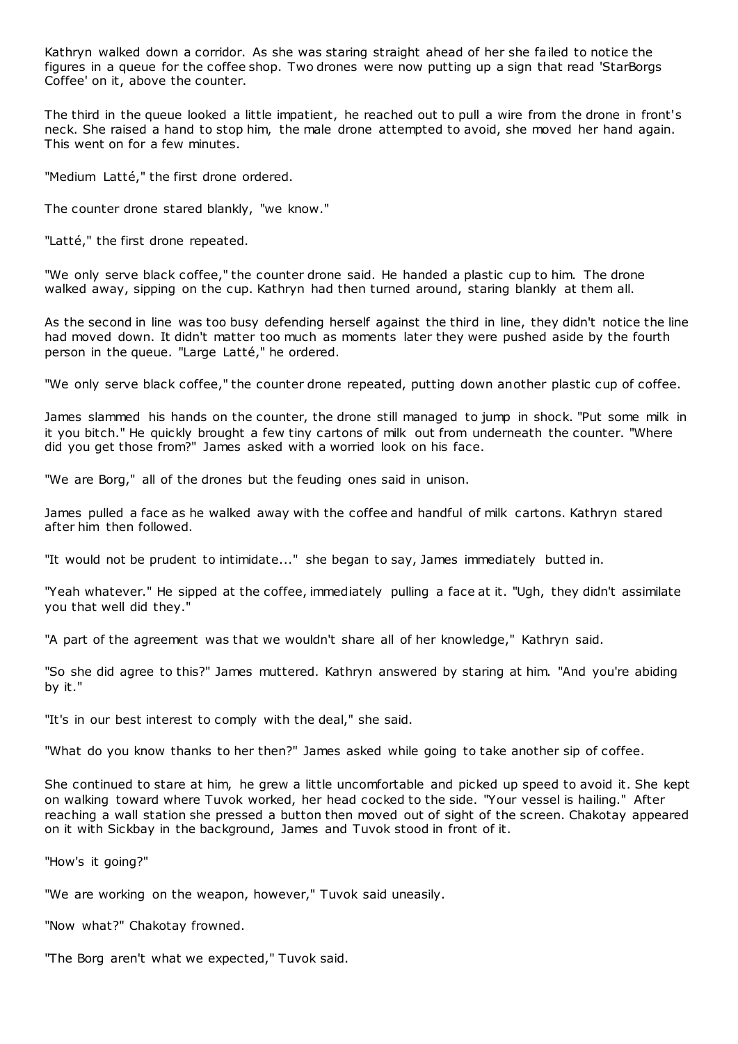Kathryn walked down a corridor. As she was staring straight ahead of her she failed to notice the figures in a queue for the coffee shop. Two drones were now putting up a sign that read 'StarBorgs Coffee' on it, above the counter.

The third in the queue looked a little impatient, he reached out to pull a wire from the drone in front's neck. She raised a hand to stop him, the male drone attempted to avoid, she moved her hand again. This went on for a few minutes.

"Medium Latté," the first drone ordered.

The counter drone stared blankly, "we know."

"Latté," the first drone repeated.

"We only serve black coffee," the counter drone said. He handed a plastic cup to him. The drone walked away, sipping on the cup. Kathryn had then turned around, staring blankly at them all.

As the second in line was too busy defending herself against the third in line, they didn't notice the line had moved down. It didn't matter too much as moments later they were pushed aside by the fourth person in the queue. "Large Latté," he ordered.

"We only serve black coffee," the counter drone repeated, putting down another plastic cup of coffee.

James slammed his hands on the counter, the drone still managed to jump in shock. "Put some milk in it you bitch." He quickly brought a few tiny cartons of milk out from underneath the counter. "Where did you get those from?" James asked with a worried look on his face.

"We are Borg," all of the drones but the feuding ones said in unison.

James pulled a face as he walked away with the coffee and handful of milk cartons. Kathryn stared after him then followed.

"It would not be prudent to intimidate..." she began to say, James immediately butted in.

"Yeah whatever." He sipped at the coffee, immediately pulling a face at it. "Ugh, they didn't assimilate you that well did they."

"A part of the agreement was that we wouldn't share all of her knowledge," Kathryn said.

"So she did agree to this?" James muttered. Kathryn answered by staring at him. "And you're abiding by it."

"It's in our best interest to comply with the deal," she said.

"What do you know thanks to her then?" James asked while going to take another sip of coffee.

She continued to stare at him, he grew a little uncomfortable and picked up speed to avoid it. She kept on walking toward where Tuvok worked, her head cocked to the side. "Your vessel is hailing." After reaching a wall station she pressed a button then moved out of sight of the screen. Chakotay appeared on it with Sickbay in the background, James and Tuvok stood in front of it.

"How's it going?"

"We are working on the weapon, however," Tuvok said uneasily.

"Now what?" Chakotay frowned.

"The Borg aren't what we expected," Tuvok said.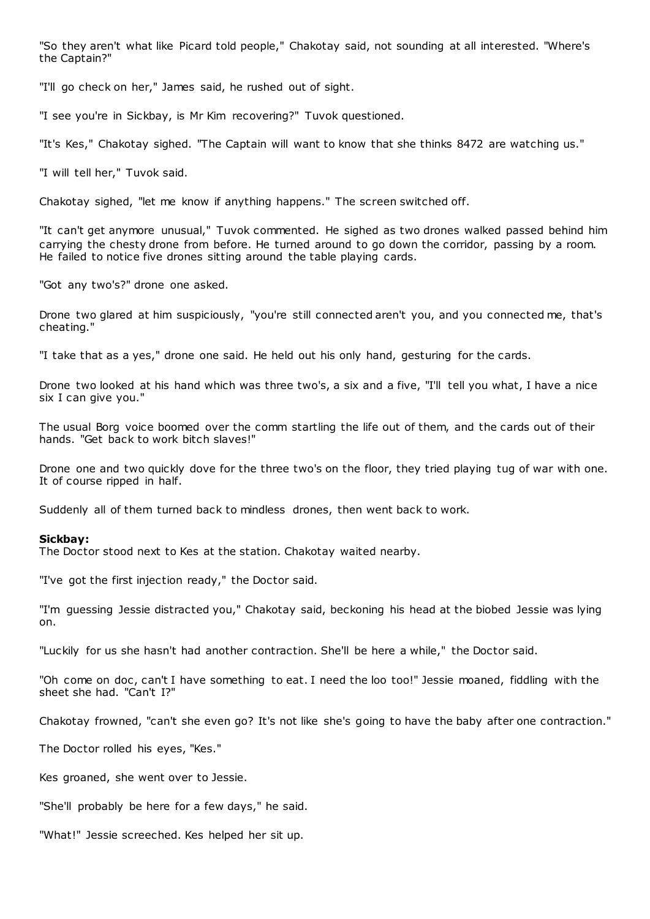"So they aren't what like Picard told people," Chakotay said, not sounding at all interested. "Where's the Captain?"

"I'll go check on her," James said, he rushed out of sight.

"I see you're in Sickbay, is Mr Kim recovering?" Tuvok questioned.

"It's Kes," Chakotay sighed. "The Captain will want to know that she thinks 8472 are watching us."

"I will tell her," Tuvok said.

Chakotay sighed, "let me know if anything happens." The screen switched off.

"It can't get anymore unusual," Tuvok commented. He sighed as two drones walked passed behind him carrying the chesty drone from before. He turned around to go down the corridor, passing by a room. He failed to notice five drones sitting around the table playing cards.

"Got any two's?" drone one asked.

Drone two glared at him suspiciously, "you're still connected aren't you, and you connected me, that's cheating."

"I take that as a yes," drone one said. He held out his only hand, gesturing for the cards.

Drone two looked at his hand which was three two's, a six and a five, "I'll tell you what, I have a nice six I can give you."

The usual Borg voice boomed over the comm startling the life out of them, and the cards out of their hands. "Get back to work bitch slaves!"

Drone one and two quickly dove for the three two's on the floor, they tried playing tug of war with one. It of course ripped in half.

Suddenly all of them turned back to mindless drones, then went back to work.

**Sickbay:**
The Doctor stood next to Kes at the station. Chakotay waited nearby.

"I've got the first injection ready," the Doctor said.

"I'm guessing Jessie distracted you," Chakotay said, beckoning his head at the biobed Jessie was lying on.

"Luckily for us she hasn't had another contraction. She'll be here a while," the Doctor said.

"Oh come on doc, can't I have something to eat. I need the loo too!" Jessie moaned, fiddling with the sheet she had. "Can't I?"

Chakotay frowned, "can't she even go? It's not like she's going to have the baby after one contraction."

The Doctor rolled his eyes, "Kes."

Kes groaned, she went over to Jessie.

"She'll probably be here for a few days," he said.

"What!" Jessie screeched. Kes helped her sit up.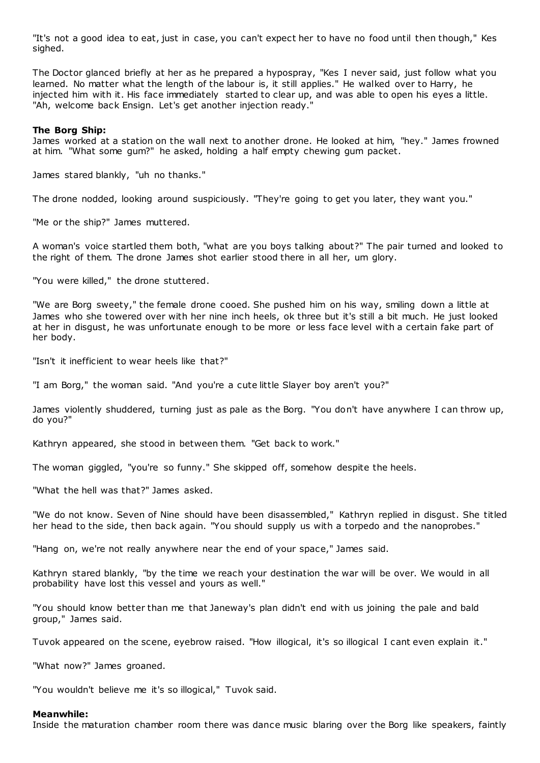"It's not a good idea to eat, just in case, you can't expect her to have no food until then though," Kes sighed.

The Doctor glanced briefly at her as he prepared a hypospray, "Kes I never said, just follow what you learned. No matter what the length of the labour is, it still applies." He walked over to Harry, he injected him with it. His face immediately started to clear up, and was able to open his eyes a little. "Ah, welcome back Ensign. Let's get another injection ready."

**The Borg Ship:**
James worked at a station on the wall next to another drone. He looked at him, "hey." James frowned at him. "What some gum?" he asked, holding a half empty chewing gum packet.

James stared blankly, "uh no thanks."

The drone nodded, looking around suspiciously. "They're going to get you later, they want you."

"Me or the ship?" James muttered.

A woman's voice startled them both, "what are you boys talking about?" The pair turned and looked to the right of them. The drone James shot earlier stood there in all her, um glory.

"You were killed," the drone stuttered.

"We are Borg sweety," the female drone cooed. She pushed him on his way, smiling down a little at James who she towered over with her nine inch heels, ok three but it's still a bit much. He just looked at her in disgust, he was unfortunate enough to be more or less face level with a certain fake part of her body.

"Isn't it inefficient to wear heels like that?"

"I am Borg," the woman said. "And you're a cute little Slayer boy aren't you?"

James violently shuddered, turning just as pale as the Borg. "You don't have anywhere I can throw up, do you?"

Kathryn appeared, she stood in between them. "Get back to work."

The woman giggled, "you're so funny." She skipped off, somehow despite the heels.

"What the hell was that?" James asked.

"We do not know. Seven of Nine should have been disassembled," Kathryn replied in disgust. She titled her head to the side, then back again. "You should supply us with a torpedo and the nanoprobes."

"Hang on, we're not really anywhere near the end of your space," James said.

Kathryn stared blankly, "by the time we reach your destination the war will be over. We would in all probability have lost this vessel and yours as well."

"You should know better than me that Janeway's plan didn't end with us joining the pale and bald group," James said.

Tuvok appeared on the scene, eyebrow raised. "How illogical, it's so illogical I cant even explain it."

"What now?" James groaned.

"You wouldn't believe me it's so illogical," Tuvok said.

**Meanwhile:**
Inside the maturation chamber room there was dance music blaring over the Borg like speakers, faintly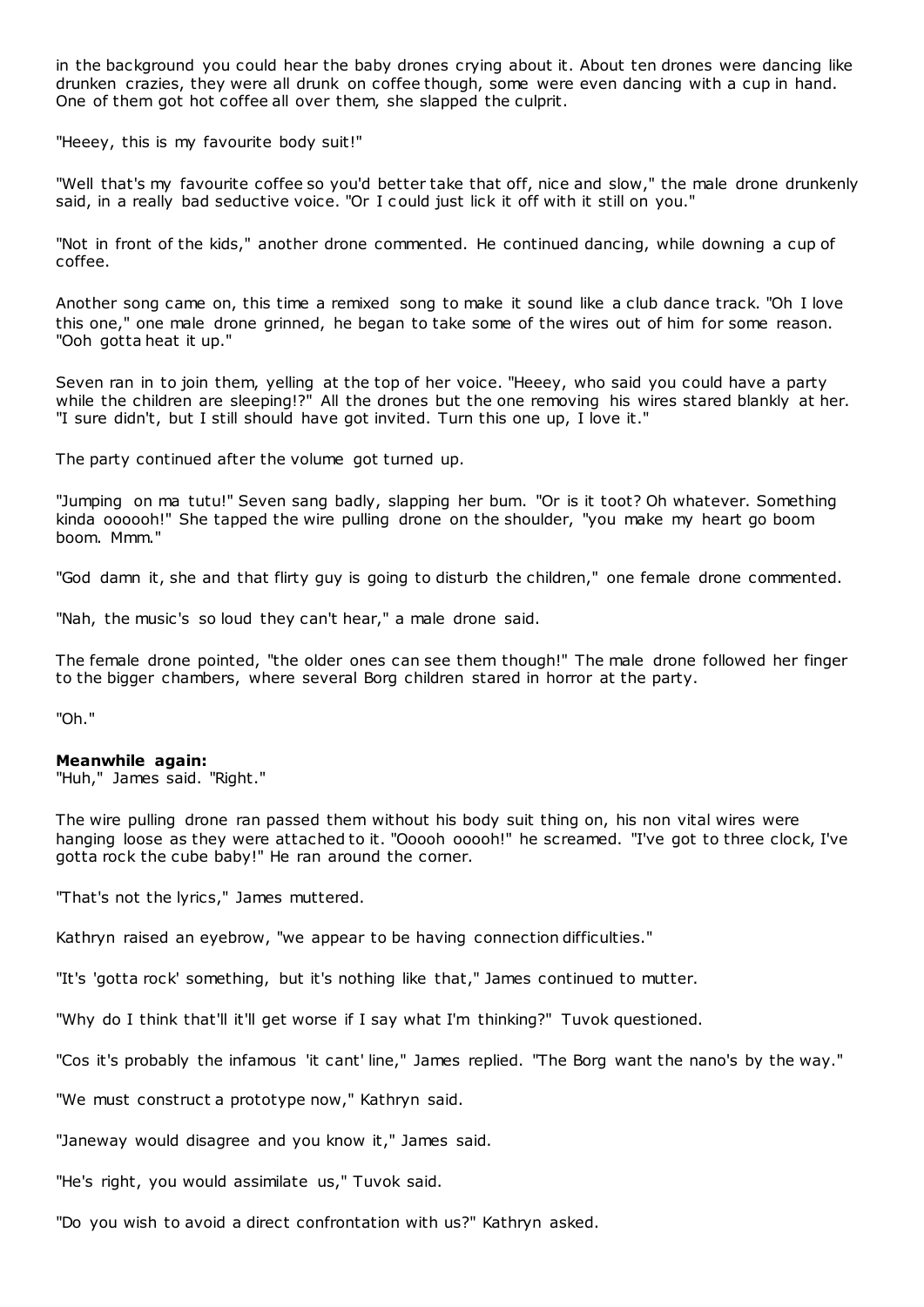in the background you could hear the baby drones crying about it. About ten drones were dancing like drunken crazies, they were all drunk on coffee though, some were even dancing with a cup in hand. One of them got hot coffee all over them, she slapped the culprit.

"Heeey, this is my favourite body suit!"

"Well that's my favourite coffee so you'd better take that off, nice and slow," the male drone drunkenly said, in a really bad seductive voice. "Or I could just lick it off with it still on you."

"Not in front of the kids," another drone commented. He continued dancing, while downing a cup of coffee.

Another song came on, this time a remixed song to make it sound like a club dance track. "Oh I love this one," one male drone grinned, he began to take some of the wires out of him for some reason. "Ooh gotta heat it up."

Seven ran in to join them, yelling at the top of her voice. "Heeey, who said you could have a party while the children are sleeping!?" All the drones but the one removing his wires stared blankly at her. "I sure didn't, but I still should have got invited. Turn this one up, I love it."

The party continued after the volume got turned up.

"Jumping on ma tutu!" Seven sang badly, slapping her bum. "Or is it toot? Oh whatever. Something kinda oooooh!" She tapped the wire pulling drone on the shoulder, "you make my heart go boom boom. Mmm."

"God damn it, she and that flirty guy is going to disturb the children," one female drone commented.

"Nah, the music's so loud they can't hear," a male drone said.

The female drone pointed, "the older ones can see them though!" The male drone followed her finger to the bigger chambers, where several Borg children stared in horror at the party.

"Oh."

**Meanwhile again:**
"Huh," James said. "Right."

The wire pulling drone ran passed them without his body suit thing on, his non vital wires were hanging loose as they were attached to it. "Ooooh ooooh!" he screamed. "I've got to three clock, I've gotta rock the cube baby!" He ran around the corner.

"That's not the lyrics," James muttered.

Kathryn raised an eyebrow, "we appear to be having connection difficulties."

"It's 'gotta rock' something, but it's nothing like that," James continued to mutter.

"Why do I think that'll it'll get worse if I say what I'm thinking?" Tuvok questioned.

"Cos it's probably the infamous 'it cant' line," James replied. "The Borg want the nano's by the way."

"We must construct a prototype now," Kathryn said.

"Janeway would disagree and you know it," James said.

"He's right, you would assimilate us," Tuvok said.

"Do you wish to avoid a direct confrontation with us?" Kathryn asked.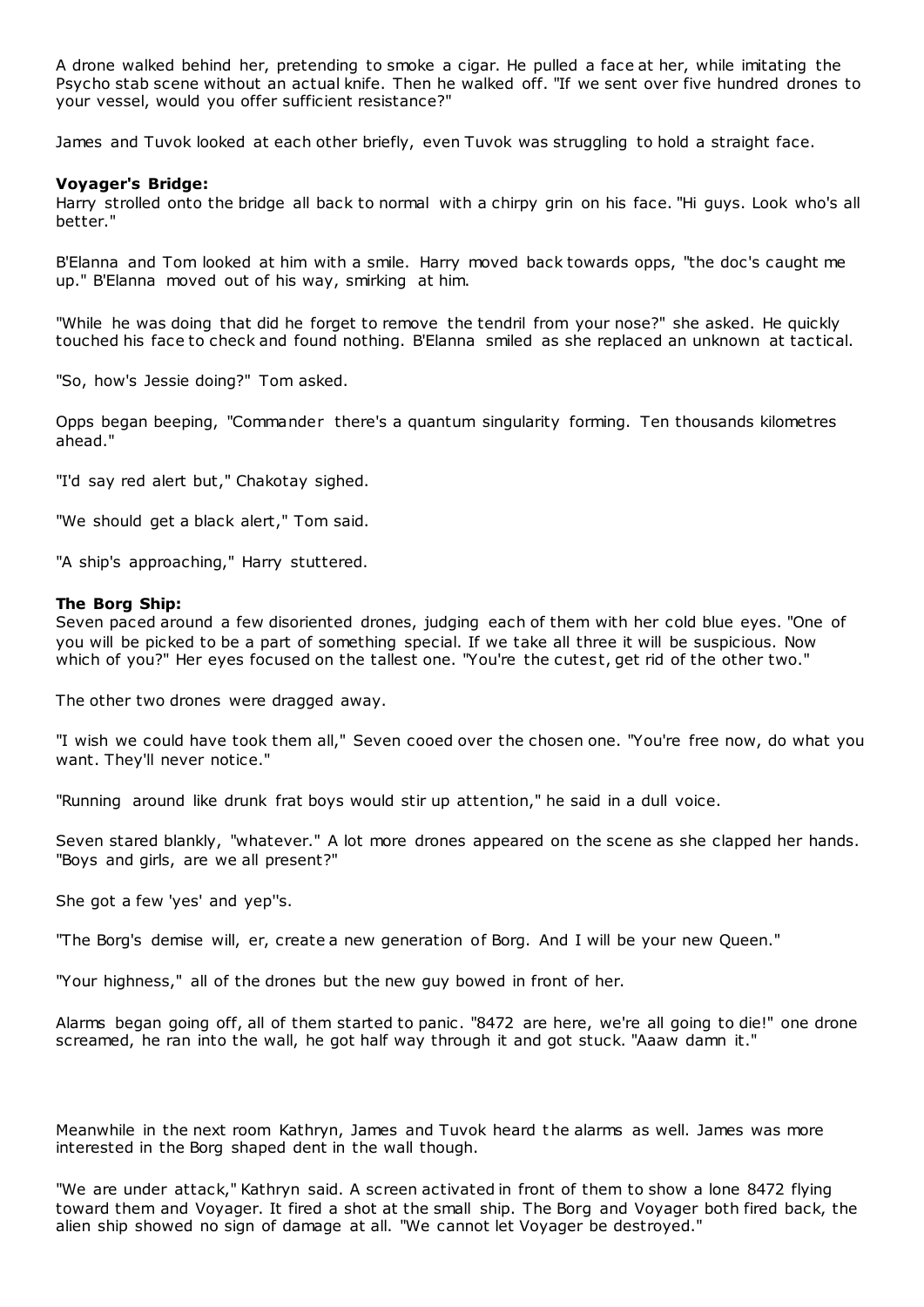A drone walked behind her, pretending to smoke a cigar. He pulled a face at her, while imitating the Psycho stab scene without an actual knife. Then he walked off. "If we sent over five hundred drones to your vessel, would you offer sufficient resistance?"

James and Tuvok looked at each other briefly, even Tuvok was struggling to hold a straight face.

**Voyager's Bridge:**

Harry strolled onto the bridge all back to normal with a chirpy grin on his face. "Hi guys. Look who's all better."

B'Elanna and Tom looked at him with a smile. Harry moved back towards opps, "the doc's caught me up." B'Elanna moved out of his way, smirking at him.

"While he was doing that did he forget to remove the tendril from your nose?" she asked. He quickly touched his face to check and found nothing. B'Elanna smiled as she replaced an unknown at tactical.

"So, how's Jessie doing?" Tom asked.

Opps began beeping, "Commander there's a quantum singularity forming. Ten thousands kilometres ahead."

"I'd say red alert but," Chakotay sighed.

"We should get a black alert," Tom said.

"A ship's approaching," Harry stuttered.

**The Borg Ship:**

Seven paced around a few disoriented drones, judging each of them with her cold blue eyes. "One of you will be picked to be a part of something special. If we take all three it will be suspicious. Now which of you?" Her eyes focused on the tallest one. "You're the cutest, get rid of the other two."

The other two drones were dragged away.

"I wish we could have took them all," Seven cooed over the chosen one. "You're free now, do what you want. They'll never notice."

"Running around like drunk frat boys would stir up attention," he said in a dull voice.

Seven stared blankly, "whatever." A lot more drones appeared on the scene as she clapped her hands. "Boys and girls, are we all present?"

She got a few 'yes' and yep''s.

"The Borg's demise will, er, create a new generation of Borg. And I will be your new Queen."

"Your highness," all of the drones but the new guy bowed in front of her.

Alarms began going off, all of them started to panic. "8472 are here, we're all going to die!" one drone screamed, he ran into the wall, he got half way through it and got stuck. "Aaaw damn it."

Meanwhile in the next room Kathryn, James and Tuvok heard the alarms as well. James was more interested in the Borg shaped dent in the wall though.

"We are under attack," Kathryn said. A screen activated in front of them to show a lone 8472 flying toward them and Voyager. It fired a shot at the small ship. The Borg and Voyager both fired back, the alien ship showed no sign of damage at all. "We cannot let Voyager be destroyed."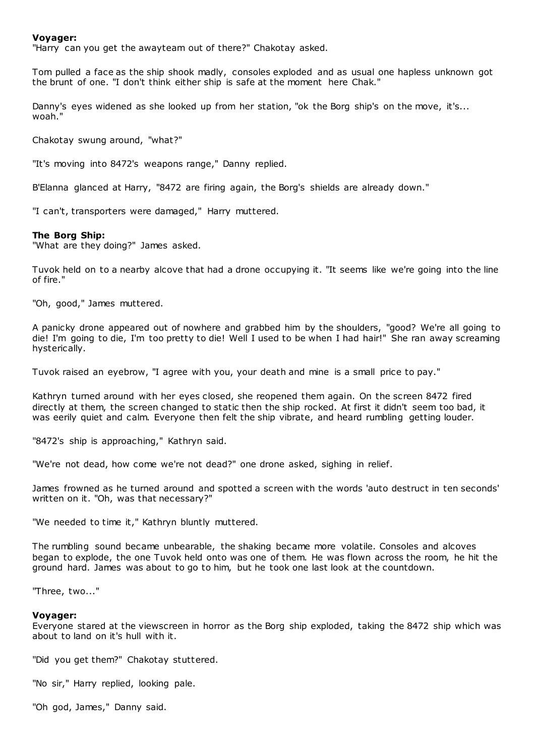**Voyager:**

"Harry can you get the awayteam out of there?" Chakotay asked.

Tom pulled a face as the ship shook madly, consoles exploded and as usual one hapless unknown got the brunt of one. "I don't think either ship is safe at the moment here Chak."

Danny's eyes widened as she looked up from her station, "ok the Borg ship's on the move, it's... woah."

Chakotay swung around, "what?"

"It's moving into 8472's weapons range," Danny replied.

B'Elanna glanced at Harry, "8472 are firing again, the Borg's shields are already down."

"I can't, transporters were damaged," Harry muttered.

**The Borg Ship:**

"What are they doing?" James asked.

Tuvok held on to a nearby alcove that had a drone occupying it. "It seems like we're going into the line of fire."

"Oh, good," James muttered.

A panicky drone appeared out of nowhere and grabbed him by the shoulders, "good? We're all going to die! I'm going to die, I'm too pretty to die! Well I used to be when I had hair!" She ran away screaming hysterically.

Tuvok raised an eyebrow, "I agree with you, your death and mine is a small price to pay."

Kathryn turned around with her eyes closed, she reopened them again. On the screen 8472 fired directly at them, the screen changed to static then the ship rocked. At first it didn't seem too bad, it was eerily quiet and calm. Everyone then felt the ship vibrate, and heard rumbling getting louder.

"8472's ship is approaching," Kathryn said.

"We're not dead, how come we're not dead?" one drone asked, sighing in relief.

James frowned as he turned around and spotted a screen with the words 'auto destruct in ten seconds' written on it. "Oh, was that necessary?"

"We needed to time it," Kathryn bluntly muttered.

The rumbling sound became unbearable, the shaking became more volatile. Consoles and alcoves began to explode, the one Tuvok held onto was one of them. He was flown across the room, he hit the ground hard. James was about to go to him, but he took one last look at the countdown.

"Three, two..."

**Voyager:**

Everyone stared at the viewscreen in horror as the Borg ship exploded, taking the 8472 ship which was about to land on it's hull with it.

"Did you get them?" Chakotay stuttered.

"No sir," Harry replied, looking pale.

"Oh god, James," Danny said.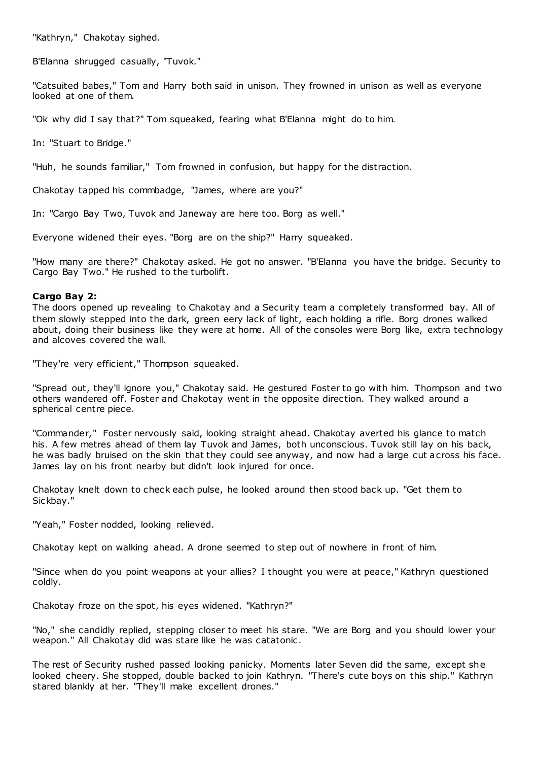"Kathryn," Chakotay sighed.

B'Elanna shrugged casually, "Tuvok."

"Catsuited babes," Tom and Harry both said in unison. They frowned in unison as well as everyone looked at one of them.

"Ok why did I say that?" Tom squeaked, fearing what B'Elanna might do to him.

In: "Stuart to Bridge."

"Huh, he sounds familiar," Tom frowned in confusion, but happy for the distraction.

Chakotay tapped his commbadge, "James, where are you?"

In: "Cargo Bay Two, Tuvok and Janeway are here too. Borg as well."

Everyone widened their eyes. "Borg are on the ship?" Harry squeaked.

"How many are there?" Chakotay asked. He got no answer. "B'Elanna you have the bridge. Security to Cargo Bay Two." He rushed to the turbolift.

**Cargo Bay 2:**
The doors opened up revealing to Chakotay and a Security team a completely transformed bay. All of them slowly stepped into the dark, green eery lack of light, each holding a rifle. Borg drones walked about, doing their business like they were at home. All of the consoles were Borg like, extra technology and alcoves covered the wall.

"They're very efficient," Thompson squeaked.

"Spread out, they'll ignore you," Chakotay said. He gestured Foster to go with him. Thompson and two others wandered off. Foster and Chakotay went in the opposite direction. They walked around a spherical centre piece.

"Commander," Foster nervously said, looking straight ahead. Chakotay averted his glance to match his. A few metres ahead of them lay Tuvok and James, both unconscious. Tuvok still lay on his back, he was badly bruised on the skin that they could see anyway, and now had a large cut across his face. James lay on his front nearby but didn't look injured for once.

Chakotay knelt down to check each pulse, he looked around then stood back up. "Get them to Sickbay."

"Yeah," Foster nodded, looking relieved.

Chakotay kept on walking ahead. A drone seemed to step out of nowhere in front of him.

"Since when do you point weapons at your allies? I thought you were at peace," Kathryn questioned coldly.

Chakotay froze on the spot, his eyes widened. "Kathryn?"

"No," she candidly replied, stepping closer to meet his stare. "We are Borg and you should lower your weapon." All Chakotay did was stare like he was catatonic.

The rest of Security rushed passed looking panicky. Moments later Seven did the same, except she looked cheery. She stopped, double backed to join Kathryn. "There's cute boys on this ship." Kathryn stared blankly at her. "They'll make excellent drones."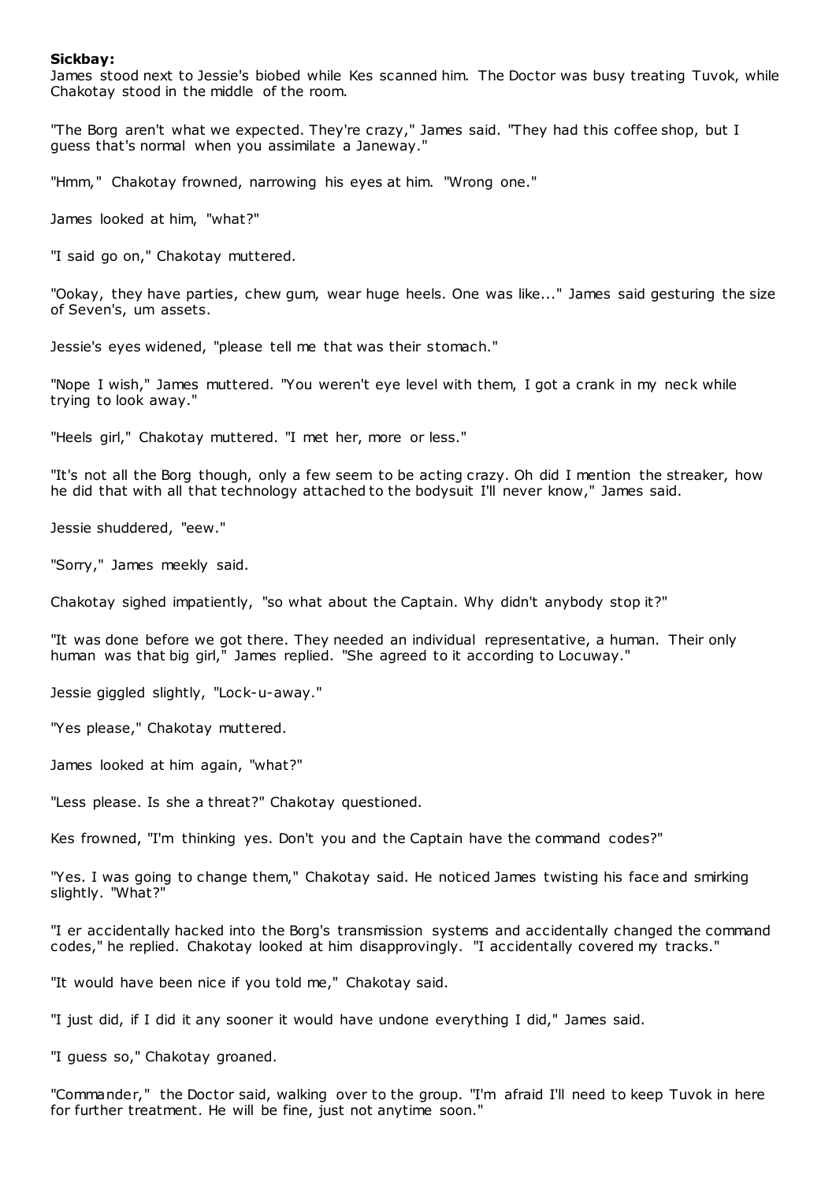**Sickbay:**

James stood next to Jessie's biobed while Kes scanned him. The Doctor was busy treating Tuvok, while Chakotay stood in the middle of the room.

"The Borg aren't what we expected. They're crazy," James said. "They had this coffee shop, but I guess that's normal when you assimilate a Janeway."

"Hmm," Chakotay frowned, narrowing his eyes at him. "Wrong one."

James looked at him, "what?"

"I said go on," Chakotay muttered.

"Ookay, they have parties, chew gum, wear huge heels. One was like..." James said gesturing the size of Seven's, um assets.

Jessie's eyes widened, "please tell me that was their stomach."

"Nope I wish," James muttered. "You weren't eye level with them, I got a crank in my neck while trying to look away."

"Heels girl," Chakotay muttered. "I met her, more or less."

"It's not all the Borg though, only a few seem to be acting crazy. Oh did I mention the streaker, how he did that with all that technology attached to the bodysuit I'll never know," James said.

Jessie shuddered, "eew."

"Sorry," James meekly said.

Chakotay sighed impatiently, "so what about the Captain. Why didn't anybody stop it?"

"It was done before we got there. They needed an individual representative, a human. Their only human was that big girl," James replied. "She agreed to it according to Locuway."

Jessie giggled slightly, "Lock-u-away."

"Yes please," Chakotay muttered.

James looked at him again, "what?"

"Less please. Is she a threat?" Chakotay questioned.

Kes frowned, "I'm thinking yes. Don't you and the Captain have the command codes?"

"Yes. I was going to change them," Chakotay said. He noticed James twisting his face and smirking slightly. "What?"

"I er accidentally hacked into the Borg's transmission systems and accidentally changed the command codes," he replied. Chakotay looked at him disapprovingly. "I accidentally covered my tracks."

"It would have been nice if you told me," Chakotay said.

"I just did, if I did it any sooner it would have undone everything I did," James said.

"I guess so," Chakotay groaned.

"Commander," the Doctor said, walking over to the group. "I'm afraid I'll need to keep Tuvok in here for further treatment. He will be fine, just not anytime soon."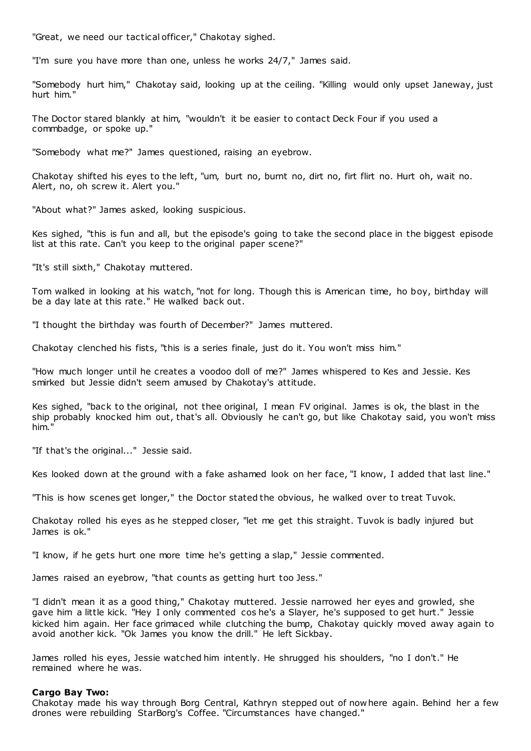"Great, we need our tactical officer," Chakotay sighed.

"I'm sure you have more than one, unless he works 24/7," James said.

"Somebody hurt him," Chakotay said, looking up at the ceiling. "Killing would only upset Janeway, just hurt him."

The Doctor stared blankly at him, "wouldn't it be easier to contact Deck Four if you used a commbadge, or spoke up."

"Somebody what me?" James questioned, raising an eyebrow.

Chakotay shifted his eyes to the left, "um, burt no, burnt no, dirt no, firt flirt no. Hurt oh, wait no. Alert, no, oh screw it. Alert you."

"About what?" James asked, looking suspicious.

Kes sighed, "this is fun and all, but the episode's going to take the second place in the biggest episode list at this rate. Can't you keep to the original paper scene?"

"It's still sixth," Chakotay muttered.

Tom walked in looking at his watch, "not for long. Though this is American time, ho boy, birthday will be a day late at this rate." He walked back out.

"I thought the birthday was fourth of December?" James muttered.

Chakotay clenched his fists, "this is a series finale, just do it. You won't miss him."

"How much longer until he creates a voodoo doll of me?" James whispered to Kes and Jessie. Kes smirked but Jessie didn't seem amused by Chakotay's attitude.

Kes sighed, "back to the original, not thee original, I mean FV original. James is ok, the blast in the ship probably knocked him out, that's all. Obviously he can't go, but like Chakotay said, you won't miss him."

"If that's the original..." Jessie said.

Kes looked down at the ground with a fake ashamed look on her face, "I know, I added that last line."

"This is how scenes get longer," the Doctor stated the obvious, he walked over to treat Tuvok.

Chakotay rolled his eyes as he stepped closer, "let me get this straight. Tuvok is badly injured but James is ok."

"I know, if he gets hurt one more time he's getting a slap," Jessie commented.

James raised an eyebrow, "that counts as getting hurt too Jess."

"I didn't mean it as a good thing," Chakotay muttered. Jessie narrowed her eyes and growled, she gave him a little kick. "Hey I only commented cos he's a Slayer, he's supposed to get hurt." Jessie kicked him again. Her face grimaced while clutching the bump, Chakotay quickly moved away again to avoid another kick. "Ok James you know the drill." He left Sickbay.

James rolled his eyes, Jessie watched him intently. He shrugged his shoulders, "no I don't." He remained where he was.

**Cargo Bay Two:**
Chakotay made his way through Borg Central, Kathryn stepped out of nowhere again. Behind her a few drones were rebuilding StarBorg's Coffee. "Circumstances have changed."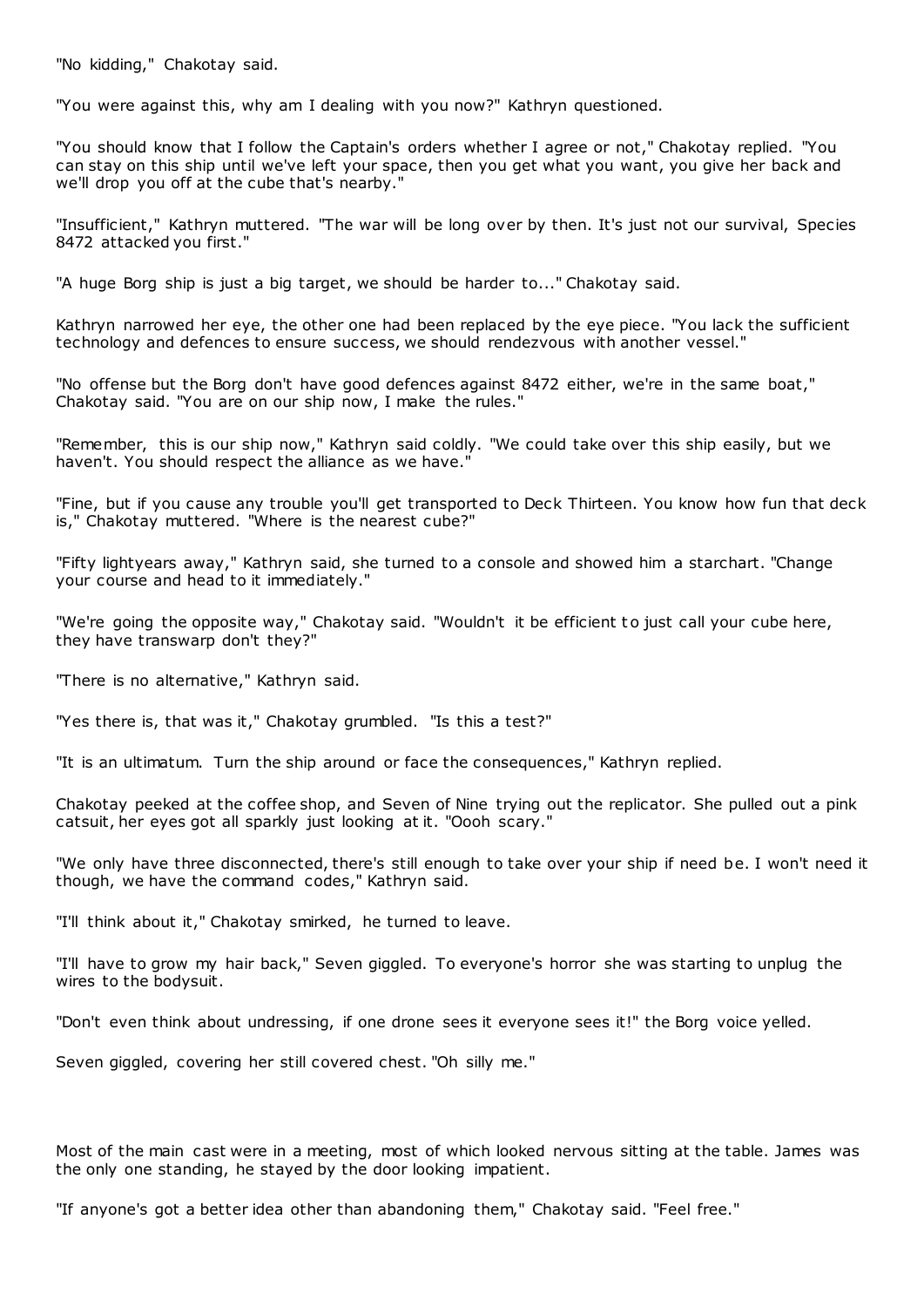"No kidding," Chakotay said.

"You were against this, why am I dealing with you now?" Kathryn questioned.

"You should know that I follow the Captain's orders whether I agree or not," Chakotay replied. "You can stay on this ship until we've left your space, then you get what you want, you give her back and we'll drop you off at the cube that's nearby."

"Insufficient," Kathryn muttered. "The war will be long over by then. It's just not our survival, Species 8472 attacked you first."

"A huge Borg ship is just a big target, we should be harder to..." Chakotay said.

Kathryn narrowed her eye, the other one had been replaced by the eye piece. "You lack the sufficient technology and defences to ensure success, we should rendezvous with another vessel."

"No offense but the Borg don't have good defences against 8472 either, we're in the same boat," Chakotay said. "You are on our ship now, I make the rules."

"Remember, this is our ship now," Kathryn said coldly. "We could take over this ship easily, but we haven't. You should respect the alliance as we have."

"Fine, but if you cause any trouble you'll get transported to Deck Thirteen. You know how fun that deck is," Chakotay muttered. "Where is the nearest cube?"

"Fifty lightyears away," Kathryn said, she turned to a console and showed him a starchart. "Change your course and head to it immediately."

"We're going the opposite way," Chakotay said. "Wouldn't it be efficient to just call your cube here, they have transwarp don't they?"

"There is no alternative," Kathryn said.

"Yes there is, that was it," Chakotay grumbled. "Is this a test?"

"It is an ultimatum. Turn the ship around or face the consequences," Kathryn replied.

Chakotay peeked at the coffee shop, and Seven of Nine trying out the replicator. She pulled out a pink catsuit, her eyes got all sparkly just looking at it. "Oooh scary."

"We only have three disconnected, there's still enough to take over your ship if need be. I won't need it though, we have the command codes," Kathryn said.

"I'll think about it," Chakotay smirked, he turned to leave.

"I'll have to grow my hair back," Seven giggled. To everyone's horror she was starting to unplug the wires to the bodysuit.

"Don't even think about undressing, if one drone sees it everyone sees it!" the Borg voice yelled.

Seven giggled, covering her still covered chest. "Oh silly me."

Most of the main cast were in a meeting, most of which looked nervous sitting at the table. James was the only one standing, he stayed by the door looking impatient.

"If anyone's got a better idea other than abandoning them," Chakotay said. "Feel free."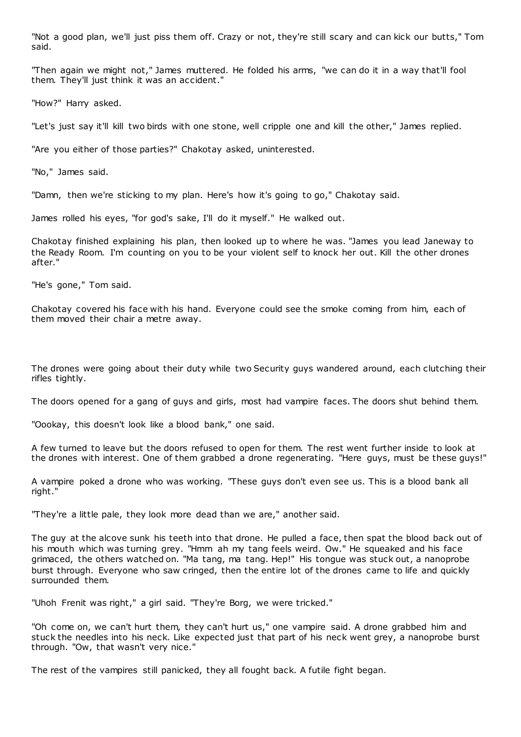"Not a good plan, we'll just piss them off. Crazy or not, they're still scary and can kick our butts," Tom said.

"Then again we might not," James muttered. He folded his arms, "we can do it in a way that'll fool them. They'll just think it was an accident."

"How?" Harry asked.

"Let's just say it'll kill two birds with one stone, well cripple one and kill the other," James replied.

"Are you either of those parties?" Chakotay asked, uninterested.

"No," James said.

"Damn, then we're sticking to my plan. Here's how it's going to go," Chakotay said.

James rolled his eyes, "for god's sake, I'll do it myself." He walked out.

Chakotay finished explaining his plan, then looked up to where he was. "James you lead Janeway to the Ready Room. I'm counting on you to be your violent self to knock her out. Kill the other drones after."

"He's gone," Tom said.

Chakotay covered his face with his hand. Everyone could see the smoke coming from him, each of them moved their chair a metre away.

The drones were going about their duty while two Security guys wandered around, each clutching their rifles tightly.

The doors opened for a gang of guys and girls, most had vampire faces. The doors shut behind them.

"Oookay, this doesn't look like a blood bank," one said.

A few turned to leave but the doors refused to open for them. The rest went further inside to look at the drones with interest. One of them grabbed a drone regenerating. "Here guys, must be these guys!"

A vampire poked a drone who was working. "These guys don't even see us. This is a blood bank all right."

"They're a little pale, they look more dead than we are," another said.

The guy at the alcove sunk his teeth into that drone. He pulled a face, then spat the blood back out of his mouth which was turning grey. "Hmm ah my tang feels weird. Ow." He squeaked and his face grimaced, the others watched on. "Ma tang, ma tang. Hep!" His tongue was stuck out, a nanoprobe burst through. Everyone who saw cringed, then the entire lot of the drones came to life and quickly surrounded them.

"Uhoh Frenit was right," a girl said. "They're Borg, we were tricked."

"Oh come on, we can't hurt them, they can't hurt us," one vampire said. A drone grabbed him and stuck the needles into his neck. Like expected just that part of his neck went grey, a nanoprobe burst through. "Ow, that wasn't very nice."

The rest of the vampires still panicked, they all fought back. A futile fight began.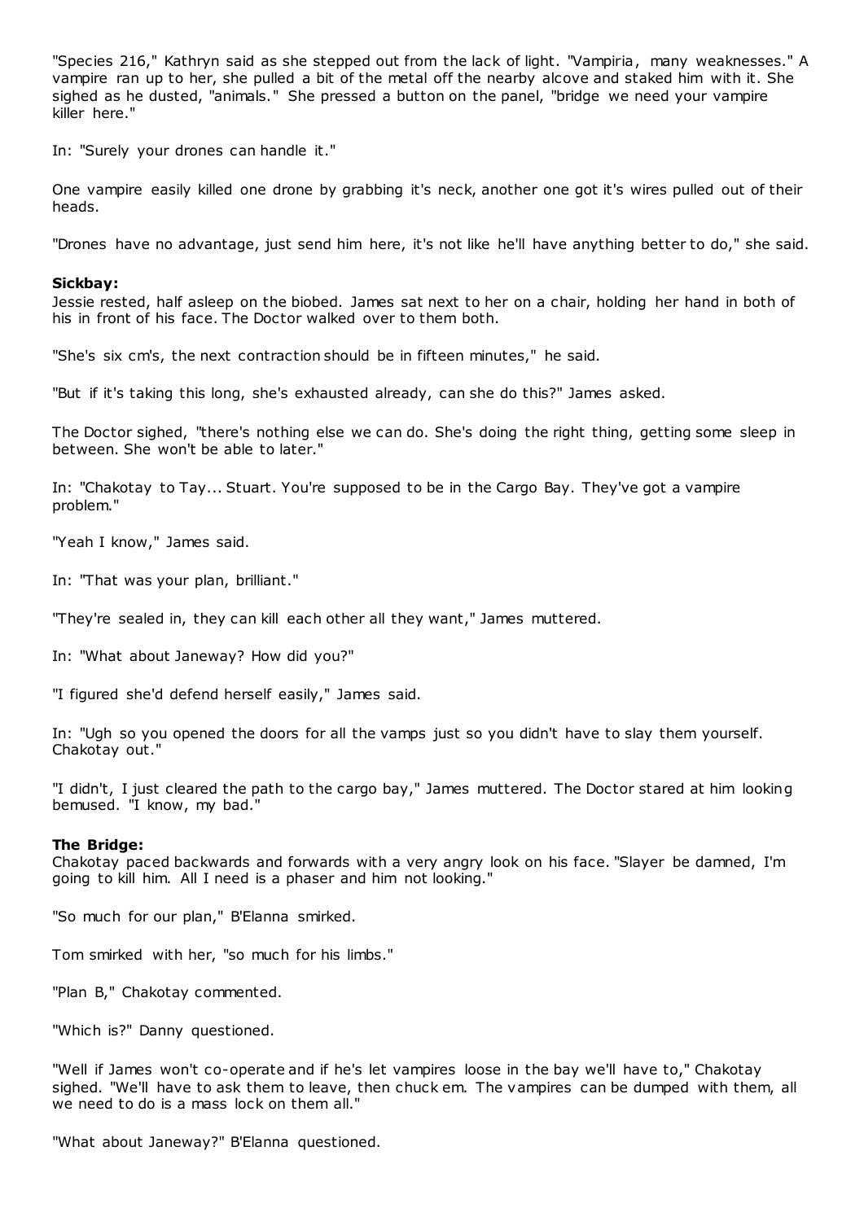"Species 216," Kathryn said as she stepped out from the lack of light. "Vampiria, many weaknesses." A vampire ran up to her, she pulled a bit of the metal off the nearby alcove and staked him with it. She sighed as he dusted, "animals." She pressed a button on the panel, "bridge we need your vampire killer here."

In: "Surely your drones can handle it."

One vampire easily killed one drone by grabbing it's neck, another one got it's wires pulled out of their heads.

"Drones have no advantage, just send him here, it's not like he'll have anything better to do," she said.

**Sickbay:**

Jessie rested, half asleep on the biobed. James sat next to her on a chair, holding her hand in both of his in front of his face. The Doctor walked over to them both.

"She's six cm's, the next contraction should be in fifteen minutes," he said.

"But if it's taking this long, she's exhausted already, can she do this?" James asked.

The Doctor sighed, "there's nothing else we can do. She's doing the right thing, getting some sleep in between. She won't be able to later."

In: "Chakotay to Tay... Stuart. You're supposed to be in the Cargo Bay. They've got a vampire problem."

"Yeah I know," James said.

In: "That was your plan, brilliant."

"They're sealed in, they can kill each other all they want," James muttered.

In: "What about Janeway? How did you?"

"I figured she'd defend herself easily," James said.

In: "Ugh so you opened the doors for all the vamps just so you didn't have to slay them yourself. Chakotay out."

"I didn't, I just cleared the path to the cargo bay," James muttered. The Doctor stared at him looking bemused. "I know, my bad."

**The Bridge:**

Chakotay paced backwards and forwards with a very angry look on his face. "Slayer be damned, I'm going to kill him. All I need is a phaser and him not looking."

"So much for our plan," B'Elanna smirked.

Tom smirked with her, "so much for his limbs."

"Plan B," Chakotay commented.

"Which is?" Danny questioned.

"Well if James won't co-operate and if he's let vampires loose in the bay we'll have to," Chakotay sighed. "We'll have to ask them to leave, then chuck em. The vampires can be dumped with them, all we need to do is a mass lock on them all."

"What about Janeway?" B'Elanna questioned.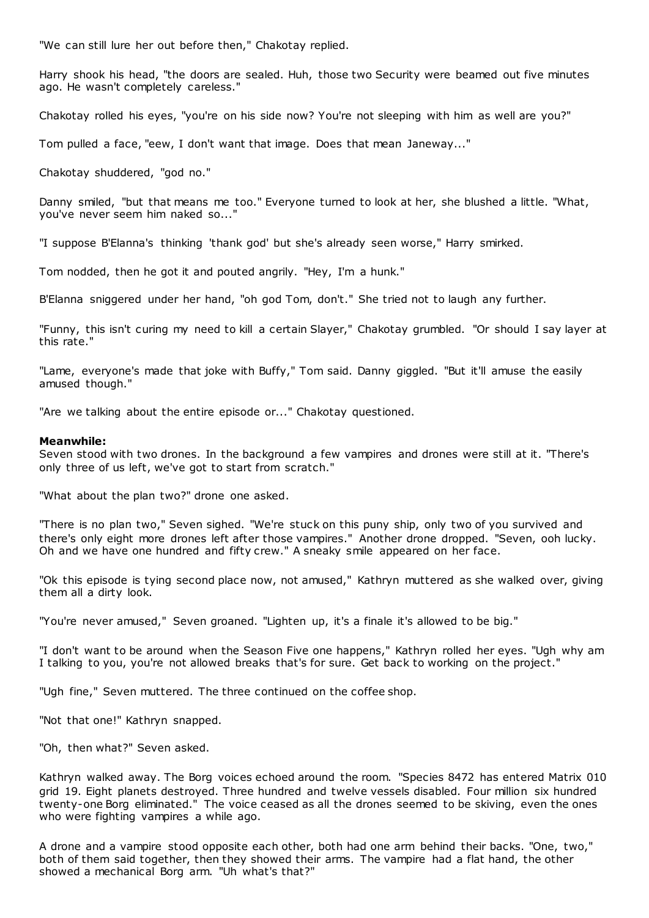"We can still lure her out before then," Chakotay replied.

Harry shook his head, "the doors are sealed. Huh, those two Security were beamed out five minutes ago. He wasn't completely careless."

Chakotay rolled his eyes, "you're on his side now? You're not sleeping with him as well are you?"

Tom pulled a face, "eew, I don't want that image. Does that mean Janeway..."

Chakotay shuddered, "god no."

Danny smiled, "but that means me too." Everyone turned to look at her, she blushed a little. "What, you've never seem him naked so..."

"I suppose B'Elanna's thinking 'thank god' but she's already seen worse," Harry smirked.

Tom nodded, then he got it and pouted angrily. "Hey, I'm a hunk."

B'Elanna sniggered under her hand, "oh god Tom, don't." She tried not to laugh any further.

"Funny, this isn't curing my need to kill a certain Slayer," Chakotay grumbled. "Or should I say layer at this rate."

"Lame, everyone's made that joke with Buffy," Tom said. Danny giggled. "But it'll amuse the easily amused though."

"Are we talking about the entire episode or..." Chakotay questioned.

**Meanwhile:**
Seven stood with two drones. In the background a few vampires and drones were still at it. "There's only three of us left, we've got to start from scratch."

"What about the plan two?" drone one asked.

"There is no plan two," Seven sighed. "We're stuck on this puny ship, only two of you survived and there's only eight more drones left after those vampires." Another drone dropped. "Seven, ooh lucky. Oh and we have one hundred and fifty crew." A sneaky smile appeared on her face.

"Ok this episode is tying second place now, not amused," Kathryn muttered as she walked over, giving them all a dirty look.

"You're never amused," Seven groaned. "Lighten up, it's a finale it's allowed to be big."

"I don't want to be around when the Season Five one happens," Kathryn rolled her eyes. "Ugh why am I talking to you, you're not allowed breaks that's for sure. Get back to working on the project."

"Ugh fine," Seven muttered. The three continued on the coffee shop.

"Not that one!" Kathryn snapped.

"Oh, then what?" Seven asked.

Kathryn walked away. The Borg voices echoed around the room. "Species 8472 has entered Matrix 010 grid 19. Eight planets destroyed. Three hundred and twelve vessels disabled. Four million six hundred twenty-one Borg eliminated." The voice ceased as all the drones seemed to be skiving, even the ones who were fighting vampires a while ago.

A drone and a vampire stood opposite each other, both had one arm behind their backs. "One, two," both of them said together, then they showed their arms. The vampire had a flat hand, the other showed a mechanical Borg arm. "Uh what's that?"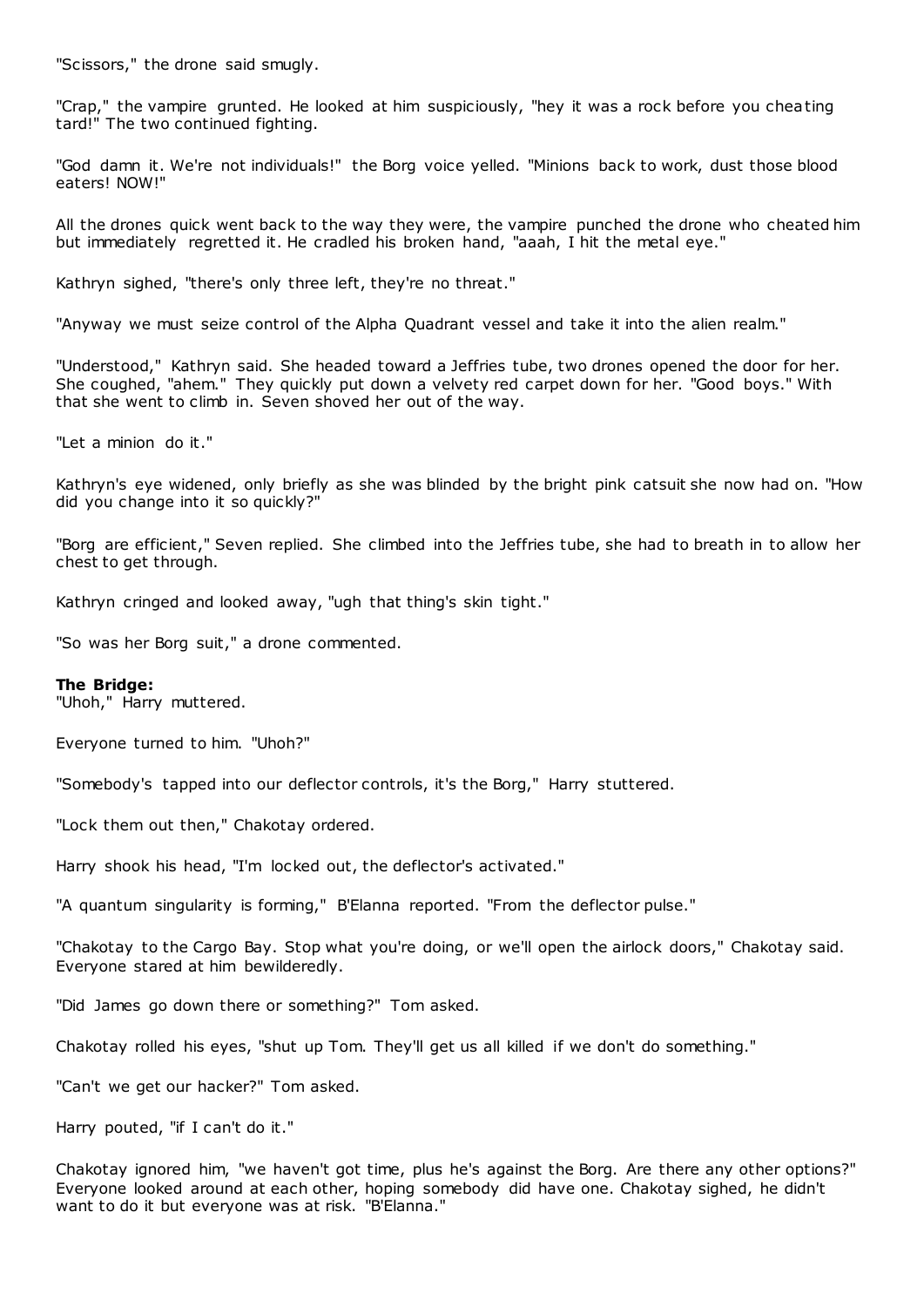"Scissors," the drone said smugly.

"Crap," the vampire grunted. He looked at him suspiciously, "hey it was a rock before you cheating tard!" The two continued fighting.

"God damn it. We're not individuals!" the Borg voice yelled. "Minions back to work, dust those blood eaters! NOW!"

All the drones quick went back to the way they were, the vampire punched the drone who cheated him but immediately regretted it. He cradled his broken hand, "aaah, I hit the metal eye."

Kathryn sighed, "there's only three left, they're no threat."

"Anyway we must seize control of the Alpha Quadrant vessel and take it into the alien realm."

"Understood," Kathryn said. She headed toward a Jeffries tube, two drones opened the door for her. She coughed, "ahem." They quickly put down a velvety red carpet down for her. "Good boys." With that she went to climb in. Seven shoved her out of the way.

"Let a minion do it."

Kathryn's eye widened, only briefly as she was blinded by the bright pink catsuit she now had on. "How did you change into it so quickly?"

"Borg are efficient," Seven replied. She climbed into the Jeffries tube, she had to breath in to allow her chest to get through.

Kathryn cringed and looked away, "ugh that thing's skin tight."

"So was her Borg suit," a drone commented.

**The Bridge:**
"Uhoh," Harry muttered.

Everyone turned to him. "Uhoh?"

"Somebody's tapped into our deflector controls, it's the Borg," Harry stuttered.

"Lock them out then," Chakotay ordered.

Harry shook his head, "I'm locked out, the deflector's activated."

"A quantum singularity is forming," B'Elanna reported. "From the deflector pulse."

"Chakotay to the Cargo Bay. Stop what you're doing, or we'll open the airlock doors," Chakotay said. Everyone stared at him bewilderedly.

"Did James go down there or something?" Tom asked.

Chakotay rolled his eyes, "shut up Tom. They'll get us all killed if we don't do something."

"Can't we get our hacker?" Tom asked.

Harry pouted, "if I can't do it."

Chakotay ignored him, "we haven't got time, plus he's against the Borg. Are there any other options?" Everyone looked around at each other, hoping somebody did have one. Chakotay sighed, he didn't want to do it but everyone was at risk. "B'Elanna."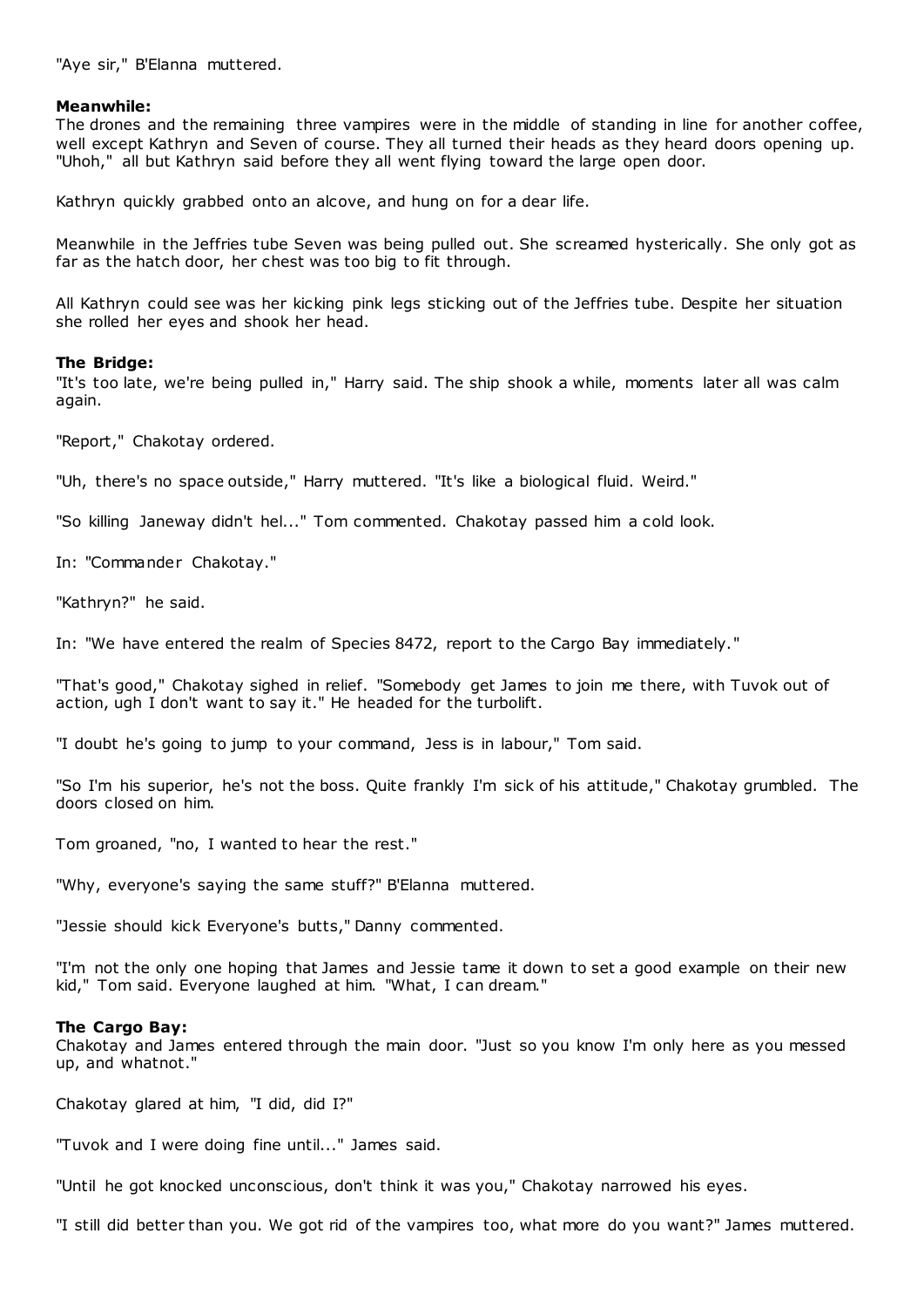"Aye sir," B'Elanna muttered.

**Meanwhile:**
The drones and the remaining three vampires were in the middle of standing in line for another coffee, well except Kathryn and Seven of course. They all turned their heads as they heard doors opening up. "Uhoh," all but Kathryn said before they all went flying toward the large open door.

Kathryn quickly grabbed onto an alcove, and hung on for a dear life.

Meanwhile in the Jeffries tube Seven was being pulled out. She screamed hysterically. She only got as far as the hatch door, her chest was too big to fit through.

All Kathryn could see was her kicking pink legs sticking out of the Jeffries tube. Despite her situation she rolled her eyes and shook her head.

**The Bridge:**
"It's too late, we're being pulled in," Harry said. The ship shook a while, moments later all was calm again.

"Report," Chakotay ordered.

"Uh, there's no space outside," Harry muttered. "It's like a biological fluid. Weird."

"So killing Janeway didn't hel..." Tom commented. Chakotay passed him a cold look.

In: "Commander Chakotay."

"Kathryn?" he said.

In: "We have entered the realm of Species 8472, report to the Cargo Bay immediately."

"That's good," Chakotay sighed in relief. "Somebody get James to join me there, with Tuvok out of action, ugh I don't want to say it." He headed for the turbolift.

"I doubt he's going to jump to your command, Jess is in labour," Tom said.

"So I'm his superior, he's not the boss. Quite frankly I'm sick of his attitude," Chakotay grumbled. The doors closed on him.

Tom groaned, "no, I wanted to hear the rest."

"Why, everyone's saying the same stuff?" B'Elanna muttered.

"Jessie should kick Everyone's butts," Danny commented.

"I'm not the only one hoping that James and Jessie tame it down to set a good example on their new kid," Tom said. Everyone laughed at him. "What, I can dream."

**The Cargo Bay:**
Chakotay and James entered through the main door. "Just so you know I'm only here as you messed up, and whatnot."

Chakotay glared at him, "I did, did I?"

"Tuvok and I were doing fine until..." James said.

"Until he got knocked unconscious, don't think it was you," Chakotay narrowed his eyes.

"I still did better than you. We got rid of the vampires too, what more do you want?" James muttered.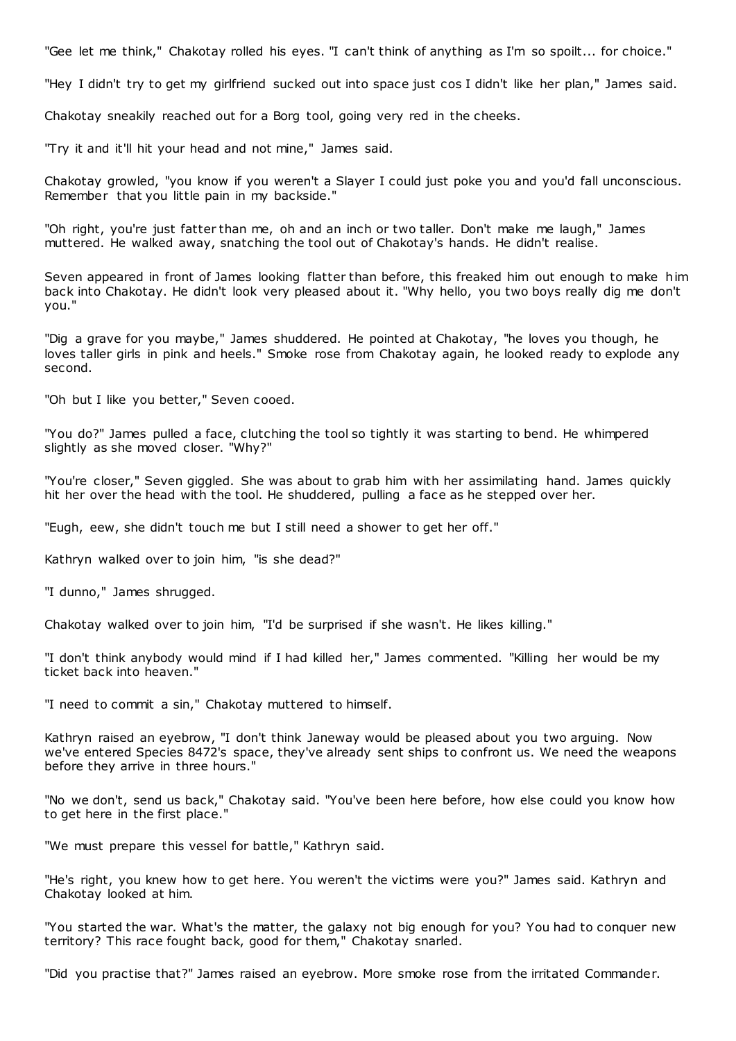"Gee let me think," Chakotay rolled his eyes. "I can't think of anything as I'm so spoilt... for choice."

"Hey I didn't try to get my girlfriend sucked out into space just cos I didn't like her plan," James said.

Chakotay sneakily reached out for a Borg tool, going very red in the cheeks.

"Try it and it'll hit your head and not mine," James said.

Chakotay growled, "you know if you weren't a Slayer I could just poke you and you'd fall unconscious. Remember that you little pain in my backside."

"Oh right, you're just fatter than me, oh and an inch or two taller. Don't make me laugh," James muttered. He walked away, snatching the tool out of Chakotay's hands. He didn't realise.

Seven appeared in front of James looking flatter than before, this freaked him out enough to make him back into Chakotay. He didn't look very pleased about it. "Why hello, you two boys really dig me don't you."

"Dig a grave for you maybe," James shuddered. He pointed at Chakotay, "he loves you though, he loves taller girls in pink and heels." Smoke rose from Chakotay again, he looked ready to explode any second.

"Oh but I like you better," Seven cooed.

"You do?" James pulled a face, clutching the tool so tightly it was starting to bend. He whimpered slightly as she moved closer. "Why?"

"You're closer," Seven giggled. She was about to grab him with her assimilating hand. James quickly hit her over the head with the tool. He shuddered, pulling a face as he stepped over her.

"Eugh, eew, she didn't touch me but I still need a shower to get her off."

Kathryn walked over to join him, "is she dead?"

"I dunno," James shrugged.

Chakotay walked over to join him, "I'd be surprised if she wasn't. He likes killing."

"I don't think anybody would mind if I had killed her," James commented. "Killing her would be my ticket back into heaven."

"I need to commit a sin," Chakotay muttered to himself.

Kathryn raised an eyebrow, "I don't think Janeway would be pleased about you two arguing. Now we've entered Species 8472's space, they've already sent ships to confront us. We need the weapons before they arrive in three hours."

"No we don't, send us back," Chakotay said. "You've been here before, how else could you know how to get here in the first place."

"We must prepare this vessel for battle," Kathryn said.

"He's right, you knew how to get here. You weren't the victims were you?" James said. Kathryn and Chakotay looked at him.

"You started the war. What's the matter, the galaxy not big enough for you? You had to conquer new territory? This race fought back, good for them," Chakotay snarled.

"Did you practise that?" James raised an eyebrow. More smoke rose from the irritated Commander.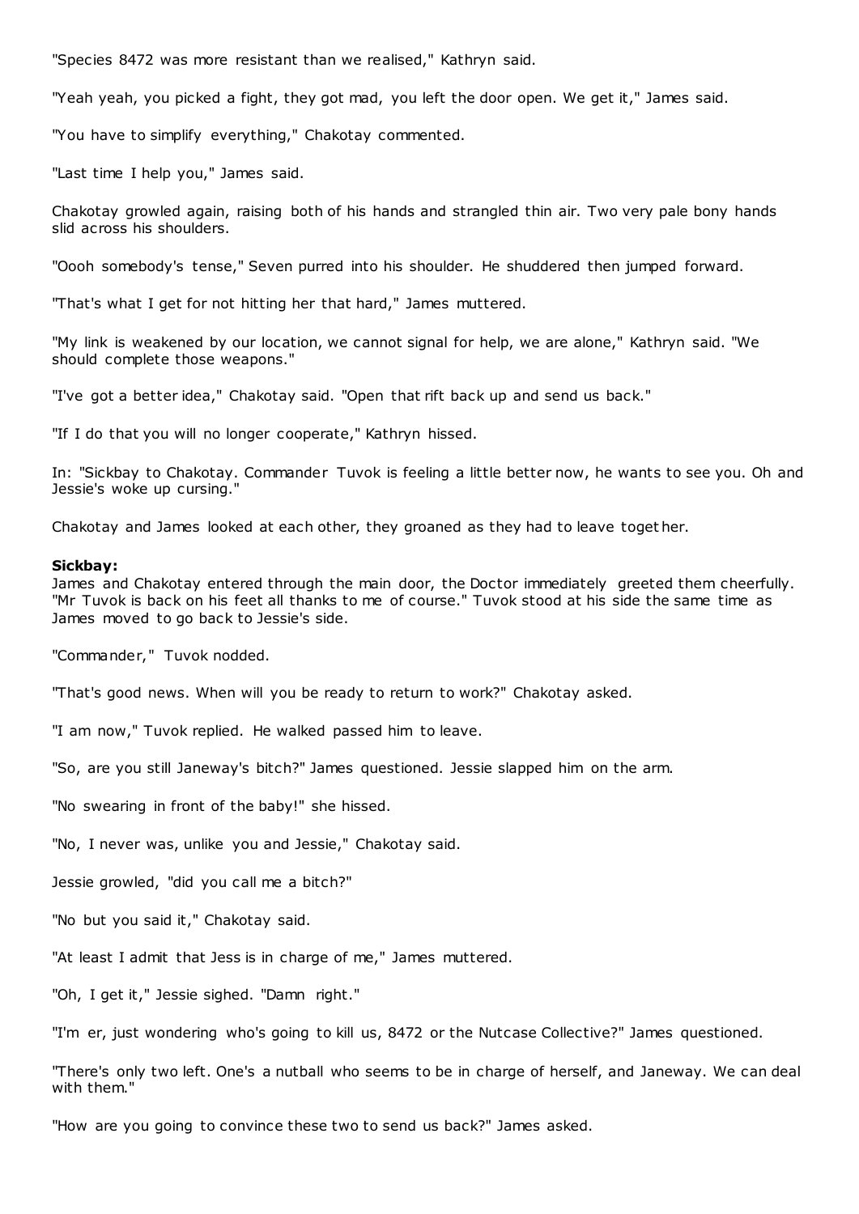"Species 8472 was more resistant than we realised," Kathryn said.

"Yeah yeah, you picked a fight, they got mad, you left the door open. We get it," James said.

"You have to simplify everything," Chakotay commented.

"Last time I help you," James said.

Chakotay growled again, raising both of his hands and strangled thin air. Two very pale bony hands slid across his shoulders.

"Oooh somebody's tense," Seven purred into his shoulder. He shuddered then jumped forward.

"That's what I get for not hitting her that hard," James muttered.

"My link is weakened by our location, we cannot signal for help, we are alone," Kathryn said. "We should complete those weapons."

"I've got a better idea," Chakotay said. "Open that rift back up and send us back."

"If I do that you will no longer cooperate," Kathryn hissed.

In: "Sickbay to Chakotay. Commander Tuvok is feeling a little better now, he wants to see you. Oh and Jessie's woke up cursing."

Chakotay and James looked at each other, they groaned as they had to leave together.

**Sickbay:**
James and Chakotay entered through the main door, the Doctor immediately greeted them cheerfully. "Mr Tuvok is back on his feet all thanks to me of course." Tuvok stood at his side the same time as James moved to go back to Jessie's side.

"Commander," Tuvok nodded.

"That's good news. When will you be ready to return to work?" Chakotay asked.

"I am now," Tuvok replied. He walked passed him to leave.

"So, are you still Janeway's bitch?" James questioned. Jessie slapped him on the arm.

"No swearing in front of the baby!" she hissed.

"No, I never was, unlike you and Jessie," Chakotay said.

Jessie growled, "did you call me a bitch?"

"No but you said it," Chakotay said.

"At least I admit that Jess is in charge of me," James muttered.

"Oh, I get it," Jessie sighed. "Damn right."

"I'm er, just wondering who's going to kill us, 8472 or the Nutcase Collective?" James questioned.

"There's only two left. One's a nutball who seems to be in charge of herself, and Janeway. We can deal with them."

"How are you going to convince these two to send us back?" James asked.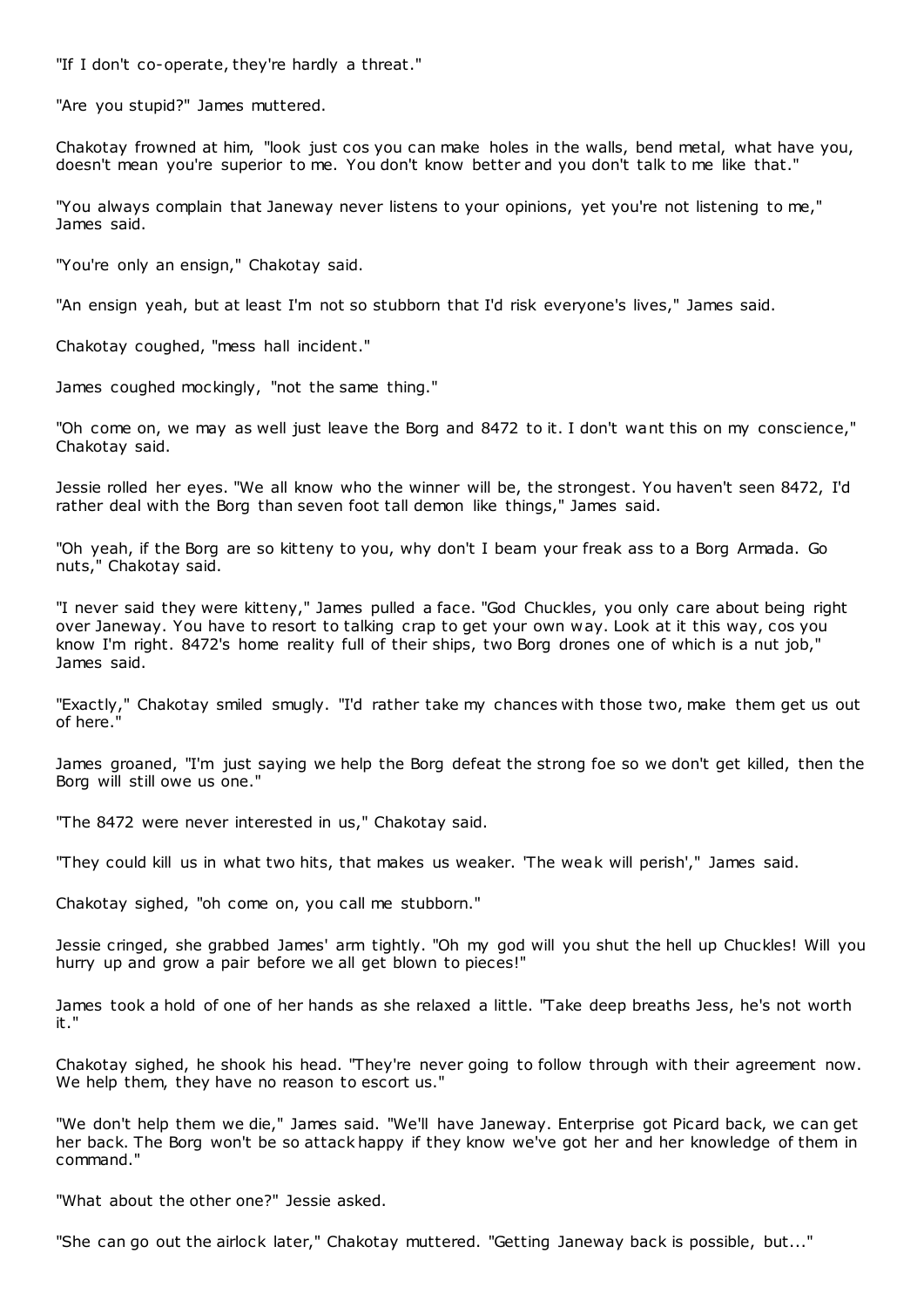"If I don't co-operate, they're hardly a threat."

"Are you stupid?" James muttered.

Chakotay frowned at him, "look just cos you can make holes in the walls, bend metal, what have you, doesn't mean you're superior to me. You don't know better and you don't talk to me like that."

"You always complain that Janeway never listens to your opinions, yet you're not listening to me," James said.

"You're only an ensign," Chakotay said.

"An ensign yeah, but at least I'm not so stubborn that I'd risk everyone's lives," James said.

Chakotay coughed, "mess hall incident."

James coughed mockingly, "not the same thing."

"Oh come on, we may as well just leave the Borg and 8472 to it. I don't want this on my conscience," Chakotay said.

Jessie rolled her eyes. "We all know who the winner will be, the strongest. You haven't seen 8472, I'd rather deal with the Borg than seven foot tall demon like things," James said.

"Oh yeah, if the Borg are so kitteny to you, why don't I beam your freak ass to a Borg Armada. Go nuts," Chakotay said.

"I never said they were kitteny," James pulled a face. "God Chuckles, you only care about being right over Janeway. You have to resort to talking crap to get your own way. Look at it this way, cos you know I'm right. 8472's home reality full of their ships, two Borg drones one of which is a nut job," James said.

"Exactly," Chakotay smiled smugly. "I'd rather take my chances with those two, make them get us out of here."

James groaned, "I'm just saying we help the Borg defeat the strong foe so we don't get killed, then the Borg will still owe us one."

"The 8472 were never interested in us," Chakotay said.

"They could kill us in what two hits, that makes us weaker. 'The weak will perish'," James said.

Chakotay sighed, "oh come on, you call me stubborn."

Jessie cringed, she grabbed James' arm tightly. "Oh my god will you shut the hell up Chuckles! Will you hurry up and grow a pair before we all get blown to pieces!"

James took a hold of one of her hands as she relaxed a little. "Take deep breaths Jess, he's not worth it."

Chakotay sighed, he shook his head. "They're never going to follow through with their agreement now. We help them, they have no reason to escort us."

"We don't help them we die," James said. "We'll have Janeway. Enterprise got Picard back, we can get her back. The Borg won't be so attack happy if they know we've got her and her knowledge of them in command."

"What about the other one?" Jessie asked.

"She can go out the airlock later," Chakotay muttered. "Getting Janeway back is possible, but..."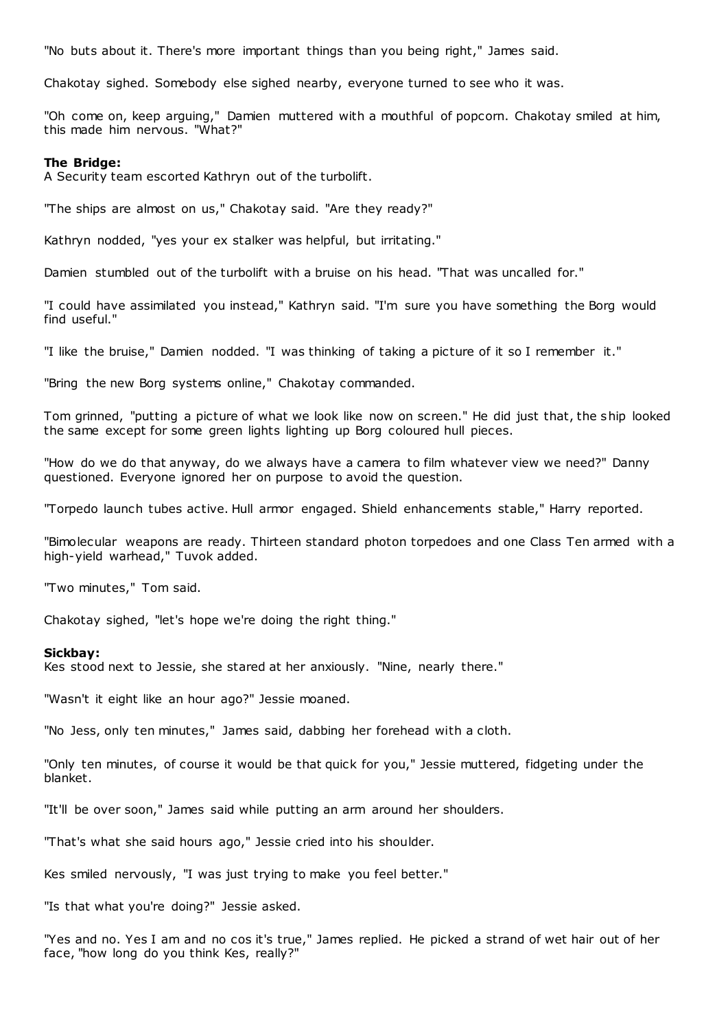"No buts about it. There's more important things than you being right," James said.

Chakotay sighed. Somebody else sighed nearby, everyone turned to see who it was.

"Oh come on, keep arguing," Damien muttered with a mouthful of popcorn. Chakotay smiled at him, this made him nervous. "What?"

**The Bridge:**
A Security team escorted Kathryn out of the turbolift.

"The ships are almost on us," Chakotay said. "Are they ready?"

Kathryn nodded, "yes your ex stalker was helpful, but irritating."

Damien stumbled out of the turbolift with a bruise on his head. "That was uncalled for."

"I could have assimilated you instead," Kathryn said. "I'm sure you have something the Borg would find useful."

"I like the bruise," Damien nodded. "I was thinking of taking a picture of it so I remember it."

"Bring the new Borg systems online," Chakotay commanded.

Tom grinned, "putting a picture of what we look like now on screen." He did just that, the ship looked the same except for some green lights lighting up Borg coloured hull pieces.

"How do we do that anyway, do we always have a camera to film whatever view we need?" Danny questioned. Everyone ignored her on purpose to avoid the question.

"Torpedo launch tubes active. Hull armor engaged. Shield enhancements stable," Harry reported.

"Bimolecular weapons are ready. Thirteen standard photon torpedoes and one Class Ten armed with a high-yield warhead," Tuvok added.

"Two minutes," Tom said.

Chakotay sighed, "let's hope we're doing the right thing."

**Sickbay:**
Kes stood next to Jessie, she stared at her anxiously. "Nine, nearly there."

"Wasn't it eight like an hour ago?" Jessie moaned.

"No Jess, only ten minutes," James said, dabbing her forehead with a cloth.

"Only ten minutes, of course it would be that quick for you," Jessie muttered, fidgeting under the blanket.

"It'll be over soon," James said while putting an arm around her shoulders.

"That's what she said hours ago," Jessie cried into his shoulder.

Kes smiled nervously, "I was just trying to make you feel better."

"Is that what you're doing?" Jessie asked.

"Yes and no. Yes I am and no cos it's true," James replied. He picked a strand of wet hair out of her face, "how long do you think Kes, really?"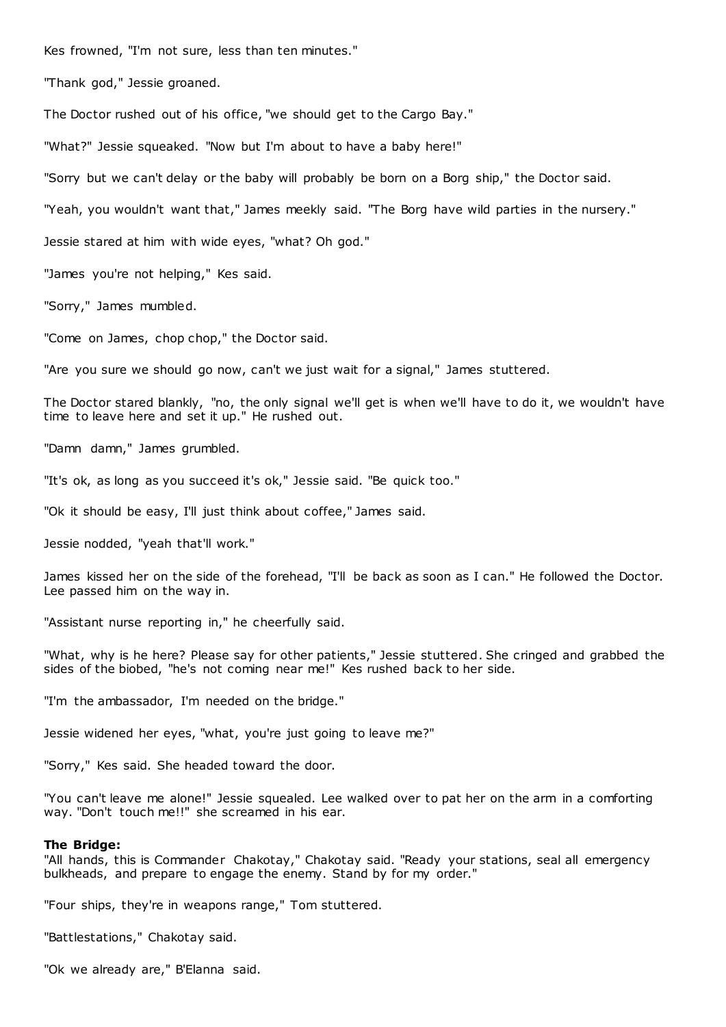Kes frowned, "I'm not sure, less than ten minutes."

"Thank god," Jessie groaned.

The Doctor rushed out of his office, "we should get to the Cargo Bay."

"What?" Jessie squeaked. "Now but I'm about to have a baby here!"

"Sorry but we can't delay or the baby will probably be born on a Borg ship," the Doctor said.

"Yeah, you wouldn't want that," James meekly said. "The Borg have wild parties in the nursery."

Jessie stared at him with wide eyes, "what? Oh god."

"James you're not helping," Kes said.

"Sorry," James mumbled.

"Come on James, chop chop," the Doctor said.

"Are you sure we should go now, can't we just wait for a signal," James stuttered.

The Doctor stared blankly, "no, the only signal we'll get is when we'll have to do it, we wouldn't have time to leave here and set it up." He rushed out.

"Damn damn," James grumbled.

"It's ok, as long as you succeed it's ok," Jessie said. "Be quick too."

"Ok it should be easy, I'll just think about coffee," James said.

Jessie nodded, "yeah that'll work."

James kissed her on the side of the forehead, "I'll be back as soon as I can." He followed the Doctor. Lee passed him on the way in.

"Assistant nurse reporting in," he cheerfully said.

"What, why is he here? Please say for other patients," Jessie stuttered. She cringed and grabbed the sides of the biobed, "he's not coming near me!" Kes rushed back to her side.

"I'm the ambassador, I'm needed on the bridge."

Jessie widened her eyes, "what, you're just going to leave me?"

"Sorry," Kes said. She headed toward the door.

"You can't leave me alone!" Jessie squealed. Lee walked over to pat her on the arm in a comforting way. "Don't touch me!!" she screamed in his ear.

**The Bridge:**
"All hands, this is Commander Chakotay," Chakotay said. "Ready your stations, seal all emergency bulkheads, and prepare to engage the enemy. Stand by for my order."

"Four ships, they're in weapons range," Tom stuttered.

"Battlestations," Chakotay said.

"Ok we already are," B'Elanna said.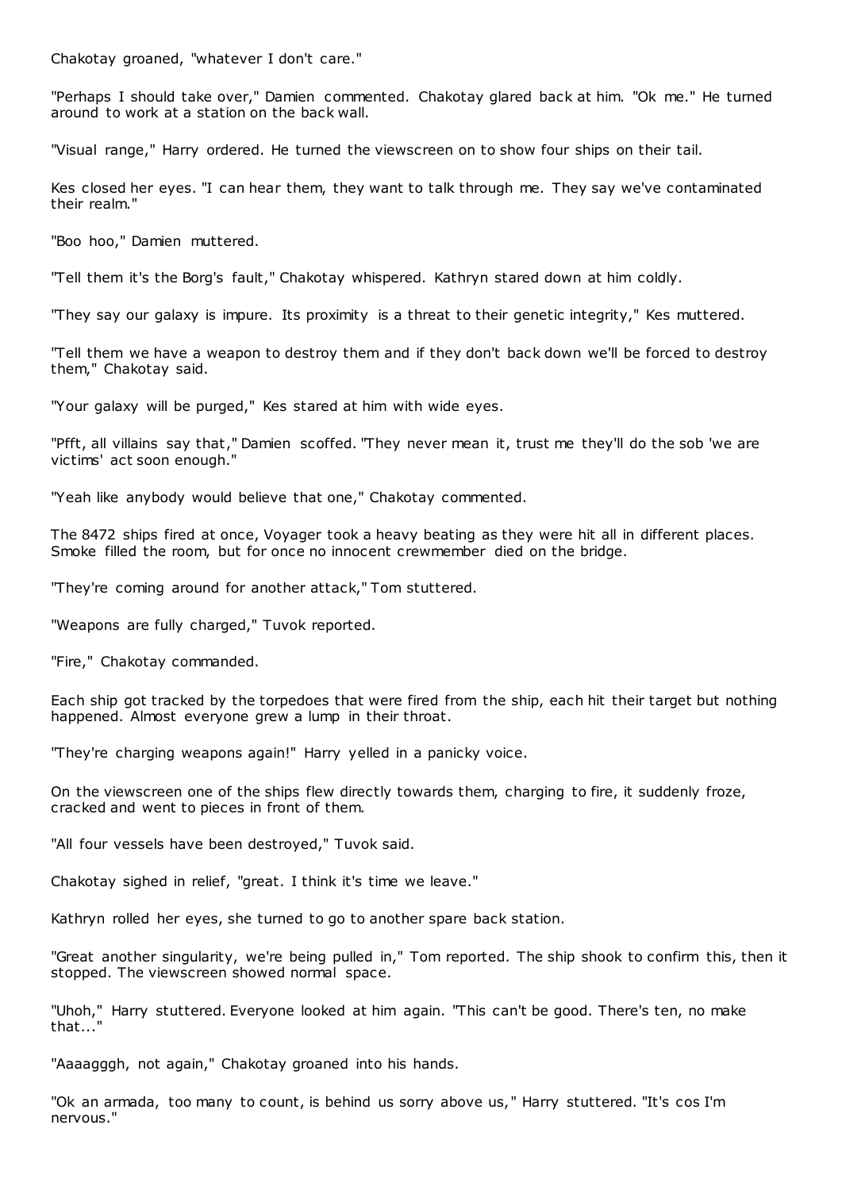Chakotay groaned, "whatever I don't care."

"Perhaps I should take over," Damien commented. Chakotay glared back at him. "Ok me." He turned around to work at a station on the back wall.

"Visual range," Harry ordered. He turned the viewscreen on to show four ships on their tail.

Kes closed her eyes. "I can hear them, they want to talk through me. They say we've contaminated their realm."

"Boo hoo," Damien muttered.

"Tell them it's the Borg's fault," Chakotay whispered. Kathryn stared down at him coldly.

"They say our galaxy is impure. Its proximity is a threat to their genetic integrity," Kes muttered.

"Tell them we have a weapon to destroy them and if they don't back down we'll be forced to destroy them," Chakotay said.

"Your galaxy will be purged," Kes stared at him with wide eyes.

"Pfft, all villains say that," Damien scoffed. "They never mean it, trust me they'll do the sob 'we are victims' act soon enough."

"Yeah like anybody would believe that one," Chakotay commented.

The 8472 ships fired at once, Voyager took a heavy beating as they were hit all in different places. Smoke filled the room, but for once no innocent crewmember died on the bridge.

"They're coming around for another attack," Tom stuttered.

"Weapons are fully charged," Tuvok reported.

"Fire," Chakotay commanded.

Each ship got tracked by the torpedoes that were fired from the ship, each hit their target but nothing happened. Almost everyone grew a lump in their throat.

"They're charging weapons again!" Harry yelled in a panicky voice.

On the viewscreen one of the ships flew directly towards them, charging to fire, it suddenly froze, cracked and went to pieces in front of them.

"All four vessels have been destroyed," Tuvok said.

Chakotay sighed in relief, "great. I think it's time we leave."

Kathryn rolled her eyes, she turned to go to another spare back station.

"Great another singularity, we're being pulled in," Tom reported. The ship shook to confirm this, then it stopped. The viewscreen showed normal space.

"Uhoh," Harry stuttered. Everyone looked at him again. "This can't be good. There's ten, no make that..."

"Aaaagggh, not again," Chakotay groaned into his hands.

"Ok an armada, too many to count, is behind us sorry above us," Harry stuttered. "It's cos I'm nervous."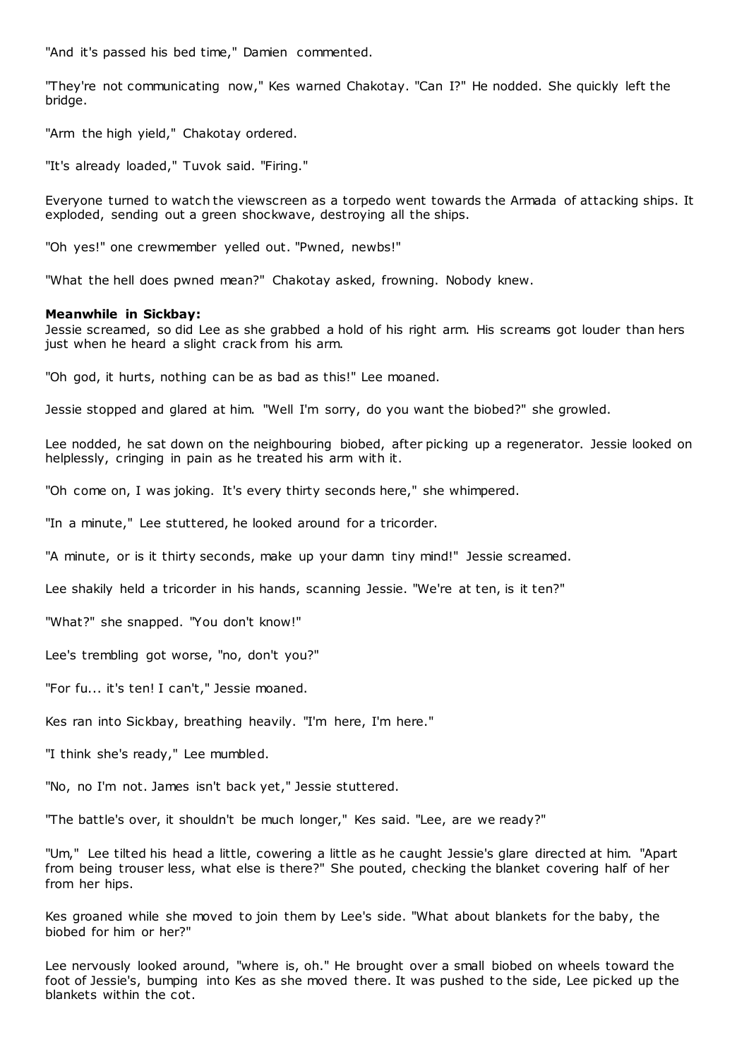"And it's passed his bed time," Damien commented.

"They're not communicating now," Kes warned Chakotay. "Can I?" He nodded. She quickly left the bridge.

"Arm the high yield," Chakotay ordered.

"It's already loaded," Tuvok said. "Firing."

Everyone turned to watch the viewscreen as a torpedo went towards the Armada of attacking ships. It exploded, sending out a green shockwave, destroying all the ships.

"Oh yes!" one crewmember yelled out. "Pwned, newbs!"

"What the hell does pwned mean?" Chakotay asked, frowning. Nobody knew.

**Meanwhile in Sickbay:**
Jessie screamed, so did Lee as she grabbed a hold of his right arm. His screams got louder than hers just when he heard a slight crack from his arm.

"Oh god, it hurts, nothing can be as bad as this!" Lee moaned.

Jessie stopped and glared at him. "Well I'm sorry, do you want the biobed?" she growled.

Lee nodded, he sat down on the neighbouring biobed, after picking up a regenerator. Jessie looked on helplessly, cringing in pain as he treated his arm with it.

"Oh come on, I was joking. It's every thirty seconds here," she whimpered.

"In a minute," Lee stuttered, he looked around for a tricorder.

"A minute, or is it thirty seconds, make up your damn tiny mind!" Jessie screamed.

Lee shakily held a tricorder in his hands, scanning Jessie. "We're at ten, is it ten?"

"What?" she snapped. "You don't know!"

Lee's trembling got worse, "no, don't you?"

"For fu... it's ten! I can't," Jessie moaned.

Kes ran into Sickbay, breathing heavily. "I'm here, I'm here."

"I think she's ready," Lee mumbled.

"No, no I'm not. James isn't back yet," Jessie stuttered.

"The battle's over, it shouldn't be much longer," Kes said. "Lee, are we ready?"

"Um," Lee tilted his head a little, cowering a little as he caught Jessie's glare directed at him. "Apart from being trouser less, what else is there?" She pouted, checking the blanket covering half of her from her hips.

Kes groaned while she moved to join them by Lee's side. "What about blankets for the baby, the biobed for him or her?"

Lee nervously looked around, "where is, oh." He brought over a small biobed on wheels toward the foot of Jessie's, bumping into Kes as she moved there. It was pushed to the side, Lee picked up the blankets within the cot.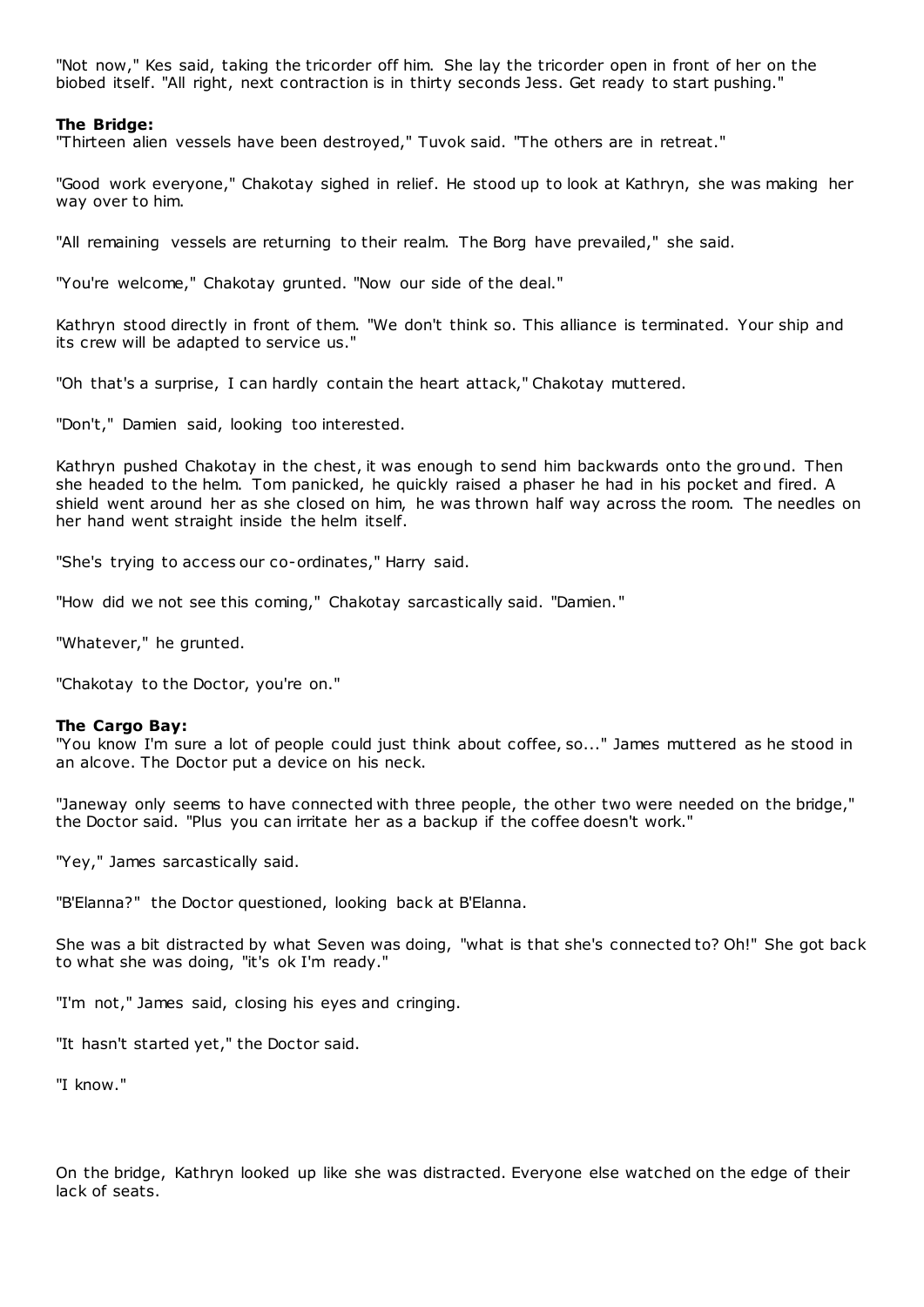"Not now," Kes said, taking the tricorder off him. She lay the tricorder open in front of her on the biobed itself. "All right, next contraction is in thirty seconds Jess. Get ready to start pushing."

**The Bridge:**

"Thirteen alien vessels have been destroyed," Tuvok said. "The others are in retreat."

"Good work everyone," Chakotay sighed in relief. He stood up to look at Kathryn, she was making her way over to him.

"All remaining vessels are returning to their realm. The Borg have prevailed," she said.

"You're welcome," Chakotay grunted. "Now our side of the deal."

Kathryn stood directly in front of them. "We don't think so. This alliance is terminated. Your ship and its crew will be adapted to service us."

"Oh that's a surprise, I can hardly contain the heart attack," Chakotay muttered.

"Don't," Damien said, looking too interested.

Kathryn pushed Chakotay in the chest, it was enough to send him backwards onto the ground. Then she headed to the helm. Tom panicked, he quickly raised a phaser he had in his pocket and fired. A shield went around her as she closed on him, he was thrown half way across the room. The needles on her hand went straight inside the helm itself.

"She's trying to access our co-ordinates," Harry said.

"How did we not see this coming," Chakotay sarcastically said. "Damien."

"Whatever," he grunted.

"Chakotay to the Doctor, you're on."

**The Cargo Bay:**

"You know I'm sure a lot of people could just think about coffee, so..." James muttered as he stood in an alcove. The Doctor put a device on his neck.

"Janeway only seems to have connected with three people, the other two were needed on the bridge," the Doctor said. "Plus you can irritate her as a backup if the coffee doesn't work."

"Yey," James sarcastically said.

"B'Elanna?" the Doctor questioned, looking back at B'Elanna.

She was a bit distracted by what Seven was doing, "what is that she's connected to? Oh!" She got back to what she was doing, "it's ok I'm ready."

"I'm not," James said, closing his eyes and cringing.

"It hasn't started yet," the Doctor said.

"I know."

On the bridge, Kathryn looked up like she was distracted. Everyone else watched on the edge of their lack of seats.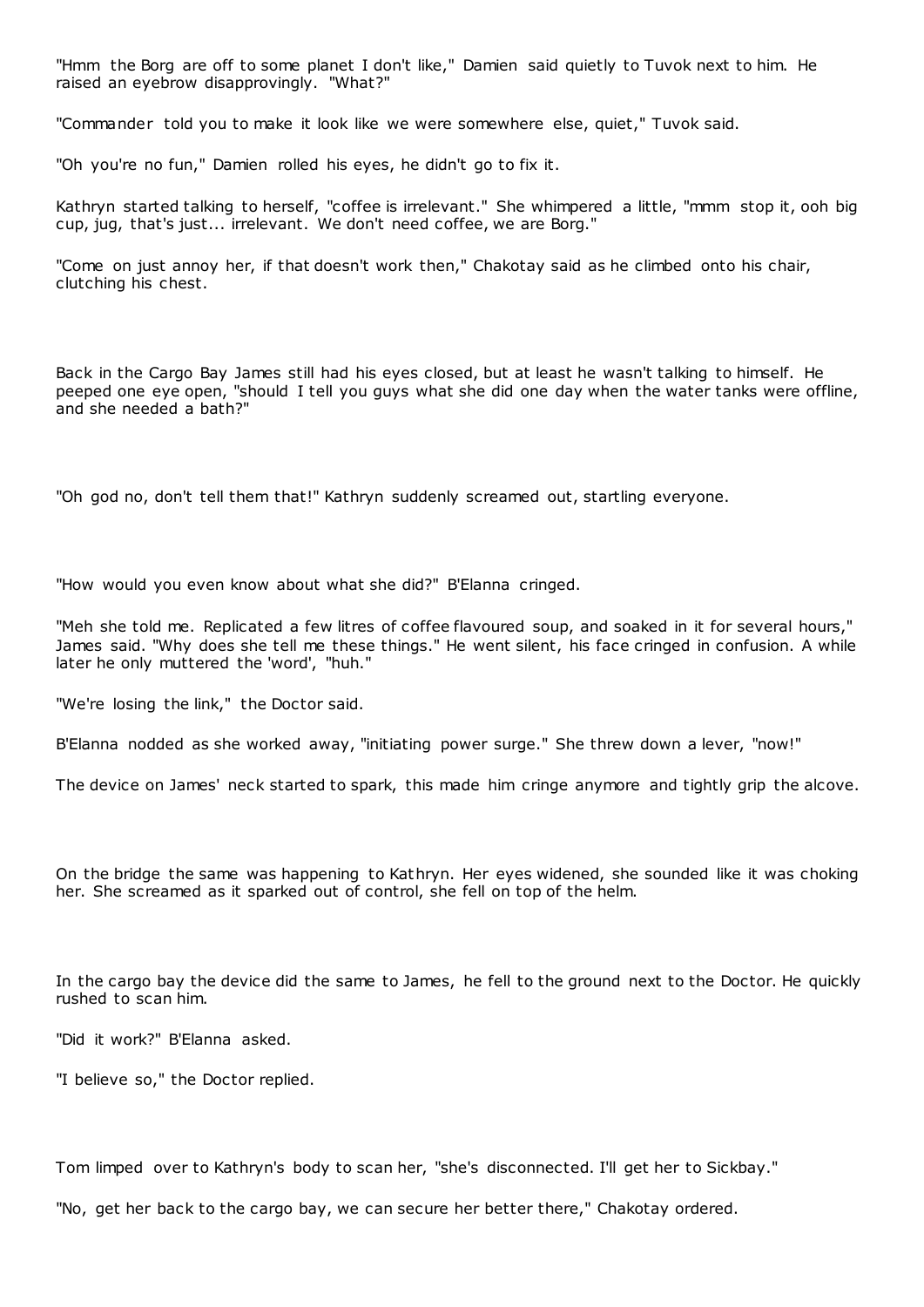"Hmm the Borg are off to some planet I don't like," Damien said quietly to Tuvok next to him. He raised an eyebrow disapprovingly. "What?"

"Commander told you to make it look like we were somewhere else, quiet," Tuvok said.

"Oh you're no fun," Damien rolled his eyes, he didn't go to fix it.

Kathryn started talking to herself, "coffee is irrelevant." She whimpered a little, "mmm stop it, ooh big cup, jug, that's just... irrelevant. We don't need coffee, we are Borg."

"Come on just annoy her, if that doesn't work then," Chakotay said as he climbed onto his chair, clutching his chest.

Back in the Cargo Bay James still had his eyes closed, but at least he wasn't talking to himself. He peeped one eye open, "should I tell you guys what she did one day when the water tanks were offline, and she needed a bath?"

"Oh god no, don't tell them that!" Kathryn suddenly screamed out, startling everyone.

"How would you even know about what she did?" B'Elanna cringed.

"Meh she told me. Replicated a few litres of coffee flavoured soup, and soaked in it for several hours," James said. "Why does she tell me these things." He went silent, his face cringed in confusion. A while later he only muttered the 'word', "huh."

"We're losing the link," the Doctor said.

B'Elanna nodded as she worked away, "initiating power surge." She threw down a lever, "now!"

The device on James' neck started to spark, this made him cringe anymore and tightly grip the alcove.

On the bridge the same was happening to Kathryn. Her eyes widened, she sounded like it was choking her. She screamed as it sparked out of control, she fell on top of the helm.

In the cargo bay the device did the same to James, he fell to the ground next to the Doctor. He quickly rushed to scan him.

"Did it work?" B'Elanna asked.

"I believe so," the Doctor replied.

Tom limped over to Kathryn's body to scan her, "she's disconnected. I'll get her to Sickbay."

"No, get her back to the cargo bay, we can secure her better there," Chakotay ordered.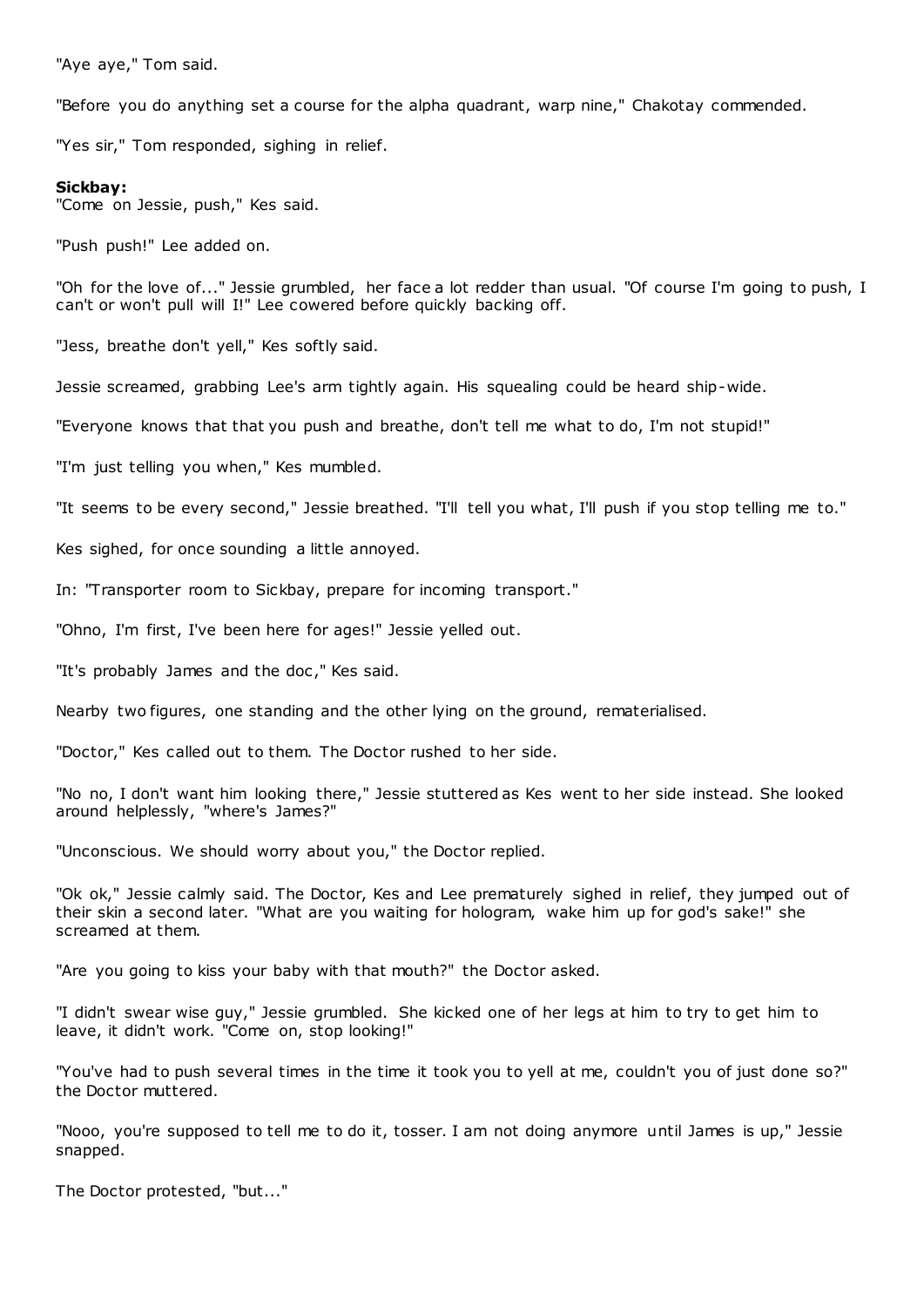"Aye aye," Tom said.

"Before you do anything set a course for the alpha quadrant, warp nine," Chakotay commended.

"Yes sir," Tom responded, sighing in relief.

**Sickbay:**
"Come on Jessie, push," Kes said.

"Push push!" Lee added on.

"Oh for the love of..." Jessie grumbled, her face a lot redder than usual. "Of course I'm going to push, I can't or won't pull will I!" Lee cowered before quickly backing off.

"Jess, breathe don't yell," Kes softly said.

Jessie screamed, grabbing Lee's arm tightly again. His squealing could be heard ship-wide.

"Everyone knows that that you push and breathe, don't tell me what to do, I'm not stupid!"

"I'm just telling you when," Kes mumbled.

"It seems to be every second," Jessie breathed. "I'll tell you what, I'll push if you stop telling me to."

Kes sighed, for once sounding a little annoyed.

In: "Transporter room to Sickbay, prepare for incoming transport."

"Ohno, I'm first, I've been here for ages!" Jessie yelled out.

"It's probably James and the doc," Kes said.

Nearby two figures, one standing and the other lying on the ground, rematerialised.

"Doctor," Kes called out to them. The Doctor rushed to her side.

"No no, I don't want him looking there," Jessie stuttered as Kes went to her side instead. She looked around helplessly, "where's James?"

"Unconscious. We should worry about you," the Doctor replied.

"Ok ok," Jessie calmly said. The Doctor, Kes and Lee prematurely sighed in relief, they jumped out of their skin a second later. "What are you waiting for hologram, wake him up for god's sake!" she screamed at them.

"Are you going to kiss your baby with that mouth?" the Doctor asked.

"I didn't swear wise guy," Jessie grumbled. She kicked one of her legs at him to try to get him to leave, it didn't work. "Come on, stop looking!"

"You've had to push several times in the time it took you to yell at me, couldn't you of just done so?" the Doctor muttered.

"Nooo, you're supposed to tell me to do it, tosser. I am not doing anymore until James is up," Jessie snapped.

The Doctor protested, "but..."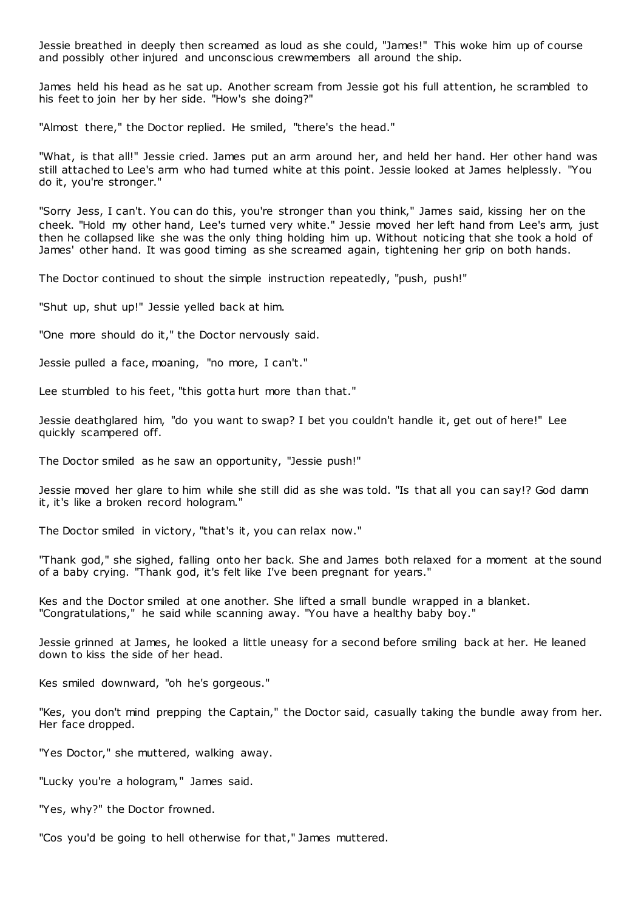Jessie breathed in deeply then screamed as loud as she could, "James!" This woke him up of course and possibly other injured and unconscious crewmembers all around the ship.

James held his head as he sat up. Another scream from Jessie got his full attention, he scrambled to his feet to join her by her side. "How's she doing?"

"Almost there," the Doctor replied. He smiled, "there's the head."

"What, is that all!" Jessie cried. James put an arm around her, and held her hand. Her other hand was still attached to Lee's arm who had turned white at this point. Jessie looked at James helplessly. "You do it, you're stronger."

"Sorry Jess, I can't. You can do this, you're stronger than you think," James said, kissing her on the cheek. "Hold my other hand, Lee's turned very white." Jessie moved her left hand from Lee's arm, just then he collapsed like she was the only thing holding him up. Without noticing that she took a hold of James' other hand. It was good timing as she screamed again, tightening her grip on both hands.

The Doctor continued to shout the simple instruction repeatedly, "push, push!"

"Shut up, shut up!" Jessie yelled back at him.

"One more should do it," the Doctor nervously said.

Jessie pulled a face, moaning, "no more, I can't."

Lee stumbled to his feet, "this gotta hurt more than that."

Jessie deathglared him, "do you want to swap? I bet you couldn't handle it, get out of here!" Lee quickly scampered off.

The Doctor smiled as he saw an opportunity, "Jessie push!"

Jessie moved her glare to him while she still did as she was told. "Is that all you can say!? God damn it, it's like a broken record hologram."

The Doctor smiled in victory, "that's it, you can relax now."

"Thank god," she sighed, falling onto her back. She and James both relaxed for a moment at the sound of a baby crying. "Thank god, it's felt like I've been pregnant for years."

Kes and the Doctor smiled at one another. She lifted a small bundle wrapped in a blanket. "Congratulations," he said while scanning away. "You have a healthy baby boy."

Jessie grinned at James, he looked a little uneasy for a second before smiling back at her. He leaned down to kiss the side of her head.

Kes smiled downward, "oh he's gorgeous."

"Kes, you don't mind prepping the Captain," the Doctor said, casually taking the bundle away from her. Her face dropped.

"Yes Doctor," she muttered, walking away.

"Lucky you're a hologram," James said.

"Yes, why?" the Doctor frowned.

"Cos you'd be going to hell otherwise for that," James muttered.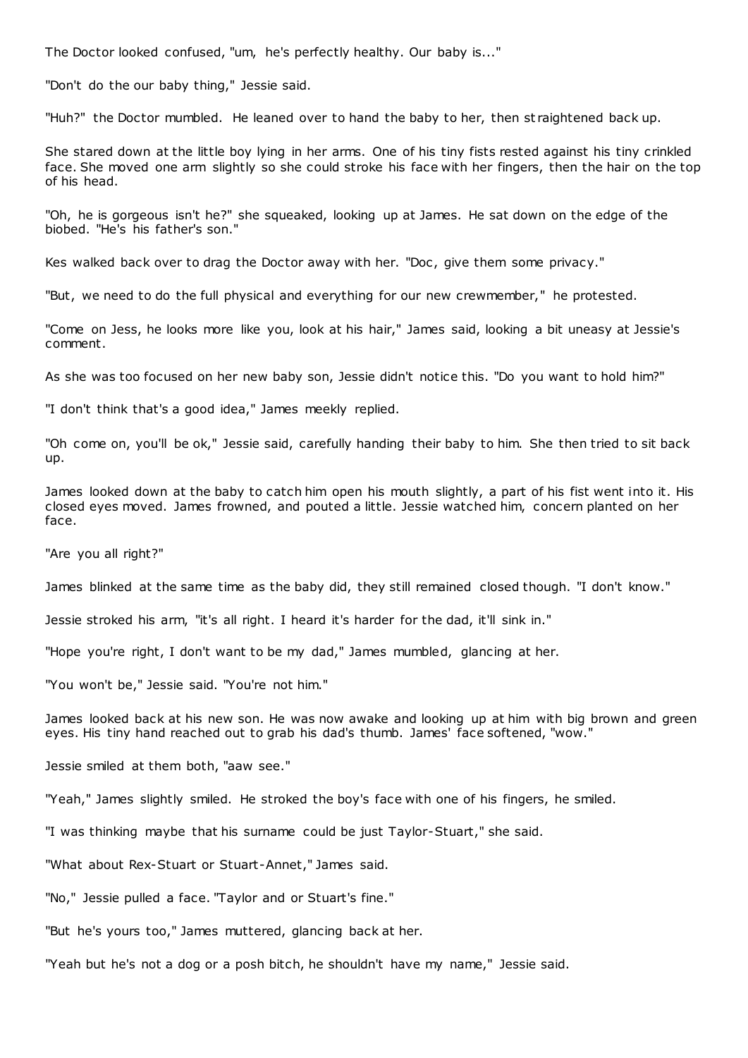The Doctor looked confused, "um, he's perfectly healthy. Our baby is..."

"Don't do the our baby thing," Jessie said.

"Huh?" the Doctor mumbled. He leaned over to hand the baby to her, then straightened back up.

She stared down at the little boy lying in her arms. One of his tiny fists rested against his tiny crinkled face. She moved one arm slightly so she could stroke his face with her fingers, then the hair on the top of his head.

"Oh, he is gorgeous isn't he?" she squeaked, looking up at James. He sat down on the edge of the biobed. "He's his father's son."

Kes walked back over to drag the Doctor away with her. "Doc, give them some privacy."

"But, we need to do the full physical and everything for our new crewmember," he protested.

"Come on Jess, he looks more like you, look at his hair," James said, looking a bit uneasy at Jessie's comment.

As she was too focused on her new baby son, Jessie didn't notice this. "Do you want to hold him?"

"I don't think that's a good idea," James meekly replied.

"Oh come on, you'll be ok," Jessie said, carefully handing their baby to him. She then tried to sit back up.

James looked down at the baby to catch him open his mouth slightly, a part of his fist went into it. His closed eyes moved. James frowned, and pouted a little. Jessie watched him, concern planted on her face.

"Are you all right?"

James blinked at the same time as the baby did, they still remained closed though. "I don't know."

Jessie stroked his arm, "it's all right. I heard it's harder for the dad, it'll sink in."

"Hope you're right, I don't want to be my dad," James mumbled, glancing at her.

"You won't be," Jessie said. "You're not him."

James looked back at his new son. He was now awake and looking up at him with big brown and green eyes. His tiny hand reached out to grab his dad's thumb. James' face softened, "wow."

Jessie smiled at them both, "aaw see."

"Yeah," James slightly smiled. He stroked the boy's face with one of his fingers, he smiled.

"I was thinking maybe that his surname could be just Taylor-Stuart," she said.

"What about Rex-Stuart or Stuart-Annet," James said.

"No," Jessie pulled a face. "Taylor and or Stuart's fine."

"But he's yours too," James muttered, glancing back at her.

"Yeah but he's not a dog or a posh bitch, he shouldn't have my name," Jessie said.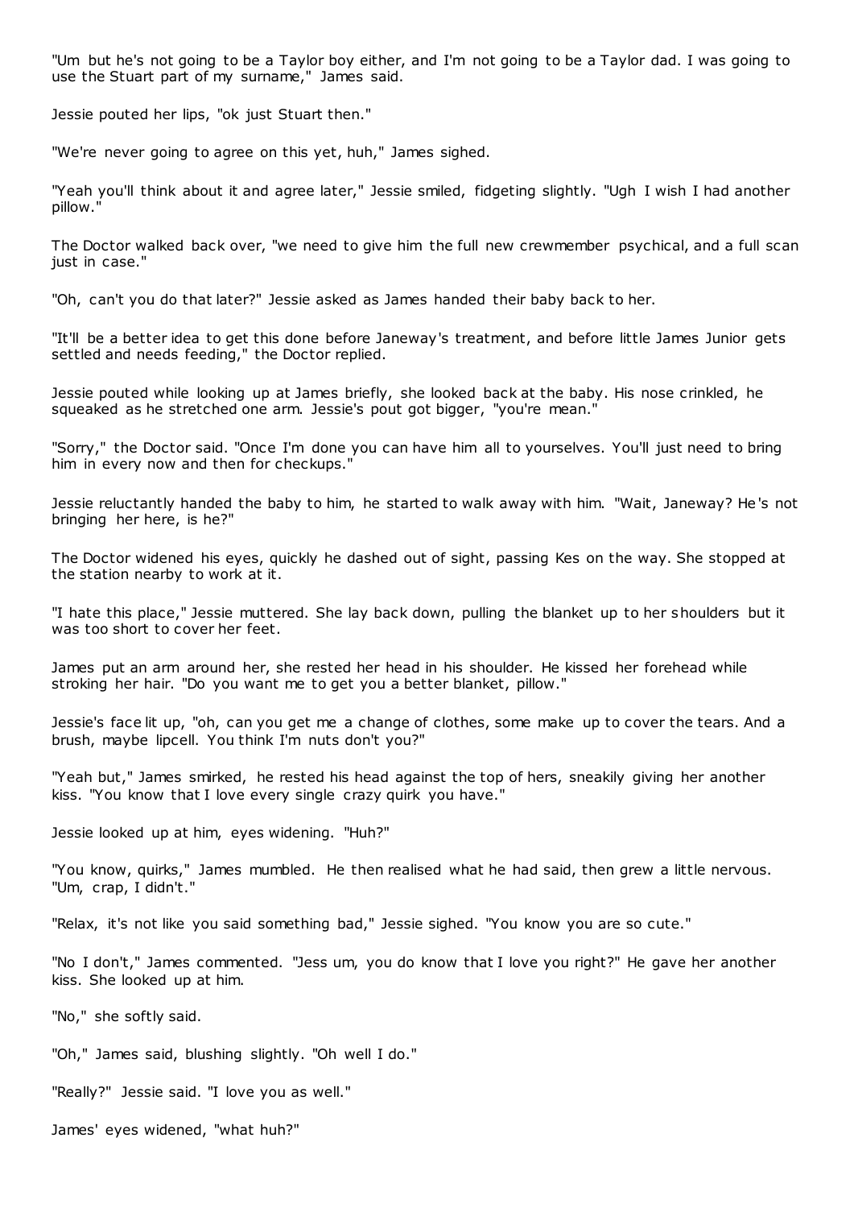"Um but he's not going to be a Taylor boy either, and I'm not going to be a Taylor dad. I was going to use the Stuart part of my surname," James said.

Jessie pouted her lips, "ok just Stuart then."

"We're never going to agree on this yet, huh," James sighed.

"Yeah you'll think about it and agree later," Jessie smiled, fidgeting slightly. "Ugh I wish I had another pillow."

The Doctor walked back over, "we need to give him the full new crewmember psychical, and a full scan just in case."

"Oh, can't you do that later?" Jessie asked as James handed their baby back to her.

"It'll be a better idea to get this done before Janeway's treatment, and before little James Junior gets settled and needs feeding," the Doctor replied.

Jessie pouted while looking up at James briefly, she looked back at the baby. His nose crinkled, he squeaked as he stretched one arm. Jessie's pout got bigger, "you're mean."

"Sorry," the Doctor said. "Once I'm done you can have him all to yourselves. You'll just need to bring him in every now and then for checkups."

Jessie reluctantly handed the baby to him, he started to walk away with him. "Wait, Janeway? He's not bringing her here, is he?"

The Doctor widened his eyes, quickly he dashed out of sight, passing Kes on the way. She stopped at the station nearby to work at it.

"I hate this place," Jessie muttered. She lay back down, pulling the blanket up to her shoulders but it was too short to cover her feet.

James put an arm around her, she rested her head in his shoulder. He kissed her forehead while stroking her hair. "Do you want me to get you a better blanket, pillow."

Jessie's face lit up, "oh, can you get me a change of clothes, some make up to cover the tears. And a brush, maybe lipcell. You think I'm nuts don't you?"

"Yeah but," James smirked, he rested his head against the top of hers, sneakily giving her another kiss. "You know that I love every single crazy quirk you have."

Jessie looked up at him, eyes widening. "Huh?"

"You know, quirks," James mumbled. He then realised what he had said, then grew a little nervous. "Um, crap, I didn't."

"Relax, it's not like you said something bad," Jessie sighed. "You know you are so cute."

"No I don't," James commented. "Jess um, you do know that I love you right?" He gave her another kiss. She looked up at him.

"No," she softly said.

"Oh," James said, blushing slightly. "Oh well I do."

"Really?" Jessie said. "I love you as well."

James' eyes widened, "what huh?"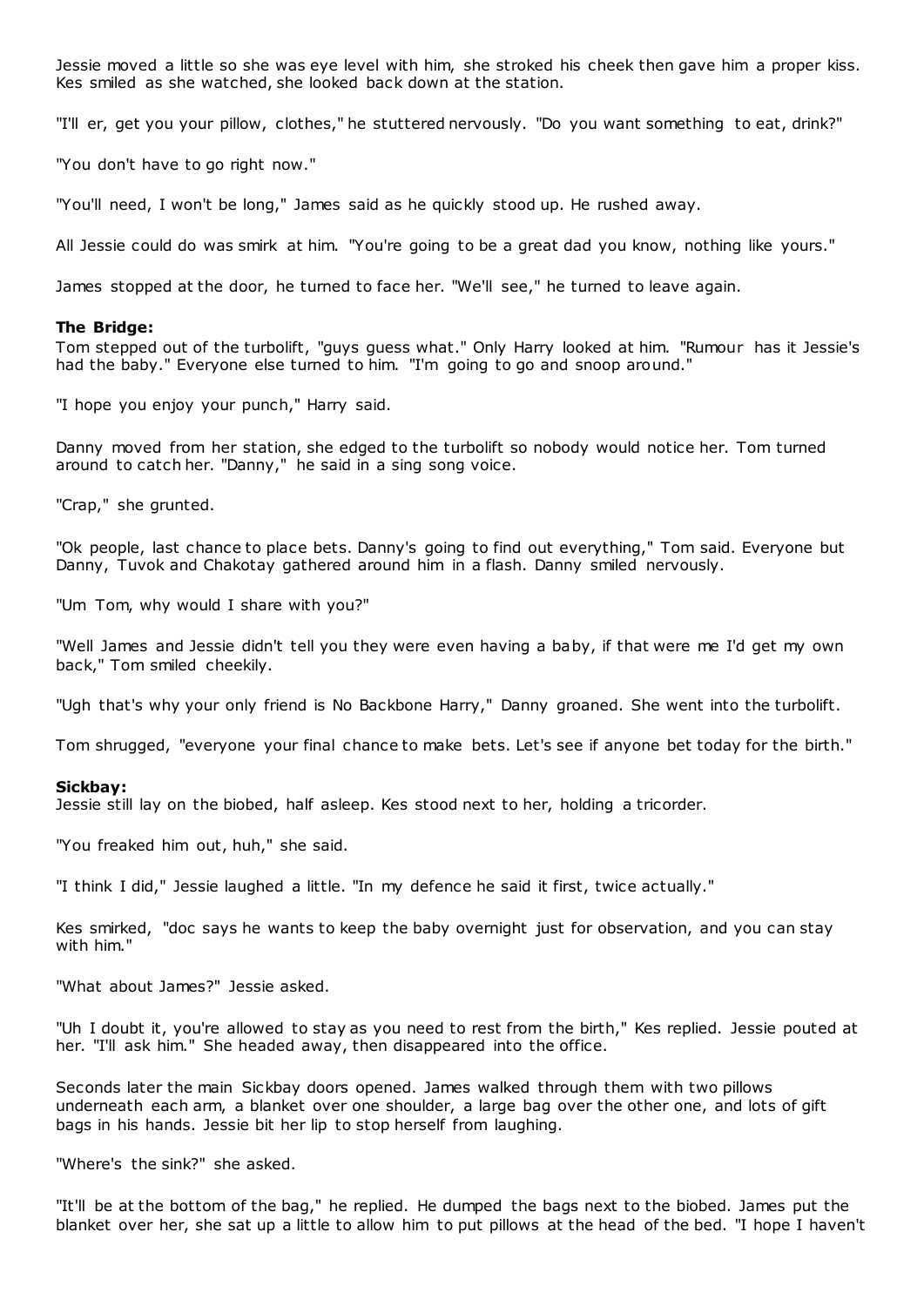Jessie moved a little so she was eye level with him, she stroked his cheek then gave him a proper kiss. Kes smiled as she watched, she looked back down at the station.

"I'll er, get you your pillow, clothes," he stuttered nervously. "Do you want something to eat, drink?"

"You don't have to go right now."

"You'll need, I won't be long," James said as he quickly stood up. He rushed away.

All Jessie could do was smirk at him. "You're going to be a great dad you know, nothing like yours."

James stopped at the door, he turned to face her. "We'll see," he turned to leave again.

**The Bridge:**
Tom stepped out of the turbolift, "guys guess what." Only Harry looked at him. "Rumour has it Jessie's had the baby." Everyone else turned to him. "I'm going to go and snoop around."

"I hope you enjoy your punch," Harry said.

Danny moved from her station, she edged to the turbolift so nobody would notice her. Tom turned around to catch her. "Danny," he said in a sing song voice.

"Crap," she grunted.

"Ok people, last chance to place bets. Danny's going to find out everything," Tom said. Everyone but Danny, Tuvok and Chakotay gathered around him in a flash. Danny smiled nervously.

"Um Tom, why would I share with you?"

"Well James and Jessie didn't tell you they were even having a baby, if that were me I'd get my own back," Tom smiled cheekily.

"Ugh that's why your only friend is No Backbone Harry," Danny groaned. She went into the turbolift.

Tom shrugged, "everyone your final chance to make bets. Let's see if anyone bet today for the birth."

**Sickbay:**
Jessie still lay on the biobed, half asleep. Kes stood next to her, holding a tricorder.

"You freaked him out, huh," she said.

"I think I did," Jessie laughed a little. "In my defence he said it first, twice actually."

Kes smirked, "doc says he wants to keep the baby overnight just for observation, and you can stay with him."

"What about James?" Jessie asked.

"Uh I doubt it, you're allowed to stay as you need to rest from the birth," Kes replied. Jessie pouted at her. "I'll ask him." She headed away, then disappeared into the office.

Seconds later the main Sickbay doors opened. James walked through them with two pillows underneath each arm, a blanket over one shoulder, a large bag over the other one, and lots of gift bags in his hands. Jessie bit her lip to stop herself from laughing.

"Where's the sink?" she asked.

"It'll be at the bottom of the bag," he replied. He dumped the bags next to the biobed. James put the blanket over her, she sat up a little to allow him to put pillows at the head of the bed. "I hope I haven't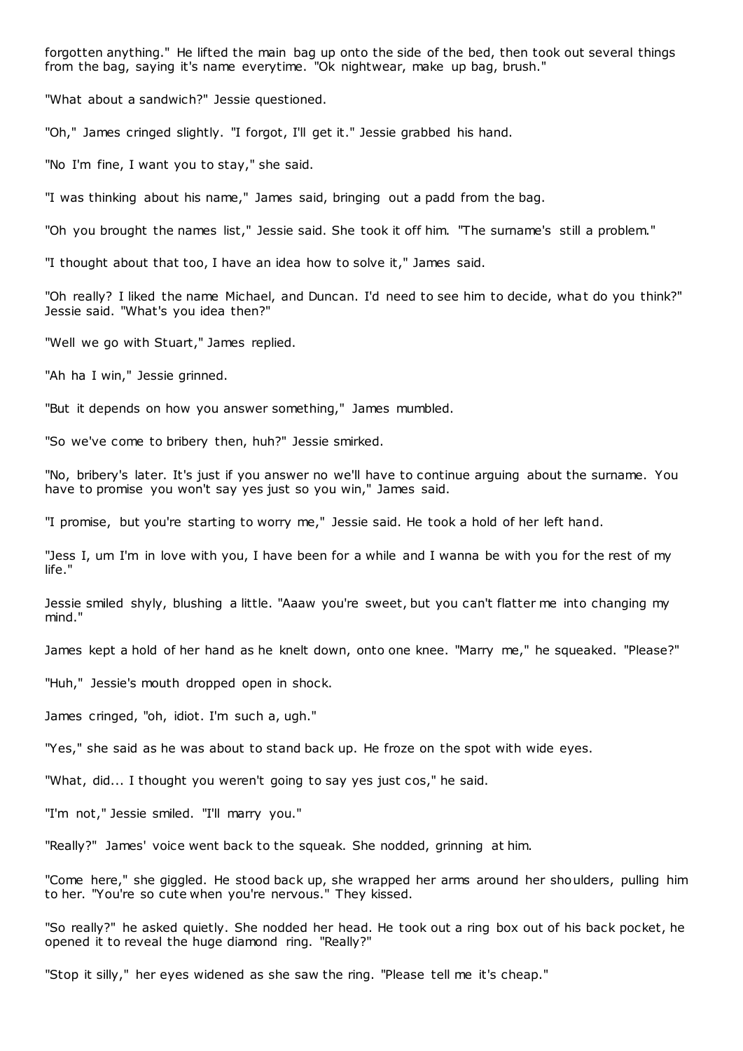forgotten anything." He lifted the main bag up onto the side of the bed, then took out several things from the bag, saying it's name everytime. "Ok nightwear, make up bag, brush."

"What about a sandwich?" Jessie questioned.

"Oh," James cringed slightly. "I forgot, I'll get it." Jessie grabbed his hand.

"No I'm fine, I want you to stay," she said.

"I was thinking about his name," James said, bringing out a padd from the bag.

"Oh you brought the names list," Jessie said. She took it off him. "The surname's still a problem."

"I thought about that too, I have an idea how to solve it," James said.

"Oh really? I liked the name Michael, and Duncan. I'd need to see him to decide, what do you think?" Jessie said. "What's you idea then?"

"Well we go with Stuart," James replied.

"Ah ha I win," Jessie grinned.

"But it depends on how you answer something," James mumbled.

"So we've come to bribery then, huh?" Jessie smirked.

"No, bribery's later. It's just if you answer no we'll have to continue arguing about the surname. You have to promise you won't say yes just so you win," James said.

"I promise, but you're starting to worry me," Jessie said. He took a hold of her left hand.

"Jess I, um I'm in love with you, I have been for a while and I wanna be with you for the rest of my life."

Jessie smiled shyly, blushing a little. "Aaaw you're sweet, but you can't flatter me into changing my mind."

James kept a hold of her hand as he knelt down, onto one knee. "Marry me," he squeaked. "Please?"

"Huh," Jessie's mouth dropped open in shock.

James cringed, "oh, idiot. I'm such a, ugh."

"Yes," she said as he was about to stand back up. He froze on the spot with wide eyes.

"What, did... I thought you weren't going to say yes just cos," he said.

"I'm not," Jessie smiled. "I'll marry you."

"Really?" James' voice went back to the squeak. She nodded, grinning at him.

"Come here," she giggled. He stood back up, she wrapped her arms around her shoulders, pulling him to her. "You're so cute when you're nervous." They kissed.

"So really?" he asked quietly. She nodded her head. He took out a ring box out of his back pocket, he opened it to reveal the huge diamond ring. "Really?"

"Stop it silly," her eyes widened as she saw the ring. "Please tell me it's cheap."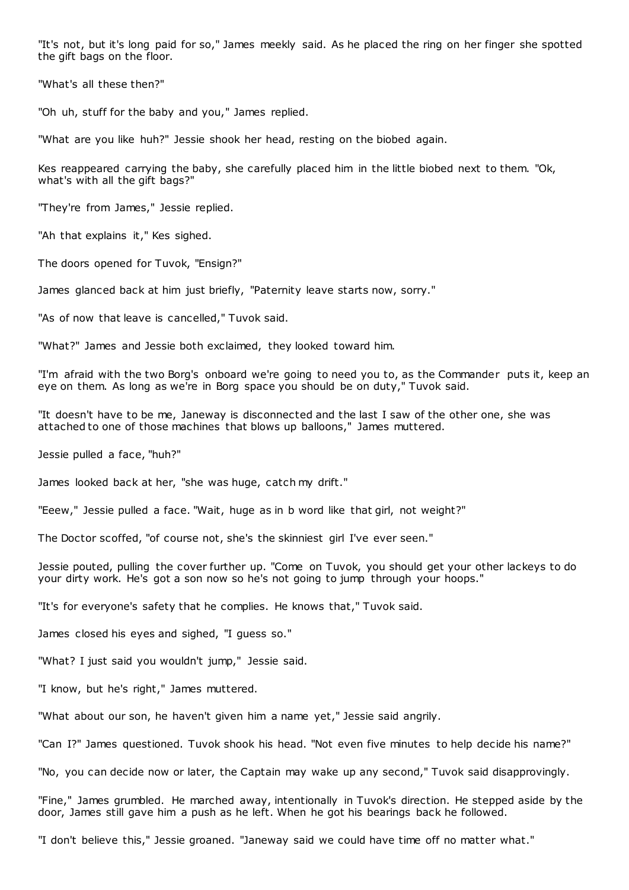"It's not, but it's long paid for so," James meekly said. As he placed the ring on her finger she spotted the gift bags on the floor.

"What's all these then?"

"Oh uh, stuff for the baby and you," James replied.

"What are you like huh?" Jessie shook her head, resting on the biobed again.

Kes reappeared carrying the baby, she carefully placed him in the little biobed next to them. "Ok, what's with all the gift bags?"

"They're from James," Jessie replied.

"Ah that explains it," Kes sighed.

The doors opened for Tuvok, "Ensign?"

James glanced back at him just briefly, "Paternity leave starts now, sorry."

"As of now that leave is cancelled," Tuvok said.

"What?" James and Jessie both exclaimed, they looked toward him.

"I'm afraid with the two Borg's onboard we're going to need you to, as the Commander puts it, keep an eye on them. As long as we're in Borg space you should be on duty," Tuvok said.

"It doesn't have to be me, Janeway is disconnected and the last I saw of the other one, she was attached to one of those machines that blows up balloons," James muttered.

Jessie pulled a face, "huh?"

James looked back at her, "she was huge, catch my drift."

"Eeew," Jessie pulled a face. "Wait, huge as in b word like that girl, not weight?"

The Doctor scoffed, "of course not, she's the skinniest girl I've ever seen."

Jessie pouted, pulling the cover further up. "Come on Tuvok, you should get your other lackeys to do your dirty work. He's got a son now so he's not going to jump through your hoops."

"It's for everyone's safety that he complies. He knows that," Tuvok said.

James closed his eyes and sighed, "I guess so."

"What? I just said you wouldn't jump," Jessie said.

"I know, but he's right," James muttered.

"What about our son, he haven't given him a name yet," Jessie said angrily.

"Can I?" James questioned. Tuvok shook his head. "Not even five minutes to help decide his name?"

"No, you can decide now or later, the Captain may wake up any second," Tuvok said disapprovingly.

"Fine," James grumbled. He marched away, intentionally in Tuvok's direction. He stepped aside by the door, James still gave him a push as he left. When he got his bearings back he followed.

"I don't believe this," Jessie groaned. "Janeway said we could have time off no matter what."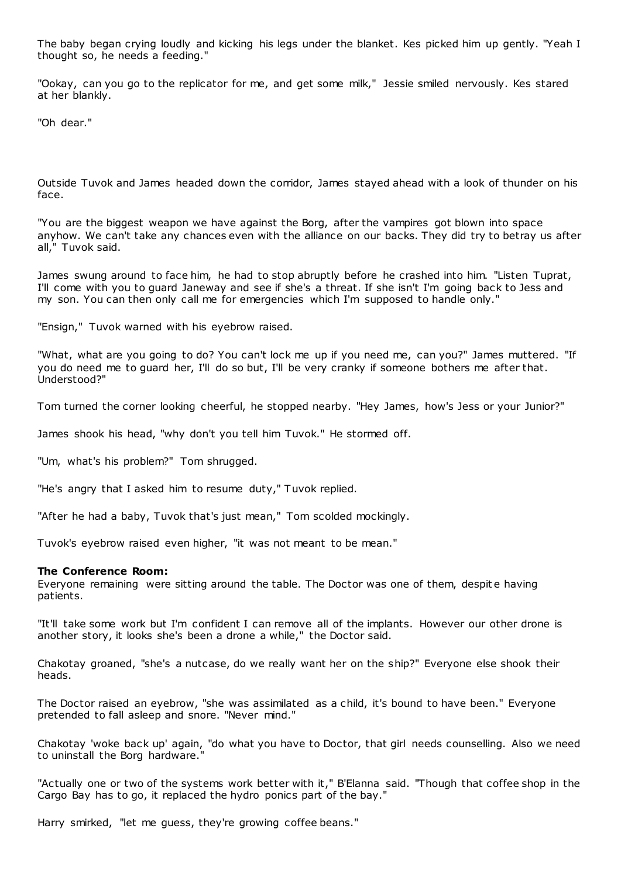The baby began crying loudly and kicking his legs under the blanket. Kes picked him up gently. "Yeah I thought so, he needs a feeding."

"Ookay, can you go to the replicator for me, and get some milk," Jessie smiled nervously. Kes stared at her blankly.

"Oh dear."

Outside Tuvok and James headed down the corridor, James stayed ahead with a look of thunder on his face.

"You are the biggest weapon we have against the Borg, after the vampires got blown into space anyhow. We can't take any chances even with the alliance on our backs. They did try to betray us after all," Tuvok said.

James swung around to face him, he had to stop abruptly before he crashed into him. "Listen Tuprat, I'll come with you to guard Janeway and see if she's a threat. If she isn't I'm going back to Jess and my son. You can then only call me for emergencies which I'm supposed to handle only."

"Ensign," Tuvok warned with his eyebrow raised.

"What, what are you going to do? You can't lock me up if you need me, can you?" James muttered. "If you do need me to guard her, I'll do so but, I'll be very cranky if someone bothers me after that. Understood?"

Tom turned the corner looking cheerful, he stopped nearby. "Hey James, how's Jess or your Junior?"

James shook his head, "why don't you tell him Tuvok." He stormed off.

"Um, what's his problem?" Tom shrugged.

"He's angry that I asked him to resume duty," Tuvok replied.

"After he had a baby, Tuvok that's just mean," Tom scolded mockingly.

Tuvok's eyebrow raised even higher, "it was not meant to be mean."

**The Conference Room:**
Everyone remaining were sitting around the table. The Doctor was one of them, despite having patients.

"It'll take some work but I'm confident I can remove all of the implants. However our other drone is another story, it looks she's been a drone a while," the Doctor said.

Chakotay groaned, "she's a nutcase, do we really want her on the ship?" Everyone else shook their heads.

The Doctor raised an eyebrow, "she was assimilated as a child, it's bound to have been." Everyone pretended to fall asleep and snore. "Never mind."

Chakotay 'woke back up' again, "do what you have to Doctor, that girl needs counselling. Also we need to uninstall the Borg hardware."

"Actually one or two of the systems work better with it," B'Elanna said. "Though that coffee shop in the Cargo Bay has to go, it replaced the hydro ponics part of the bay."

Harry smirked, "let me guess, they're growing coffee beans."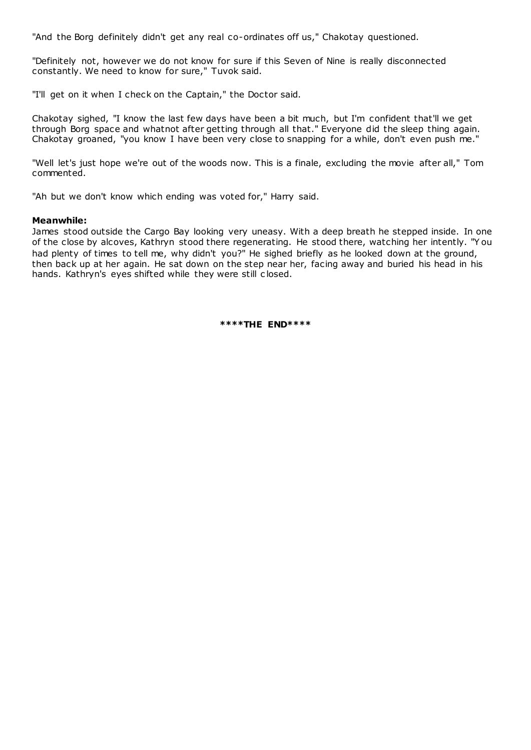"And the Borg definitely didn't get any real co-ordinates off us," Chakotay questioned.

"Definitely not, however we do not know for sure if this Seven of Nine is really disconnected constantly. We need to know for sure," Tuvok said.

"I'll get on it when I check on the Captain," the Doctor said.

Chakotay sighed, "I know the last few days have been a bit much, but I'm confident that'll we get through Borg space and whatnot after getting through all that." Everyone did the sleep thing again. Chakotay groaned, "you know I have been very close to snapping for a while, don't even push me."

"Well let's just hope we're out of the woods now. This is a finale, excluding the movie after all," Tom commented.

"Ah but we don't know which ending was voted for," Harry said.

**Meanwhile:**
James stood outside the Cargo Bay looking very uneasy. With a deep breath he stepped inside. In one of the close by alcoves, Kathryn stood there regenerating. He stood there, watching her intently. "You had plenty of times to tell me, why didn't you?" He sighed briefly as he looked down at the ground, then back up at her again. He sat down on the step near her, facing away and buried his head in his hands. Kathryn's eyes shifted while they were still closed.

**\*\*\*\*THE END\*\*\*\***